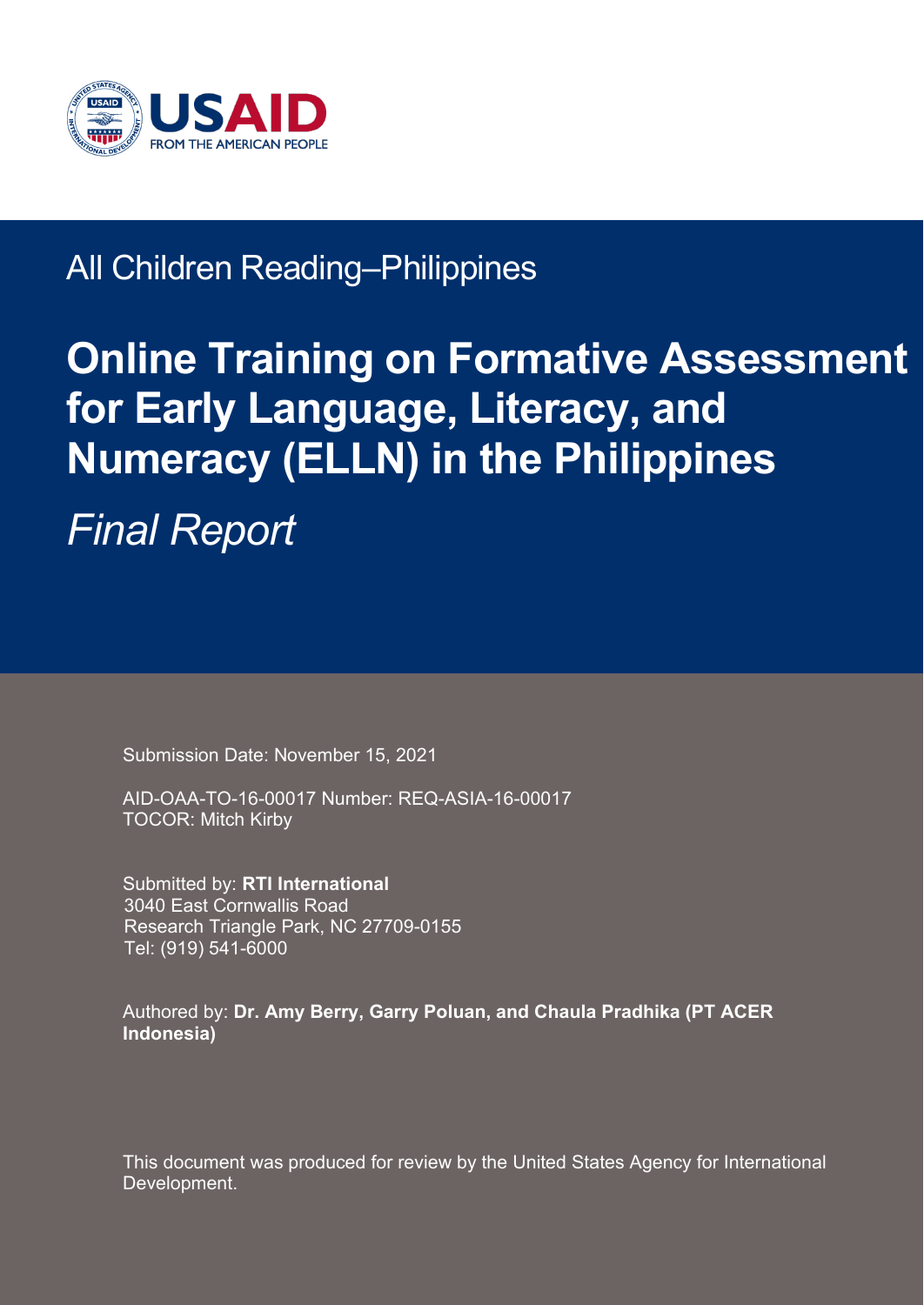USAID
FROM THE AMERICAN PEOPLE

All Children Reading–Philippines

# Online Training on Formative Assessment for Early Language, Literacy, and Numeracy (ELLN) in the Philippines

*Final Report*

Submission Date: November 15, 2021

AID-OAA-TO-16-00017 Number: REQ-ASIA-16-00017
TOCOR: Mitch Kirby

Submitted by: **RTI International**
3040 East Cornwallis Road
Research Triangle Park, NC 27709-0155
Tel: (919) 541-6000

Authored by: **Dr. Amy Berry, Garry Poluan, and Chaula Pradhika (PT ACER Indonesia)**

This document was produced for review by the United States Agency for International Development.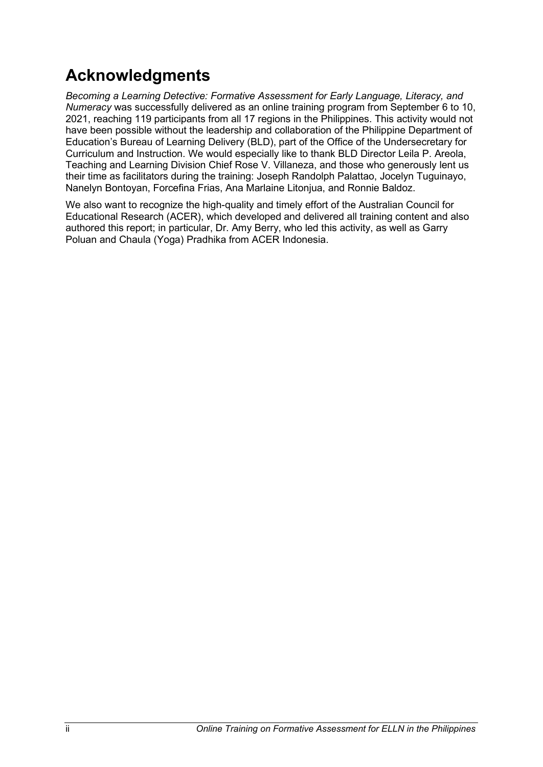# Acknowledgments

*Becoming a Learning Detective: Formative Assessment for Early Language, Literacy, and Numeracy* was successfully delivered as an online training program from September 6 to 10, 2021, reaching 119 participants from all 17 regions in the Philippines. This activity would not have been possible without the leadership and collaboration of the Philippine Department of Education's Bureau of Learning Delivery (BLD), part of the Office of the Undersecretary for Curriculum and Instruction. We would especially like to thank BLD Director Leila P. Areola, Teaching and Learning Division Chief Rose V. Villaneza, and those who generously lent us their time as facilitators during the training: Joseph Randolph Palattao, Jocelyn Tuguinayo, Nanelyn Bontoyan, Forcefina Frias, Ana Marlaine Litonjua, and Ronnie Baldoz.

We also want to recognize the high-quality and timely effort of the Australian Council for Educational Research (ACER), which developed and delivered all training content and also authored this report; in particular, Dr. Amy Berry, who led this activity, as well as Garry Poluan and Chaula (Yoga) Pradhika from ACER Indonesia.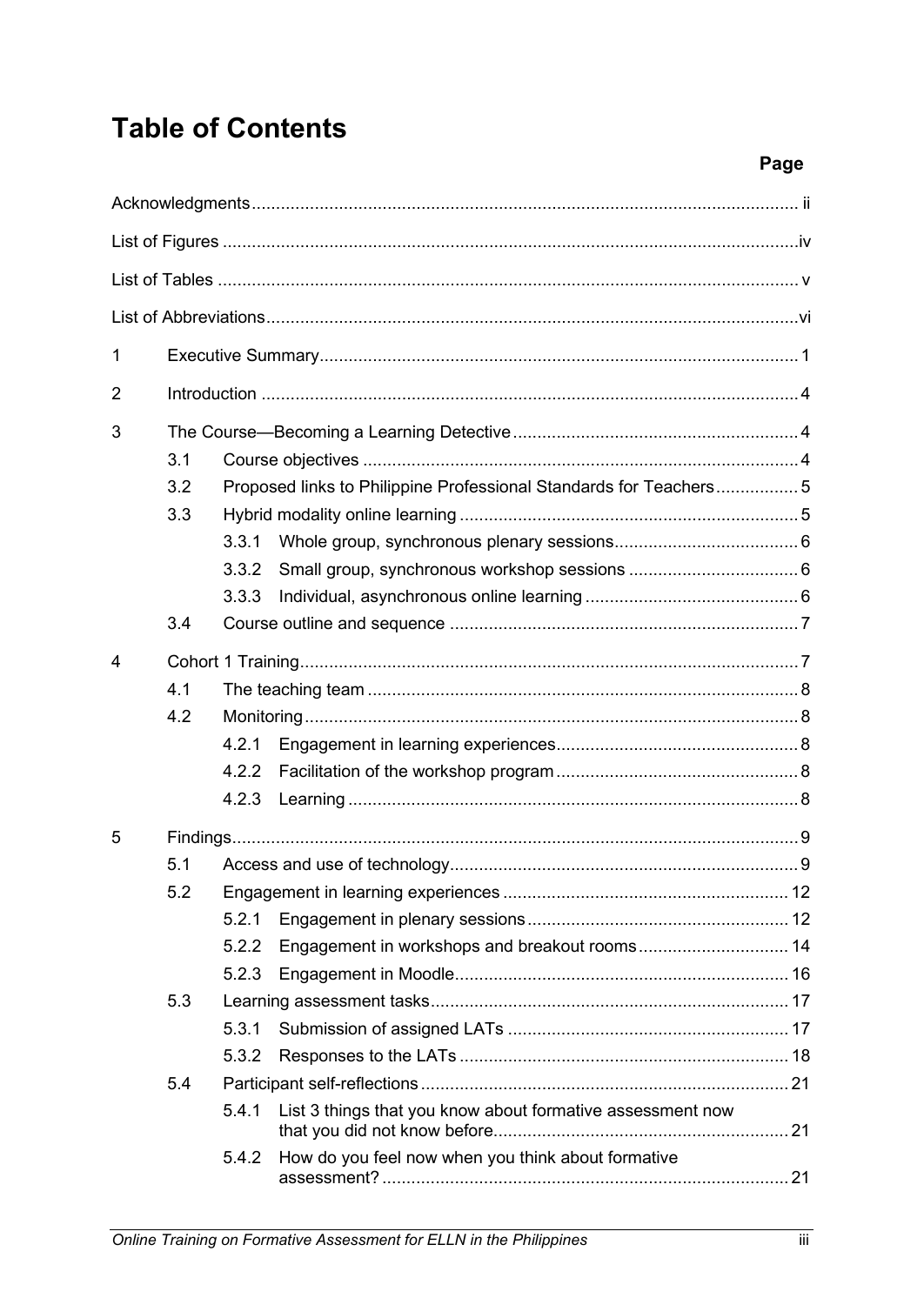# Table of Contents

Page

Acknowledgments ..... ii

List of Figures ..... iv

List of Tables ..... v

List of Abbreviations ..... vi

1 Executive Summary ..... 1

2 Introduction ..... 4

3 The Course—Becoming a Learning Detective ..... 4

- 3.1 Course objectives ..... 4
- 3.2 Proposed links to Philippine Professional Standards for Teachers ..... 5
- 3.3 Hybrid modality online learning ..... 5
  - 3.3.1 Whole group, synchronous plenary sessions ..... 6
  - 3.3.2 Small group, synchronous workshop sessions ..... 6
  - 3.3.3 Individual, asynchronous online learning ..... 6
- 3.4 Course outline and sequence ..... 7

4 Cohort 1 Training ..... 7

- 4.1 The teaching team ..... 8
- 4.2 Monitoring ..... 8
  - 4.2.1 Engagement in learning experiences ..... 8
  - 4.2.2 Facilitation of the workshop program ..... 8
  - 4.2.3 Learning ..... 8

5 Findings ..... 9

- 5.1 Access and use of technology ..... 9
- 5.2 Engagement in learning experiences ..... 12
  - 5.2.1 Engagement in plenary sessions ..... 12
  - 5.2.2 Engagement in workshops and breakout rooms ..... 14
  - 5.2.3 Engagement in Moodle ..... 16
- 5.3 Learning assessment tasks ..... 17
  - 5.3.1 Submission of assigned LATs ..... 17
  - 5.3.2 Responses to the LATs ..... 18
- 5.4 Participant self-reflections ..... 21
  - 5.4.1 List 3 things that you know about formative assessment now that you did not know before ..... 21
  - 5.4.2 How do you feel now when you think about formative assessment? ..... 21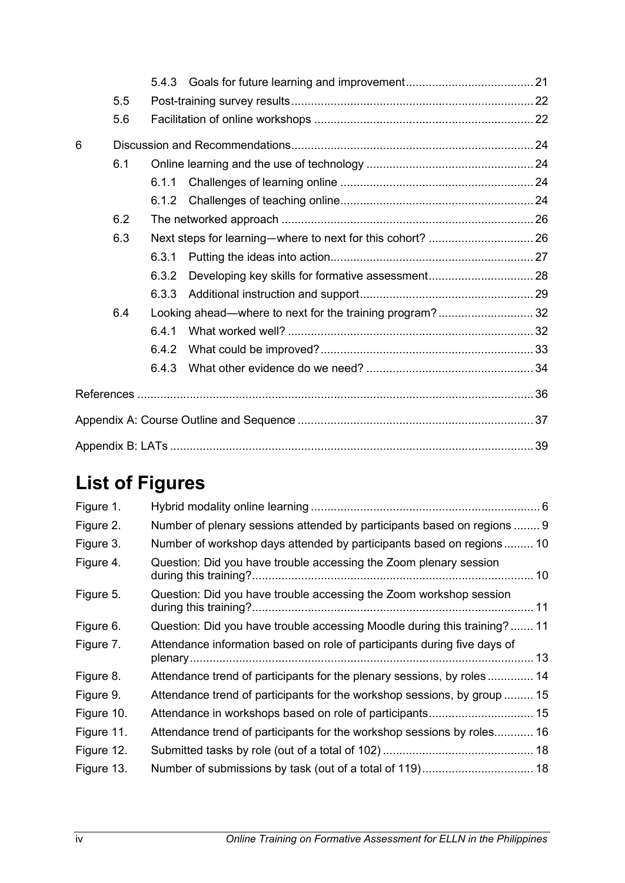| | | | |
|---|---|---|---|
| | | 5.4.3 Goals for future learning and improvement | 21 |
| | 5.5 | Post-training survey results | 22 |
| | 5.6 | Facilitation of online workshops | 22 |
| 6 | | Discussion and Recommendations | 24 |
| | 6.1 | Online learning and the use of technology | 24 |
| | | 6.1.1 Challenges of learning online | 24 |
| | | 6.1.2 Challenges of teaching online | 24 |
| | 6.2 | The networked approach | 26 |
| | 6.3 | Next steps for learning—where to next for this cohort? | 26 |
| | | 6.3.1 Putting the ideas into action | 27 |
| | | 6.3.2 Developing key skills for formative assessment | 28 |
| | | 6.3.3 Additional instruction and support | 29 |
| | 6.4 | Looking ahead—where to next for the training program? | 32 |
| | | 6.4.1 What worked well? | 32 |
| | | 6.4.2 What could be improved? | 33 |
| | | 6.4.3 What other evidence do we need? | 34 |

References ... 36

Appendix A: Course Outline and Sequence ... 37

Appendix B: LATs ... 39

# List of Figures

| | | |
|---|---|---|
| Figure 1. | Hybrid modality online learning | 6 |
| Figure 2. | Number of plenary sessions attended by participants based on regions | 9 |
| Figure 3. | Number of workshop days attended by participants based on regions | 10 |
| Figure 4. | Question: Did you have trouble accessing the Zoom plenary session during this training? | 10 |
| Figure 5. | Question: Did you have trouble accessing the Zoom workshop session during this training? | 11 |
| Figure 6. | Question: Did you have trouble accessing Moodle during this training? | 11 |
| Figure 7. | Attendance information based on role of participants during five days of plenary | 13 |
| Figure 8. | Attendance trend of participants for the plenary sessions, by roles | 14 |
| Figure 9. | Attendance trend of participants for the workshop sessions, by group | 15 |
| Figure 10. | Attendance in workshops based on role of participants | 15 |
| Figure 11. | Attendance trend of participants for the workshop sessions by roles | 16 |
| Figure 12. | Submitted tasks by role (out of a total of 102) | 18 |
| Figure 13. | Number of submissions by task (out of a total of 119) | 18 |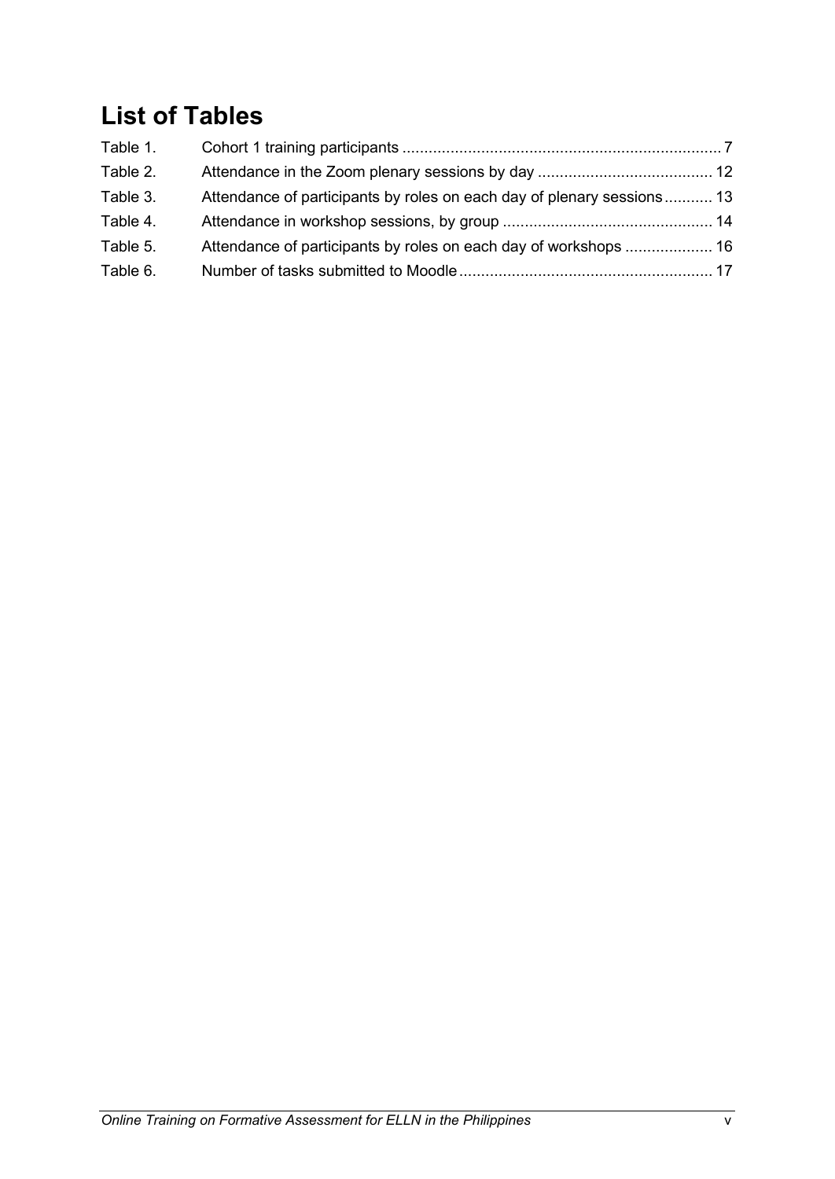# List of Tables

Table 1. Cohort 1 training participants ........................................................................ 7

Table 2. Attendance in the Zoom plenary sessions by day ........................................ 12

Table 3. Attendance of participants by roles on each day of plenary sessions ........... 13

Table 4. Attendance in workshop sessions, by group ................................................ 14

Table 5. Attendance of participants by roles on each day of workshops .................... 16

Table 6. Number of tasks submitted to Moodle .......................................................... 17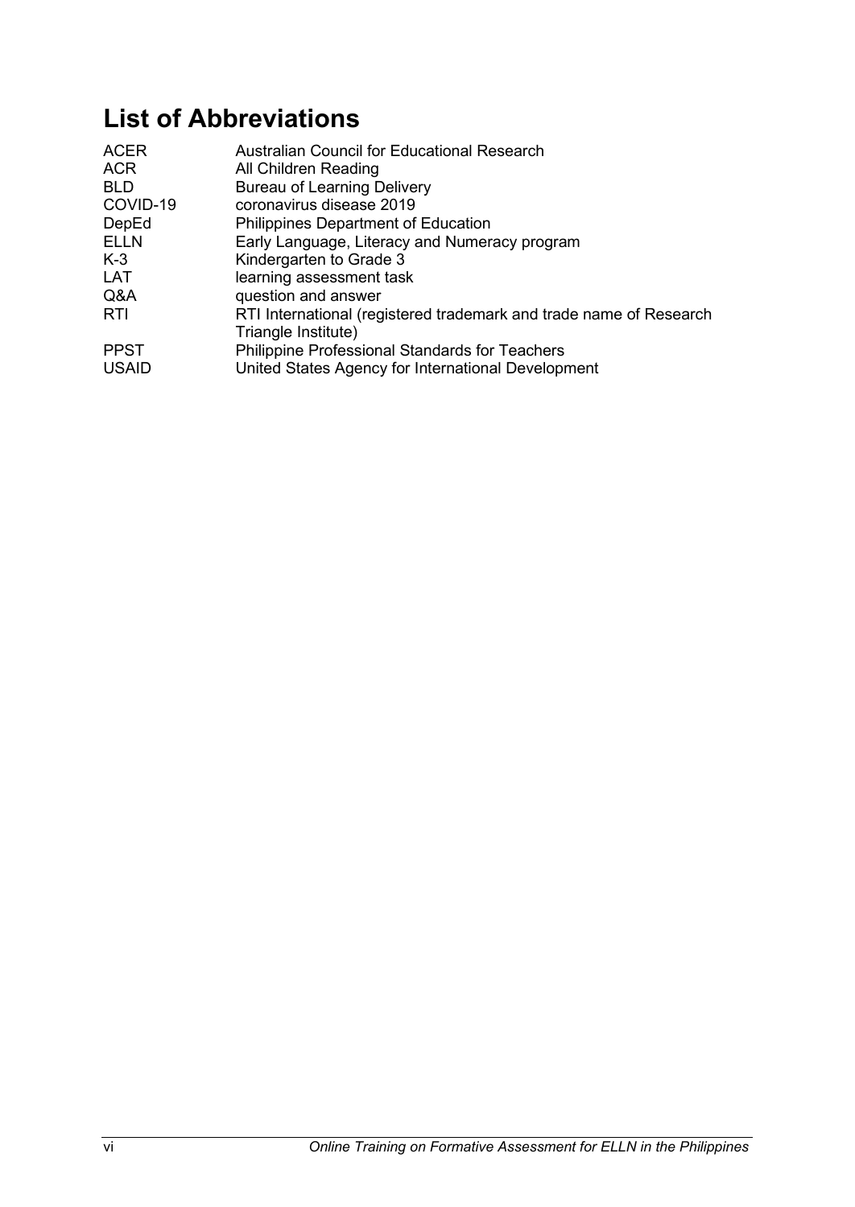# List of Abbreviations

| | |
|---|---|
| ACER | Australian Council for Educational Research |
| ACR | All Children Reading |
| BLD | Bureau of Learning Delivery |
| COVID-19 | coronavirus disease 2019 |
| DepEd | Philippines Department of Education |
| ELLN | Early Language, Literacy and Numeracy program |
| K-3 | Kindergarten to Grade 3 |
| LAT | learning assessment task |
| Q&A | question and answer |
| RTI | RTI International (registered trademark and trade name of Research Triangle Institute) |
| PPST | Philippine Professional Standards for Teachers |
| USAID | United States Agency for International Development |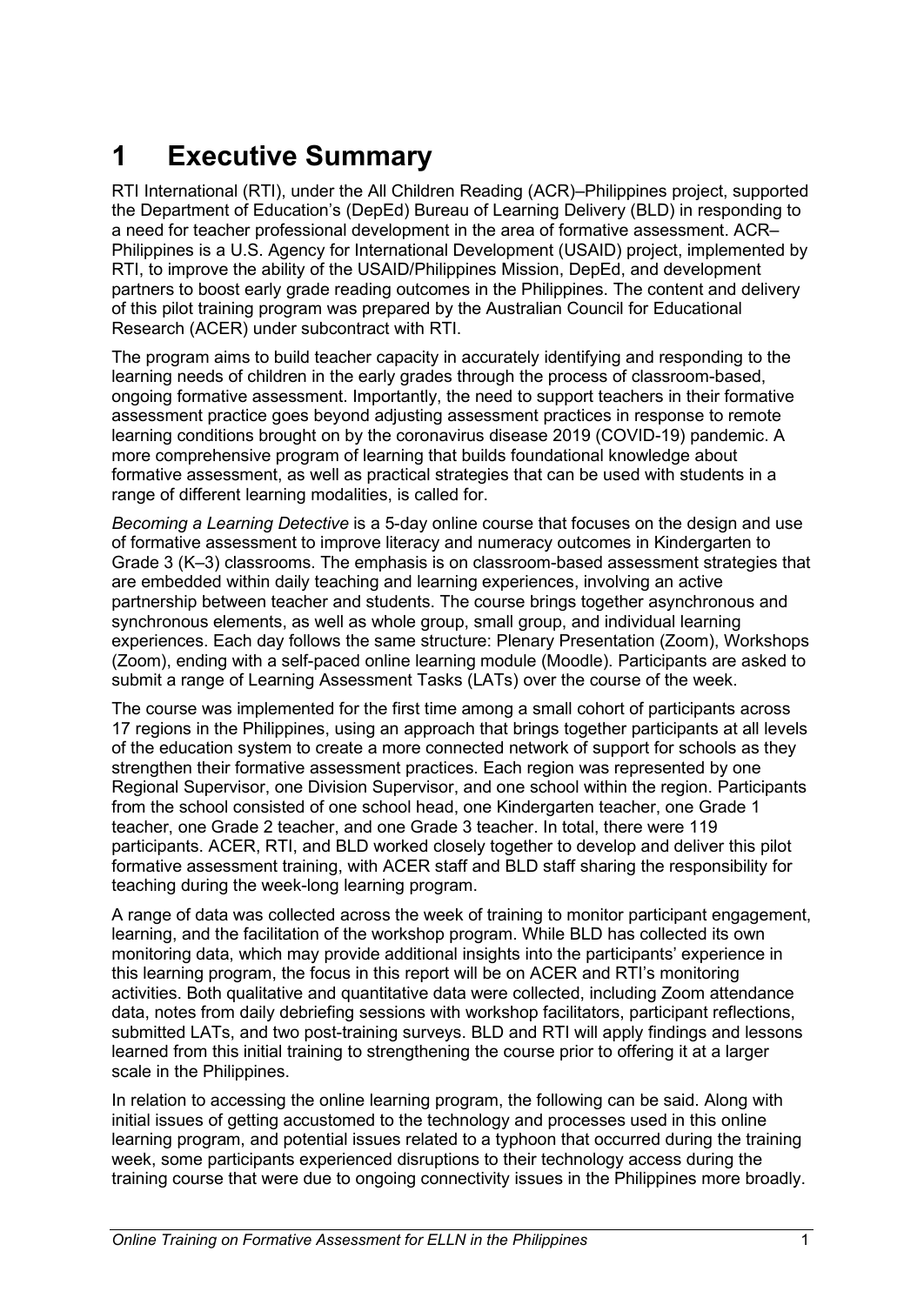# 1 Executive Summary

RTI International (RTI), under the All Children Reading (ACR)–Philippines project, supported the Department of Education's (DepEd) Bureau of Learning Delivery (BLD) in responding to a need for teacher professional development in the area of formative assessment. ACR–Philippines is a U.S. Agency for International Development (USAID) project, implemented by RTI, to improve the ability of the USAID/Philippines Mission, DepEd, and development partners to boost early grade reading outcomes in the Philippines. The content and delivery of this pilot training program was prepared by the Australian Council for Educational Research (ACER) under subcontract with RTI.

The program aims to build teacher capacity in accurately identifying and responding to the learning needs of children in the early grades through the process of classroom-based, ongoing formative assessment. Importantly, the need to support teachers in their formative assessment practice goes beyond adjusting assessment practices in response to remote learning conditions brought on by the coronavirus disease 2019 (COVID-19) pandemic. A more comprehensive program of learning that builds foundational knowledge about formative assessment, as well as practical strategies that can be used with students in a range of different learning modalities, is called for.

*Becoming a Learning Detective* is a 5-day online course that focuses on the design and use of formative assessment to improve literacy and numeracy outcomes in Kindergarten to Grade 3 (K–3) classrooms. The emphasis is on classroom-based assessment strategies that are embedded within daily teaching and learning experiences, involving an active partnership between teacher and students. The course brings together asynchronous and synchronous elements, as well as whole group, small group, and individual learning experiences. Each day follows the same structure: Plenary Presentation (Zoom), Workshops (Zoom), ending with a self-paced online learning module (Moodle). Participants are asked to submit a range of Learning Assessment Tasks (LATs) over the course of the week.

The course was implemented for the first time among a small cohort of participants across 17 regions in the Philippines, using an approach that brings together participants at all levels of the education system to create a more connected network of support for schools as they strengthen their formative assessment practices. Each region was represented by one Regional Supervisor, one Division Supervisor, and one school within the region. Participants from the school consisted of one school head, one Kindergarten teacher, one Grade 1 teacher, one Grade 2 teacher, and one Grade 3 teacher. In total, there were 119 participants. ACER, RTI, and BLD worked closely together to develop and deliver this pilot formative assessment training, with ACER staff and BLD staff sharing the responsibility for teaching during the week-long learning program.

A range of data was collected across the week of training to monitor participant engagement, learning, and the facilitation of the workshop program. While BLD has collected its own monitoring data, which may provide additional insights into the participants' experience in this learning program, the focus in this report will be on ACER and RTI's monitoring activities. Both qualitative and quantitative data were collected, including Zoom attendance data, notes from daily debriefing sessions with workshop facilitators, participant reflections, submitted LATs, and two post-training surveys. BLD and RTI will apply findings and lessons learned from this initial training to strengthening the course prior to offering it at a larger scale in the Philippines.

In relation to accessing the online learning program, the following can be said. Along with initial issues of getting accustomed to the technology and processes used in this online learning program, and potential issues related to a typhoon that occurred during the training week, some participants experienced disruptions to their technology access during the training course that were due to ongoing connectivity issues in the Philippines more broadly.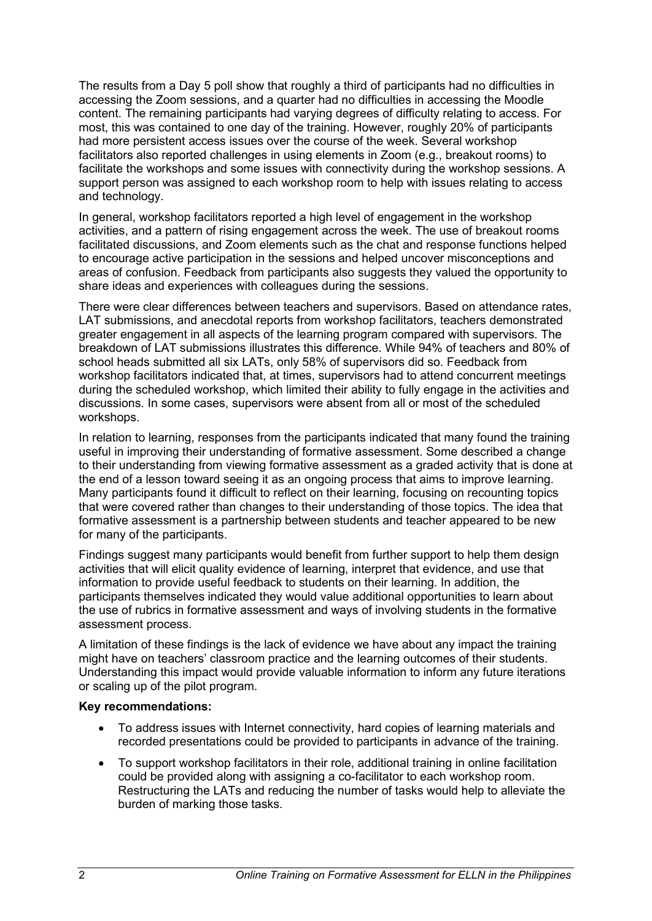The results from a Day 5 poll show that roughly a third of participants had no difficulties in accessing the Zoom sessions, and a quarter had no difficulties in accessing the Moodle content. The remaining participants had varying degrees of difficulty relating to access. For most, this was contained to one day of the training. However, roughly 20% of participants had more persistent access issues over the course of the week. Several workshop facilitators also reported challenges in using elements in Zoom (e.g., breakout rooms) to facilitate the workshops and some issues with connectivity during the workshop sessions. A support person was assigned to each workshop room to help with issues relating to access and technology.

In general, workshop facilitators reported a high level of engagement in the workshop activities, and a pattern of rising engagement across the week. The use of breakout rooms facilitated discussions, and Zoom elements such as the chat and response functions helped to encourage active participation in the sessions and helped uncover misconceptions and areas of confusion. Feedback from participants also suggests they valued the opportunity to share ideas and experiences with colleagues during the sessions.

There were clear differences between teachers and supervisors. Based on attendance rates, LAT submissions, and anecdotal reports from workshop facilitators, teachers demonstrated greater engagement in all aspects of the learning program compared with supervisors. The breakdown of LAT submissions illustrates this difference. While 94% of teachers and 80% of school heads submitted all six LATs, only 58% of supervisors did so. Feedback from workshop facilitators indicated that, at times, supervisors had to attend concurrent meetings during the scheduled workshop, which limited their ability to fully engage in the activities and discussions. In some cases, supervisors were absent from all or most of the scheduled workshops.

In relation to learning, responses from the participants indicated that many found the training useful in improving their understanding of formative assessment. Some described a change to their understanding from viewing formative assessment as a graded activity that is done at the end of a lesson toward seeing it as an ongoing process that aims to improve learning. Many participants found it difficult to reflect on their learning, focusing on recounting topics that were covered rather than changes to their understanding of those topics. The idea that formative assessment is a partnership between students and teacher appeared to be new for many of the participants.

Findings suggest many participants would benefit from further support to help them design activities that will elicit quality evidence of learning, interpret that evidence, and use that information to provide useful feedback to students on their learning. In addition, the participants themselves indicated they would value additional opportunities to learn about the use of rubrics in formative assessment and ways of involving students in the formative assessment process.

A limitation of these findings is the lack of evidence we have about any impact the training might have on teachers' classroom practice and the learning outcomes of their students. Understanding this impact would provide valuable information to inform any future iterations or scaling up of the pilot program.

**Key recommendations:**

- To address issues with Internet connectivity, hard copies of learning materials and recorded presentations could be provided to participants in advance of the training.
- To support workshop facilitators in their role, additional training in online facilitation could be provided along with assigning a co-facilitator to each workshop room. Restructuring the LATs and reducing the number of tasks would help to alleviate the burden of marking those tasks.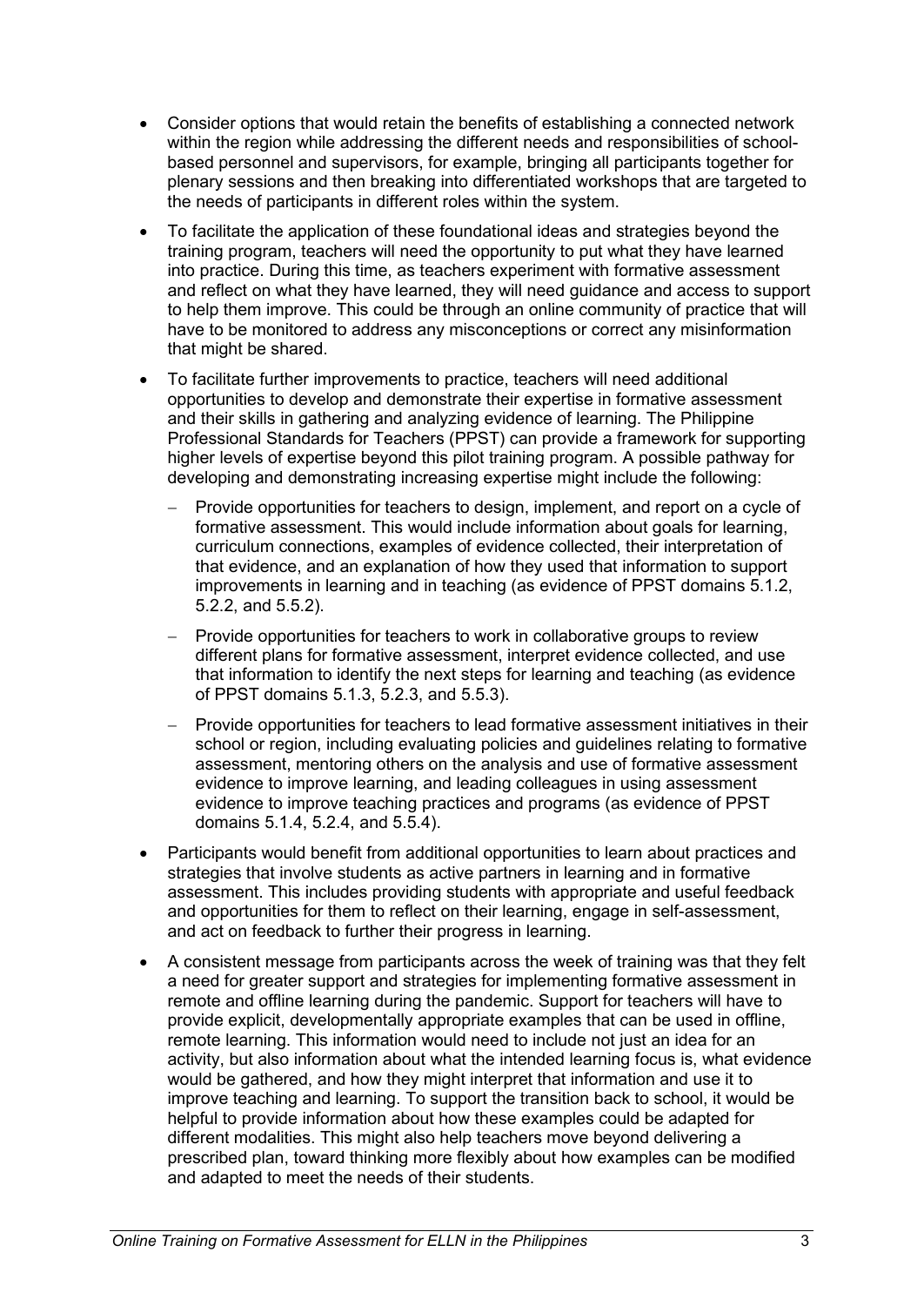- Consider options that would retain the benefits of establishing a connected network within the region while addressing the different needs and responsibilities of school-based personnel and supervisors, for example, bringing all participants together for plenary sessions and then breaking into differentiated workshops that are targeted to the needs of participants in different roles within the system.
- To facilitate the application of these foundational ideas and strategies beyond the training program, teachers will need the opportunity to put what they have learned into practice. During this time, as teachers experiment with formative assessment and reflect on what they have learned, they will need guidance and access to support to help them improve. This could be through an online community of practice that will have to be monitored to address any misconceptions or correct any misinformation that might be shared.
- To facilitate further improvements to practice, teachers will need additional opportunities to develop and demonstrate their expertise in formative assessment and their skills in gathering and analyzing evidence of learning. The Philippine Professional Standards for Teachers (PPST) can provide a framework for supporting higher levels of expertise beyond this pilot training program. A possible pathway for developing and demonstrating increasing expertise might include the following:
  - Provide opportunities for teachers to design, implement, and report on a cycle of formative assessment. This would include information about goals for learning, curriculum connections, examples of evidence collected, their interpretation of that evidence, and an explanation of how they used that information to support improvements in learning and in teaching (as evidence of PPST domains 5.1.2, 5.2.2, and 5.5.2).
  - Provide opportunities for teachers to work in collaborative groups to review different plans for formative assessment, interpret evidence collected, and use that information to identify the next steps for learning and teaching (as evidence of PPST domains 5.1.3, 5.2.3, and 5.5.3).
  - Provide opportunities for teachers to lead formative assessment initiatives in their school or region, including evaluating policies and guidelines relating to formative assessment, mentoring others on the analysis and use of formative assessment evidence to improve learning, and leading colleagues in using assessment evidence to improve teaching practices and programs (as evidence of PPST domains 5.1.4, 5.2.4, and 5.5.4).
- Participants would benefit from additional opportunities to learn about practices and strategies that involve students as active partners in learning and in formative assessment. This includes providing students with appropriate and useful feedback and opportunities for them to reflect on their learning, engage in self-assessment, and act on feedback to further their progress in learning.
- A consistent message from participants across the week of training was that they felt a need for greater support and strategies for implementing formative assessment in remote and offline learning during the pandemic. Support for teachers will have to provide explicit, developmentally appropriate examples that can be used in offline, remote learning. This information would need to include not just an idea for an activity, but also information about what the intended learning focus is, what evidence would be gathered, and how they might interpret that information and use it to improve teaching and learning. To support the transition back to school, it would be helpful to provide information about how these examples could be adapted for different modalities. This might also help teachers move beyond delivering a prescribed plan, toward thinking more flexibly about how examples can be modified and adapted to meet the needs of their students.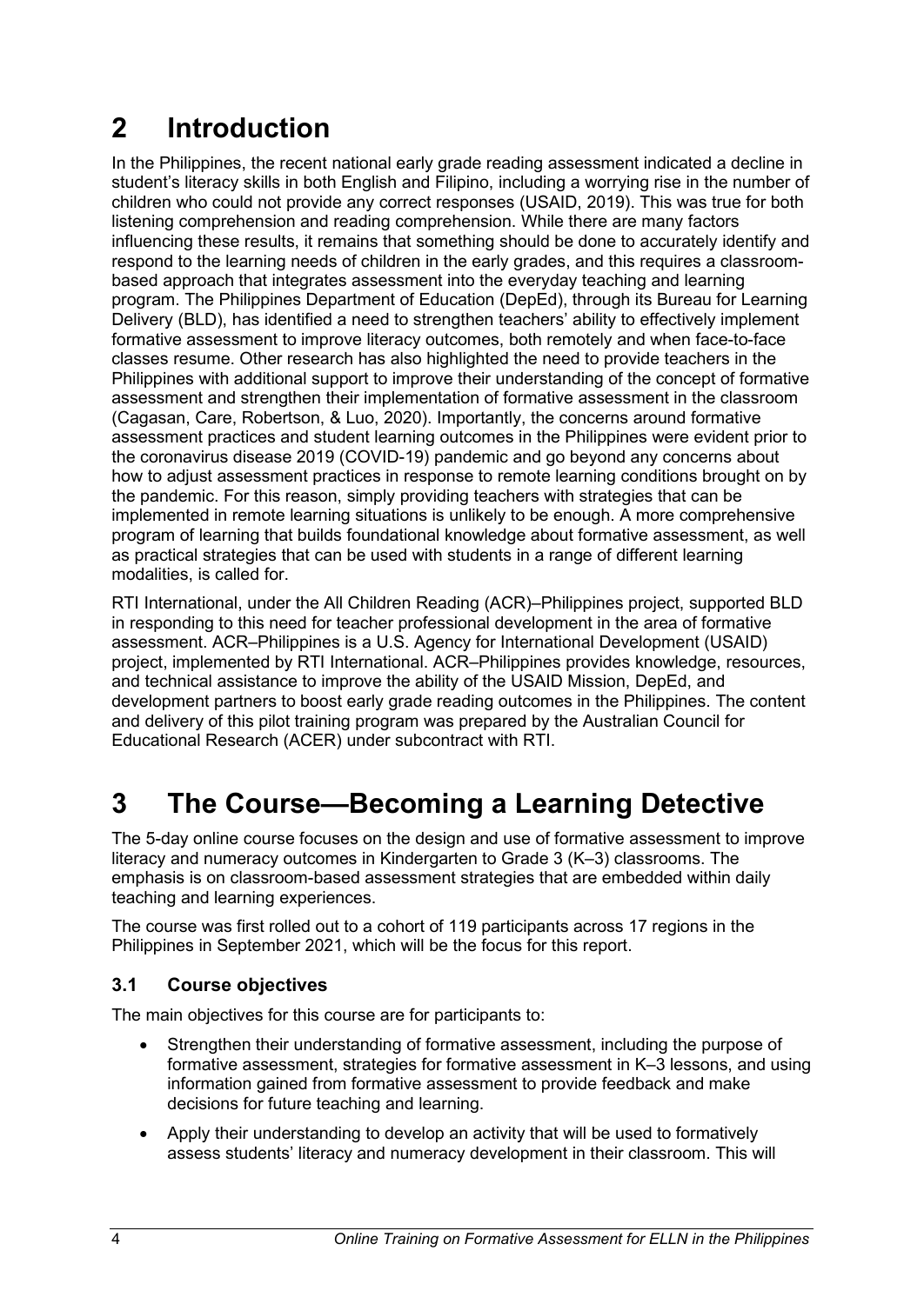# 2 Introduction

In the Philippines, the recent national early grade reading assessment indicated a decline in student's literacy skills in both English and Filipino, including a worrying rise in the number of children who could not provide any correct responses (USAID, 2019). This was true for both listening comprehension and reading comprehension. While there are many factors influencing these results, it remains that something should be done to accurately identify and respond to the learning needs of children in the early grades, and this requires a classroom-based approach that integrates assessment into the everyday teaching and learning program. The Philippines Department of Education (DepEd), through its Bureau for Learning Delivery (BLD), has identified a need to strengthen teachers' ability to effectively implement formative assessment to improve literacy outcomes, both remotely and when face-to-face classes resume. Other research has also highlighted the need to provide teachers in the Philippines with additional support to improve their understanding of the concept of formative assessment and strengthen their implementation of formative assessment in the classroom (Cagasan, Care, Robertson, & Luo, 2020). Importantly, the concerns around formative assessment practices and student learning outcomes in the Philippines were evident prior to the coronavirus disease 2019 (COVID-19) pandemic and go beyond any concerns about how to adjust assessment practices in response to remote learning conditions brought on by the pandemic. For this reason, simply providing teachers with strategies that can be implemented in remote learning situations is unlikely to be enough. A more comprehensive program of learning that builds foundational knowledge about formative assessment, as well as practical strategies that can be used with students in a range of different learning modalities, is called for.

RTI International, under the All Children Reading (ACR)–Philippines project, supported BLD in responding to this need for teacher professional development in the area of formative assessment. ACR–Philippines is a U.S. Agency for International Development (USAID) project, implemented by RTI International. ACR–Philippines provides knowledge, resources, and technical assistance to improve the ability of the USAID Mission, DepEd, and development partners to boost early grade reading outcomes in the Philippines. The content and delivery of this pilot training program was prepared by the Australian Council for Educational Research (ACER) under subcontract with RTI.

# 3 The Course—Becoming a Learning Detective

The 5-day online course focuses on the design and use of formative assessment to improve literacy and numeracy outcomes in Kindergarten to Grade 3 (K–3) classrooms. The emphasis is on classroom-based assessment strategies that are embedded within daily teaching and learning experiences.

The course was first rolled out to a cohort of 119 participants across 17 regions in the Philippines in September 2021, which will be the focus for this report.

## 3.1 Course objectives

The main objectives for this course are for participants to:

- Strengthen their understanding of formative assessment, including the purpose of formative assessment, strategies for formative assessment in K–3 lessons, and using information gained from formative assessment to provide feedback and make decisions for future teaching and learning.
- Apply their understanding to develop an activity that will be used to formatively assess students' literacy and numeracy development in their classroom. This will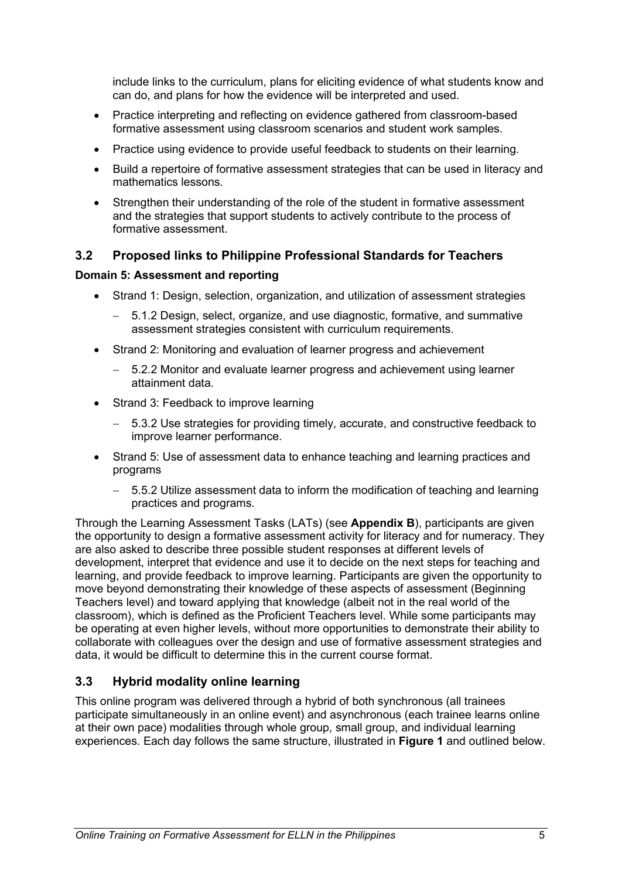include links to the curriculum, plans for eliciting evidence of what students know and can do, and plans for how the evidence will be interpreted and used.

- Practice interpreting and reflecting on evidence gathered from classroom-based formative assessment using classroom scenarios and student work samples.
- Practice using evidence to provide useful feedback to students on their learning.
- Build a repertoire of formative assessment strategies that can be used in literacy and mathematics lessons.
- Strengthen their understanding of the role of the student in formative assessment and the strategies that support students to actively contribute to the process of formative assessment.

### 3.2 Proposed links to Philippine Professional Standards for Teachers

**Domain 5: Assessment and reporting**

- Strand 1: Design, selection, organization, and utilization of assessment strategies
  - 5.1.2 Design, select, organize, and use diagnostic, formative, and summative assessment strategies consistent with curriculum requirements.
- Strand 2: Monitoring and evaluation of learner progress and achievement
  - 5.2.2 Monitor and evaluate learner progress and achievement using learner attainment data.
- Strand 3: Feedback to improve learning
  - 5.3.2 Use strategies for providing timely, accurate, and constructive feedback to improve learner performance.
- Strand 5: Use of assessment data to enhance teaching and learning practices and programs
  - 5.5.2 Utilize assessment data to inform the modification of teaching and learning practices and programs.

Through the Learning Assessment Tasks (LATs) (see **Appendix B**), participants are given the opportunity to design a formative assessment activity for literacy and for numeracy. They are also asked to describe three possible student responses at different levels of development, interpret that evidence and use it to decide on the next steps for teaching and learning, and provide feedback to improve learning. Participants are given the opportunity to move beyond demonstrating their knowledge of these aspects of assessment (Beginning Teachers level) and toward applying that knowledge (albeit not in the real world of the classroom), which is defined as the Proficient Teachers level. While some participants may be operating at even higher levels, without more opportunities to demonstrate their ability to collaborate with colleagues over the design and use of formative assessment strategies and data, it would be difficult to determine this in the current course format.

### 3.3 Hybrid modality online learning

This online program was delivered through a hybrid of both synchronous (all trainees participate simultaneously in an online event) and asynchronous (each trainee learns online at their own pace) modalities through whole group, small group, and individual learning experiences. Each day follows the same structure, illustrated in **Figure 1** and outlined below.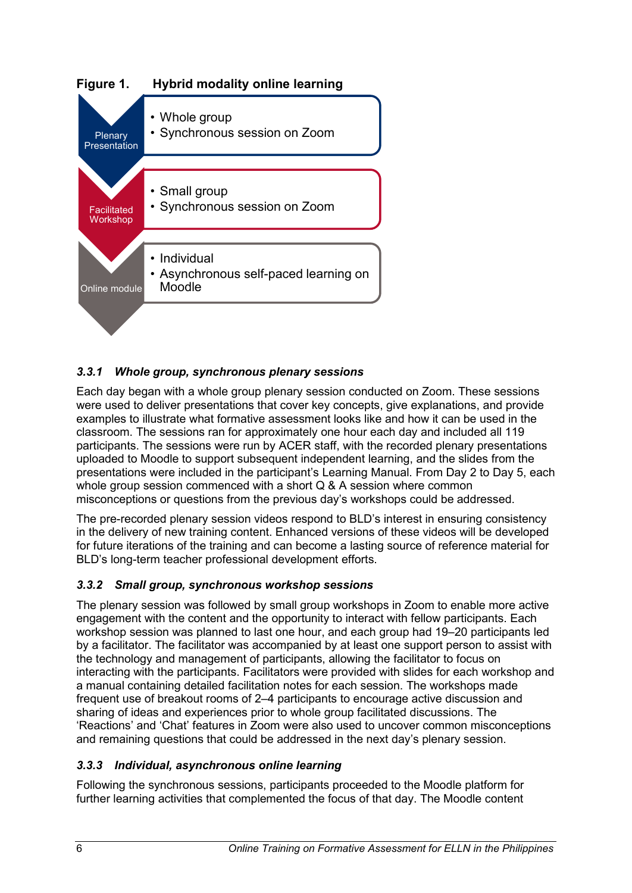**Figure 1. Hybrid modality online learning**

| | |
|---|---|
| Plenary Presentation | • Whole group<br>• Synchronous session on Zoom |
| Facilitated Workshop | • Small group<br>• Synchronous session on Zoom |
| Online module | • Individual<br>• Asynchronous self-paced learning on Moodle |

### *3.3.1 Whole group, synchronous plenary sessions*

Each day began with a whole group plenary session conducted on Zoom. These sessions were used to deliver presentations that cover key concepts, give explanations, and provide examples to illustrate what formative assessment looks like and how it can be used in the classroom. The sessions ran for approximately one hour each day and included all 119 participants. The sessions were run by ACER staff, with the recorded plenary presentations uploaded to Moodle to support subsequent independent learning, and the slides from the presentations were included in the participant's Learning Manual. From Day 2 to Day 5, each whole group session commenced with a short Q & A session where common misconceptions or questions from the previous day's workshops could be addressed.

The pre-recorded plenary session videos respond to BLD's interest in ensuring consistency in the delivery of new training content. Enhanced versions of these videos will be developed for future iterations of the training and can become a lasting source of reference material for BLD's long-term teacher professional development efforts.

### *3.3.2 Small group, synchronous workshop sessions*

The plenary session was followed by small group workshops in Zoom to enable more active engagement with the content and the opportunity to interact with fellow participants. Each workshop session was planned to last one hour, and each group had 19–20 participants led by a facilitator. The facilitator was accompanied by at least one support person to assist with the technology and management of participants, allowing the facilitator to focus on interacting with the participants. Facilitators were provided with slides for each workshop and a manual containing detailed facilitation notes for each session. The workshops made frequent use of breakout rooms of 2–4 participants to encourage active discussion and sharing of ideas and experiences prior to whole group facilitated discussions. The 'Reactions' and 'Chat' features in Zoom were also used to uncover common misconceptions and remaining questions that could be addressed in the next day's plenary session.

### *3.3.3 Individual, asynchronous online learning*

Following the synchronous sessions, participants proceeded to the Moodle platform for further learning activities that complemented the focus of that day. The Moodle content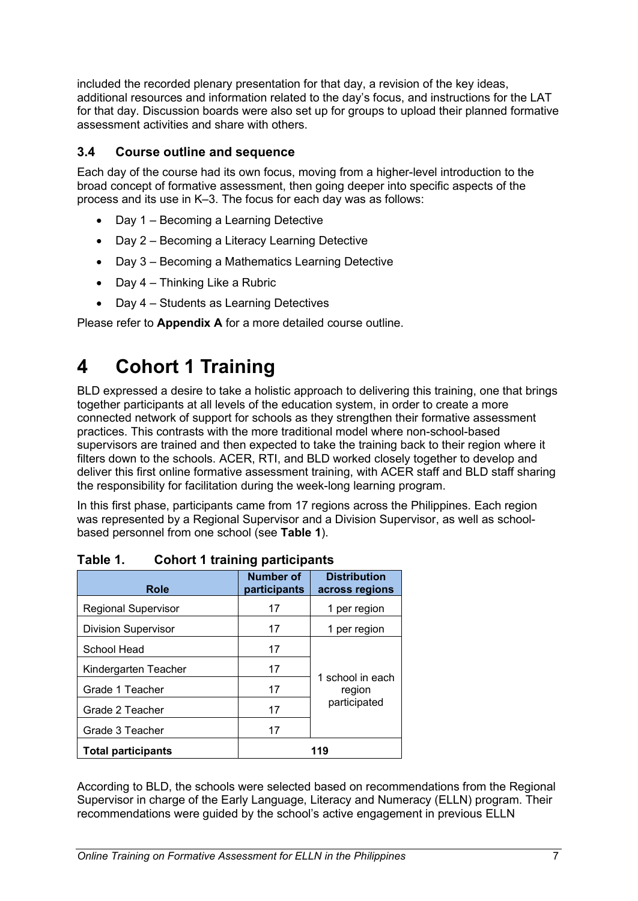included the recorded plenary presentation for that day, a revision of the key ideas, additional resources and information related to the day's focus, and instructions for the LAT for that day. Discussion boards were also set up for groups to upload their planned formative assessment activities and share with others.

### 3.4 Course outline and sequence

Each day of the course had its own focus, moving from a higher-level introduction to the broad concept of formative assessment, then going deeper into specific aspects of the process and its use in K–3. The focus for each day was as follows:

- Day 1 – Becoming a Learning Detective
- Day 2 – Becoming a Literacy Learning Detective
- Day 3 – Becoming a Mathematics Learning Detective
- Day 4 – Thinking Like a Rubric
- Day 4 – Students as Learning Detectives

Please refer to **Appendix A** for a more detailed course outline.

# 4 Cohort 1 Training

BLD expressed a desire to take a holistic approach to delivering this training, one that brings together participants at all levels of the education system, in order to create a more connected network of support for schools as they strengthen their formative assessment practices. This contrasts with the more traditional model where non-school-based supervisors are trained and then expected to take the training back to their region where it filters down to the schools. ACER, RTI, and BLD worked closely together to develop and deliver this first online formative assessment training, with ACER staff and BLD staff sharing the responsibility for facilitation during the week-long learning program.

In this first phase, participants came from 17 regions across the Philippines. Each region was represented by a Regional Supervisor and a Division Supervisor, as well as school-based personnel from one school (see **Table 1**).

**Table 1. Cohort 1 training participants**

| Role | Number of participants | Distribution across regions |
|---|---|---|
| Regional Supervisor | 17 | 1 per region |
| Division Supervisor | 17 | 1 per region |
| School Head | 17 | 1 school in each region participated |
| Kindergarten Teacher | 17 | |
| Grade 1 Teacher | 17 | |
| Grade 2 Teacher | 17 | |
| Grade 3 Teacher | 17 | |
| **Total participants** | **119** | |

According to BLD, the schools were selected based on recommendations from the Regional Supervisor in charge of the Early Language, Literacy and Numeracy (ELLN) program. Their recommendations were guided by the school's active engagement in previous ELLN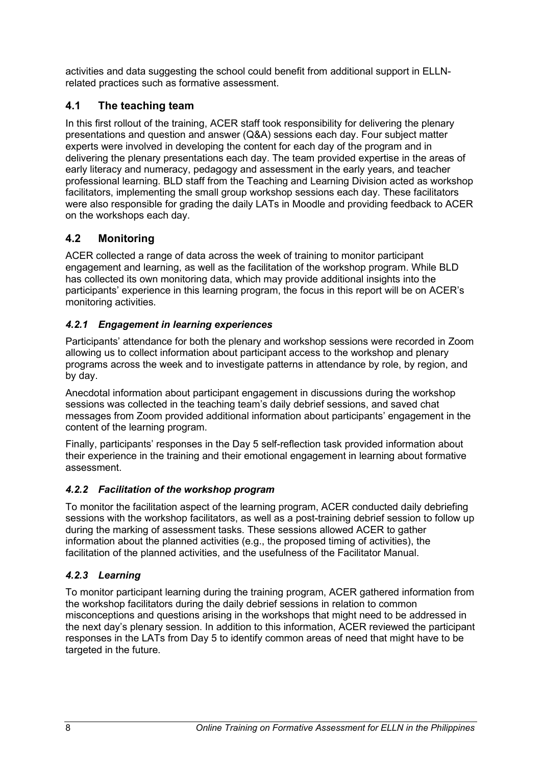activities and data suggesting the school could benefit from additional support in ELLN-related practices such as formative assessment.

## 4.1 The teaching team

In this first rollout of the training, ACER staff took responsibility for delivering the plenary presentations and question and answer (Q&A) sessions each day. Four subject matter experts were involved in developing the content for each day of the program and in delivering the plenary presentations each day. The team provided expertise in the areas of early literacy and numeracy, pedagogy and assessment in the early years, and teacher professional learning. BLD staff from the Teaching and Learning Division acted as workshop facilitators, implementing the small group workshop sessions each day. These facilitators were also responsible for grading the daily LATs in Moodle and providing feedback to ACER on the workshops each day.

## 4.2 Monitoring

ACER collected a range of data across the week of training to monitor participant engagement and learning, as well as the facilitation of the workshop program. While BLD has collected its own monitoring data, which may provide additional insights into the participants' experience in this learning program, the focus in this report will be on ACER's monitoring activities.

### *4.2.1 Engagement in learning experiences*

Participants' attendance for both the plenary and workshop sessions were recorded in Zoom allowing us to collect information about participant access to the workshop and plenary programs across the week and to investigate patterns in attendance by role, by region, and by day.

Anecdotal information about participant engagement in discussions during the workshop sessions was collected in the teaching team's daily debrief sessions, and saved chat messages from Zoom provided additional information about participants' engagement in the content of the learning program.

Finally, participants' responses in the Day 5 self-reflection task provided information about their experience in the training and their emotional engagement in learning about formative assessment.

### *4.2.2 Facilitation of the workshop program*

To monitor the facilitation aspect of the learning program, ACER conducted daily debriefing sessions with the workshop facilitators, as well as a post-training debrief session to follow up during the marking of assessment tasks. These sessions allowed ACER to gather information about the planned activities (e.g., the proposed timing of activities), the facilitation of the planned activities, and the usefulness of the Facilitator Manual.

### *4.2.3 Learning*

To monitor participant learning during the training program, ACER gathered information from the workshop facilitators during the daily debrief sessions in relation to common misconceptions and questions arising in the workshops that might need to be addressed in the next day's plenary session. In addition to this information, ACER reviewed the participant responses in the LATs from Day 5 to identify common areas of need that might have to be targeted in the future.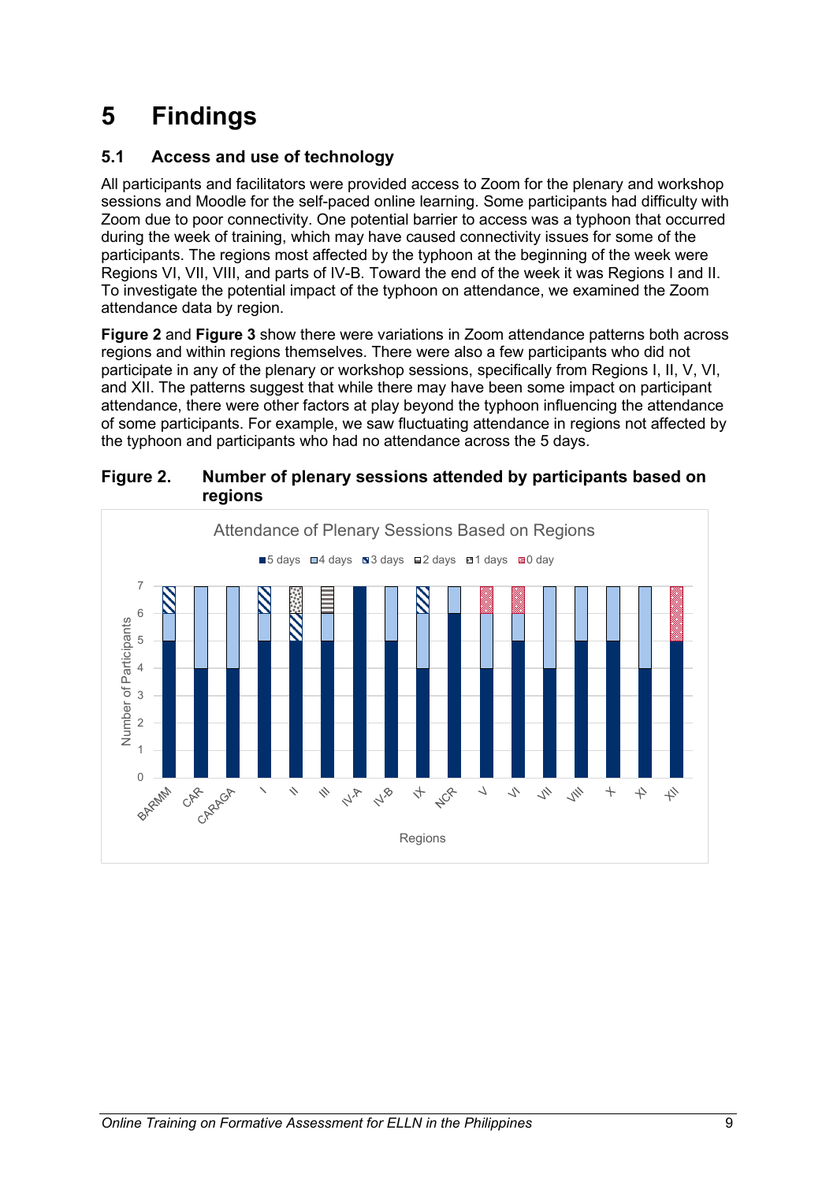# 5 Findings

## 5.1 Access and use of technology

All participants and facilitators were provided access to Zoom for the plenary and workshop sessions and Moodle for the self-paced online learning. Some participants had difficulty with Zoom due to poor connectivity. One potential barrier to access was a typhoon that occurred during the week of training, which may have caused connectivity issues for some of the participants. The regions most affected by the typhoon at the beginning of the week were Regions VI, VII, VIII, and parts of IV-B. Toward the end of the week it was Regions I and II. To investigate the potential impact of the typhoon on attendance, we examined the Zoom attendance data by region.

**Figure 2** and **Figure 3** show there were variations in Zoom attendance patterns both across regions and within regions themselves. There were also a few participants who did not participate in any of the plenary or workshop sessions, specifically from Regions I, II, V, VI, and XII. The patterns suggest that while there may have been some impact on participant attendance, there were other factors at play beyond the typhoon influencing the attendance of some participants. For example, we saw fluctuating attendance in regions not affected by the typhoon and participants who had no attendance across the 5 days.

**Figure 2. Number of plenary sessions attended by participants based on regions**

Attendance of Plenary Sessions Based on Regions

| Region | 5 days | 4 days | 3 days | 2 days | 1 days | 0 day |
|---|---|---|---|---|---|---|
| BARMM | 5 | 1 | 1 | | | |
| CAR | 4 | 3 | | | | |
| CARAGA | 4 | 3 | | | | |
| I | 5 | 1 | 1 | | | |
| II | 5 | | 1 | | 1 | |
| III | 5 | 1 | | 1 | | |
| IV-A | 7 | | | | | |
| IV-B | 5 | 2 | | | | |
| IX | 4 | 2 | 1 | | | |
| NCR | 6 | 1 | | | | |
| V | 4 | 2 | | | | 1 |
| VI | 5 | 1 | | | | 1 |
| VII | 4 | 3 | | | | |
| VIII | 5 | 2 | | | | |
| X | 5 | 2 | | | | |
| XI | 4 | 3 | | | | |
| XII | 5 | | | | | 2 |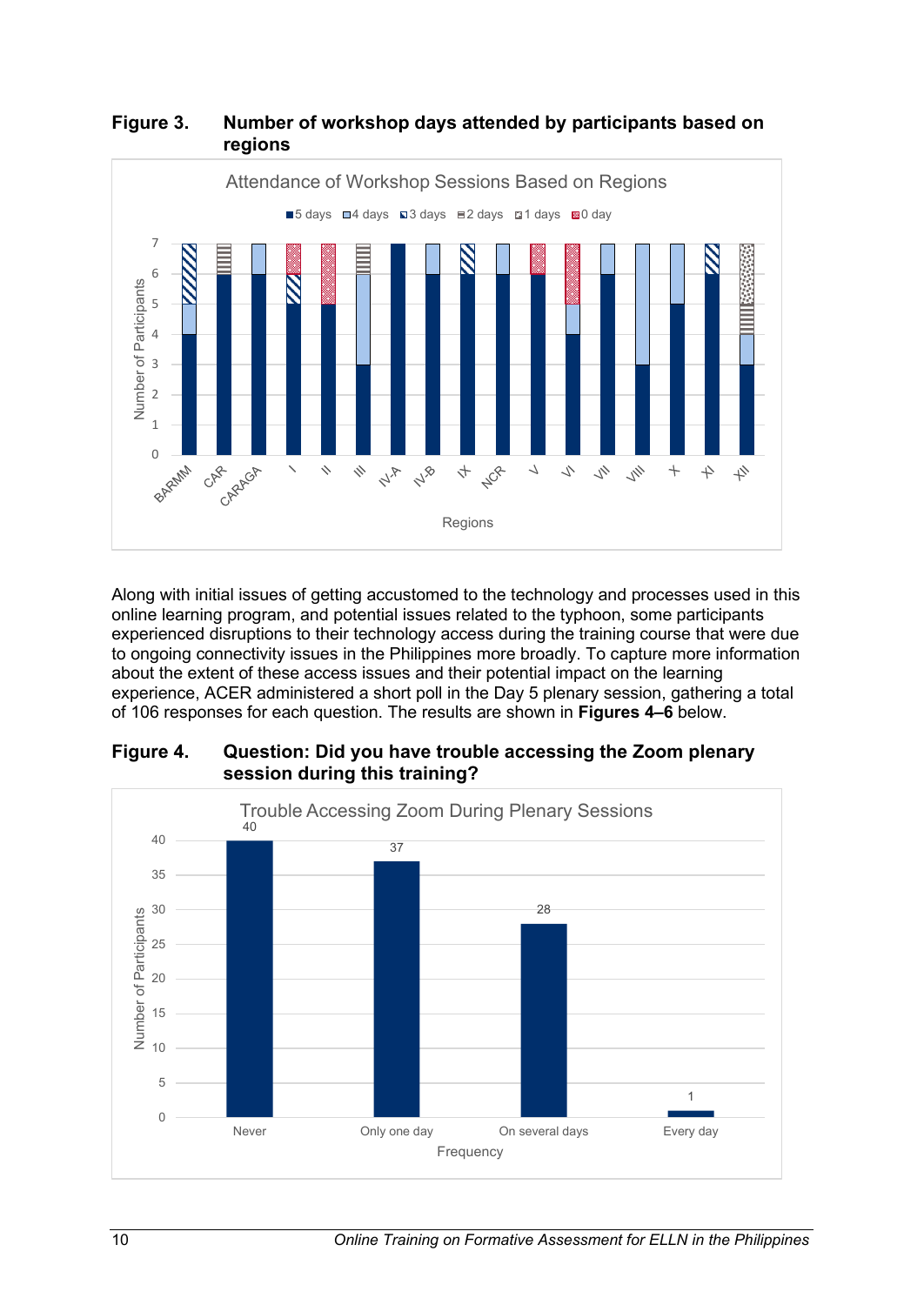**Figure 3. Number of workshop days attended by participants based on regions**

**Figure 4. Question: Did you have trouble accessing the Zoom plenary session during this training?**

Along with initial issues of getting accustomed to the technology and processes used in this online learning program, and potential issues related to the typhoon, some participants experienced disruptions to their technology access during the training course that were due to ongoing connectivity issues in the Philippines more broadly. To capture more information about the extent of these access issues and their potential impact on the learning experience, ACER administered a short poll in the Day 5 plenary session, gathering a total of 106 responses for each question. The results are shown in **Figures 4–6** below.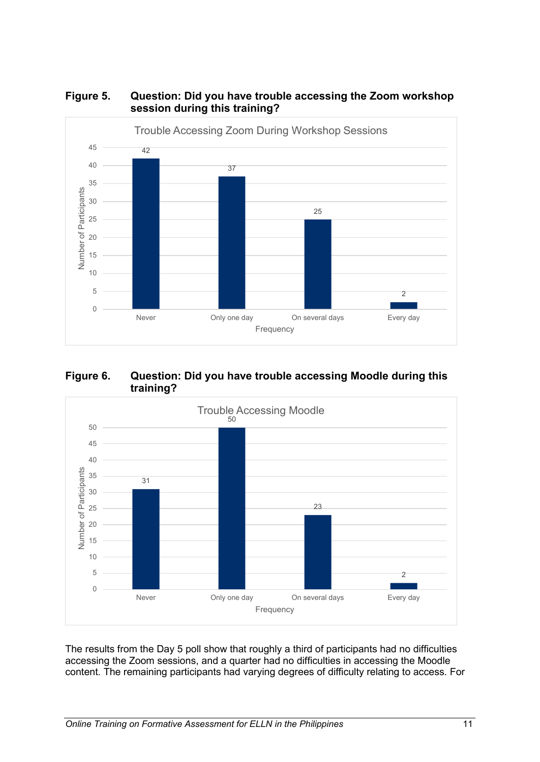**Figure 5. Question: Did you have trouble accessing the Zoom workshop session during this training?**

Trouble Accessing Zoom During Workshop Sessions

| Frequency | Number of Participants |
|---|---|
| Never | 42 |
| Only one day | 37 |
| On several days | 25 |
| Every day | 2 |

**Figure 6. Question: Did you have trouble accessing Moodle during this training?**

Trouble Accessing Moodle

| Frequency | Number of Participants |
|---|---|
| Never | 31 |
| Only one day | 50 |
| On several days | 23 |
| Every day | 2 |

The results from the Day 5 poll show that roughly a third of participants had no difficulties accessing the Zoom sessions, and a quarter had no difficulties in accessing the Moodle content. The remaining participants had varying degrees of difficulty relating to access. For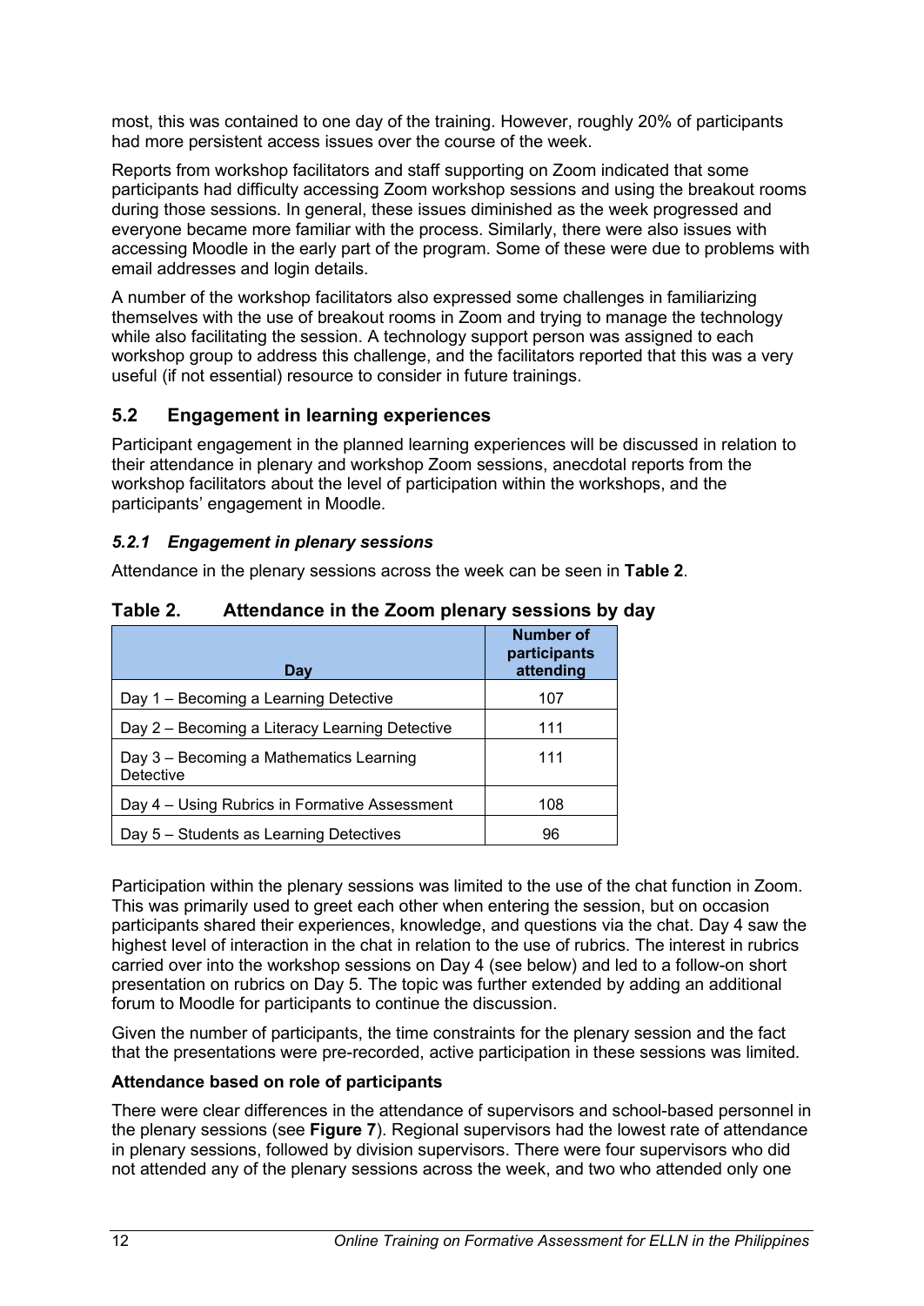most, this was contained to one day of the training. However, roughly 20% of participants had more persistent access issues over the course of the week.

Reports from workshop facilitators and staff supporting on Zoom indicated that some participants had difficulty accessing Zoom workshop sessions and using the breakout rooms during those sessions. In general, these issues diminished as the week progressed and everyone became more familiar with the process. Similarly, there were also issues with accessing Moodle in the early part of the program. Some of these were due to problems with email addresses and login details.

A number of the workshop facilitators also expressed some challenges in familiarizing themselves with the use of breakout rooms in Zoom and trying to manage the technology while also facilitating the session. A technology support person was assigned to each workshop group to address this challenge, and the facilitators reported that this was a very useful (if not essential) resource to consider in future trainings.

## 5.2 Engagement in learning experiences

Participant engagement in the planned learning experiences will be discussed in relation to their attendance in plenary and workshop Zoom sessions, anecdotal reports from the workshop facilitators about the level of participation within the workshops, and the participants' engagement in Moodle.

### *5.2.1 Engagement in plenary sessions*

Attendance in the plenary sessions across the week can be seen in **Table 2**.

**Table 2. Attendance in the Zoom plenary sessions by day**

| Day | Number of participants attending |
|---|---|
| Day 1 – Becoming a Learning Detective | 107 |
| Day 2 – Becoming a Literacy Learning Detective | 111 |
| Day 3 – Becoming a Mathematics Learning Detective | 111 |
| Day 4 – Using Rubrics in Formative Assessment | 108 |
| Day 5 – Students as Learning Detectives | 96 |

Participation within the plenary sessions was limited to the use of the chat function in Zoom. This was primarily used to greet each other when entering the session, but on occasion participants shared their experiences, knowledge, and questions via the chat. Day 4 saw the highest level of interaction in the chat in relation to the use of rubrics. The interest in rubrics carried over into the workshop sessions on Day 4 (see below) and led to a follow-on short presentation on rubrics on Day 5. The topic was further extended by adding an additional forum to Moodle for participants to continue the discussion.

Given the number of participants, the time constraints for the plenary session and the fact that the presentations were pre-recorded, active participation in these sessions was limited.

**Attendance based on role of participants**

There were clear differences in the attendance of supervisors and school-based personnel in the plenary sessions (see **Figure 7**). Regional supervisors had the lowest rate of attendance in plenary sessions, followed by division supervisors. There were four supervisors who did not attended any of the plenary sessions across the week, and two who attended only one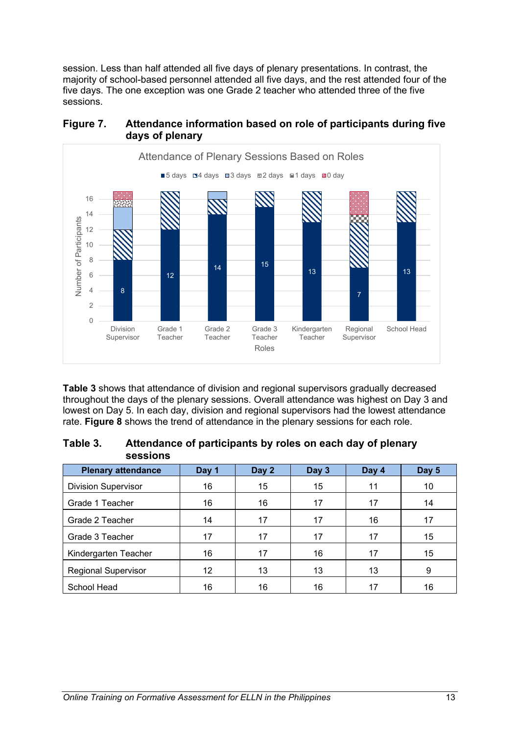session. Less than half attended all five days of plenary presentations. In contrast, the majority of school-based personnel attended all five days, and the rest attended four of the five days. The one exception was one Grade 2 teacher who attended three of the five sessions.

**Figure 7. Attendance information based on role of participants during five days of plenary**

**Table 3** shows that attendance of division and regional supervisors gradually decreased throughout the days of the plenary sessions. Overall attendance was highest on Day 3 and lowest on Day 5. In each day, division and regional supervisors had the lowest attendance rate. **Figure 8** shows the trend of attendance in the plenary sessions for each role.

**Table 3. Attendance of participants by roles on each day of plenary sessions**

| Plenary attendance | Day 1 | Day 2 | Day 3 | Day 4 | Day 5 |
|---|---|---|---|---|---|
| Division Supervisor | 16 | 15 | 15 | 11 | 10 |
| Grade 1 Teacher | 16 | 16 | 17 | 17 | 14 |
| Grade 2 Teacher | 14 | 17 | 17 | 16 | 17 |
| Grade 3 Teacher | 17 | 17 | 17 | 17 | 15 |
| Kindergarten Teacher | 16 | 17 | 16 | 17 | 15 |
| Regional Supervisor | 12 | 13 | 13 | 13 | 9 |
| School Head | 16 | 16 | 16 | 17 | 16 |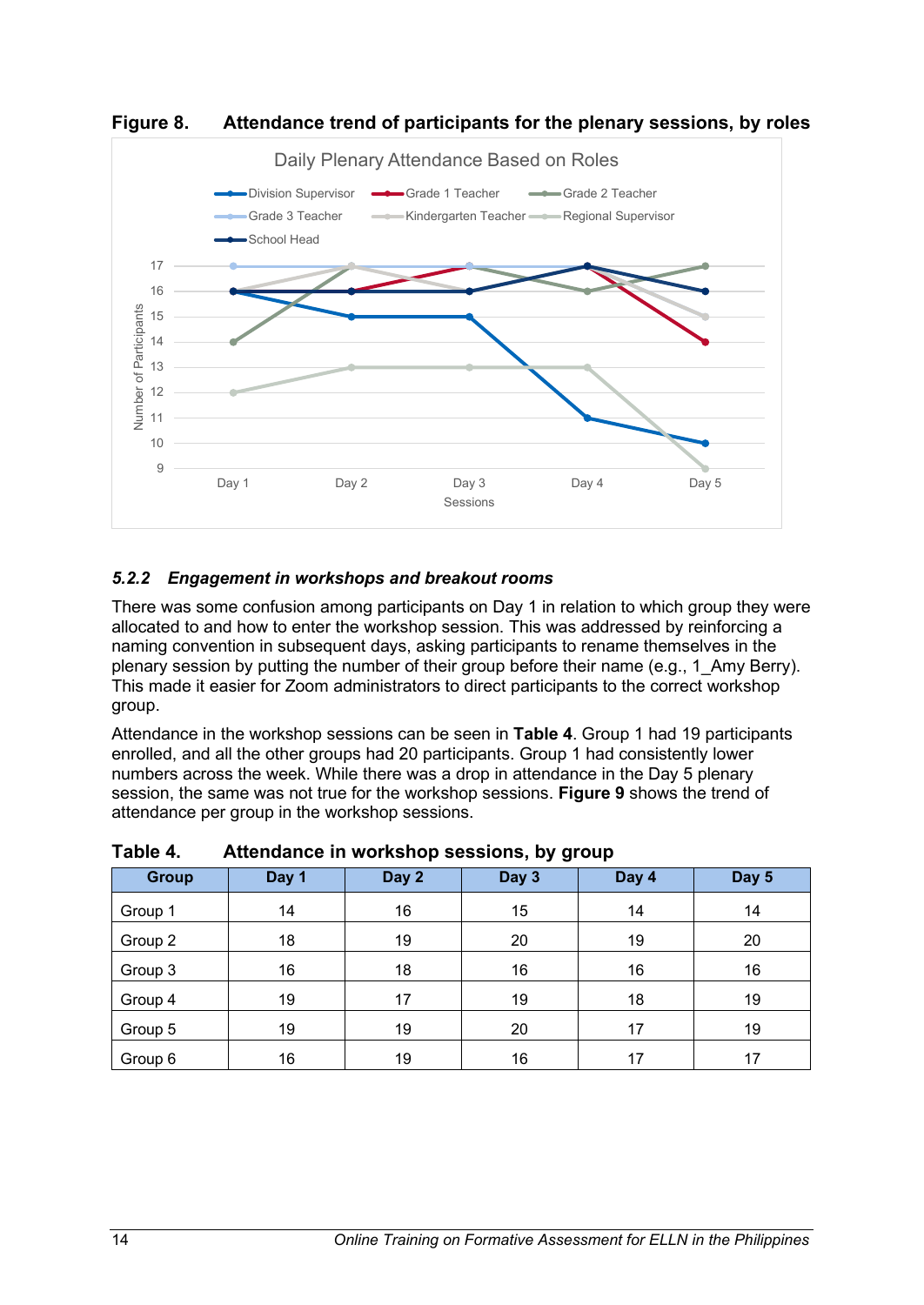**Figure 8. Attendance trend of participants for the plenary sessions, by roles**

**5.2.2 *Engagement in workshops and breakout rooms***

There was some confusion among participants on Day 1 in relation to which group they were allocated to and how to enter the workshop session. This was addressed by reinforcing a naming convention in subsequent days, asking participants to rename themselves in the plenary session by putting the number of their group before their name (e.g., 1_Amy Berry). This made it easier for Zoom administrators to direct participants to the correct workshop group.

Attendance in the workshop sessions can be seen in **Table 4**. Group 1 had 19 participants enrolled, and all the other groups had 20 participants. Group 1 had consistently lower numbers across the week. While there was a drop in attendance in the Day 5 plenary session, the same was not true for the workshop sessions. **Figure 9** shows the trend of attendance per group in the workshop sessions.

**Table 4. Attendance in workshop sessions, by group**

| Group | Day 1 | Day 2 | Day 3 | Day 4 | Day 5 |
|---|---|---|---|---|---|
| Group 1 | 14 | 16 | 15 | 14 | 14 |
| Group 2 | 18 | 19 | 20 | 19 | 20 |
| Group 3 | 16 | 18 | 16 | 16 | 16 |
| Group 4 | 19 | 17 | 19 | 18 | 19 |
| Group 5 | 19 | 19 | 20 | 17 | 19 |
| Group 6 | 16 | 19 | 16 | 17 | 17 |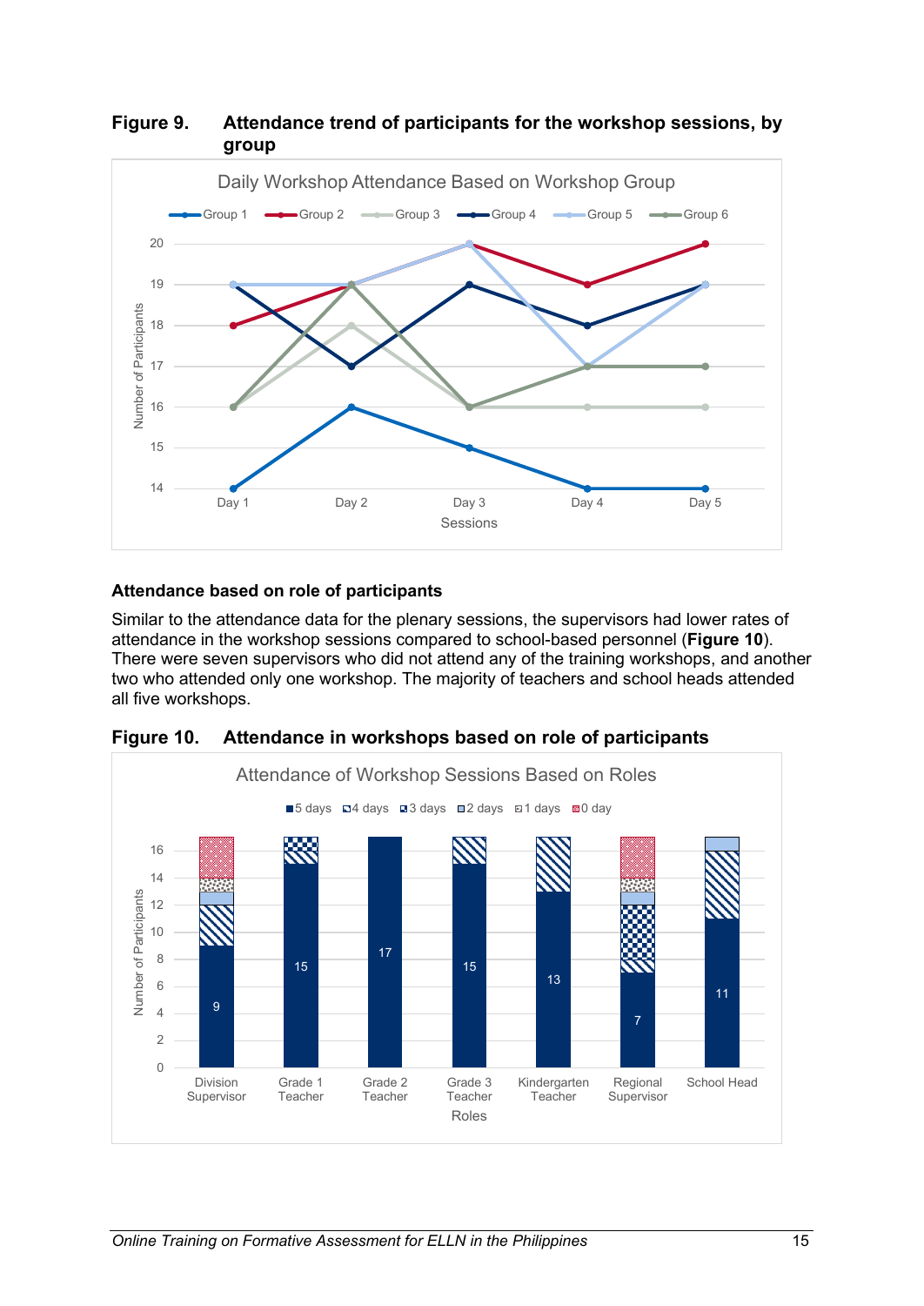**Figure 9. Attendance trend of participants for the workshop sessions, by group**

**Attendance based on role of participants**

Similar to the attendance data for the plenary sessions, the supervisors had lower rates of attendance in the workshop sessions compared to school-based personnel (**Figure 10**). There were seven supervisors who did not attend any of the training workshops, and another two who attended only one workshop. The majority of teachers and school heads attended all five workshops.

**Figure 10. Attendance in workshops based on role of participants**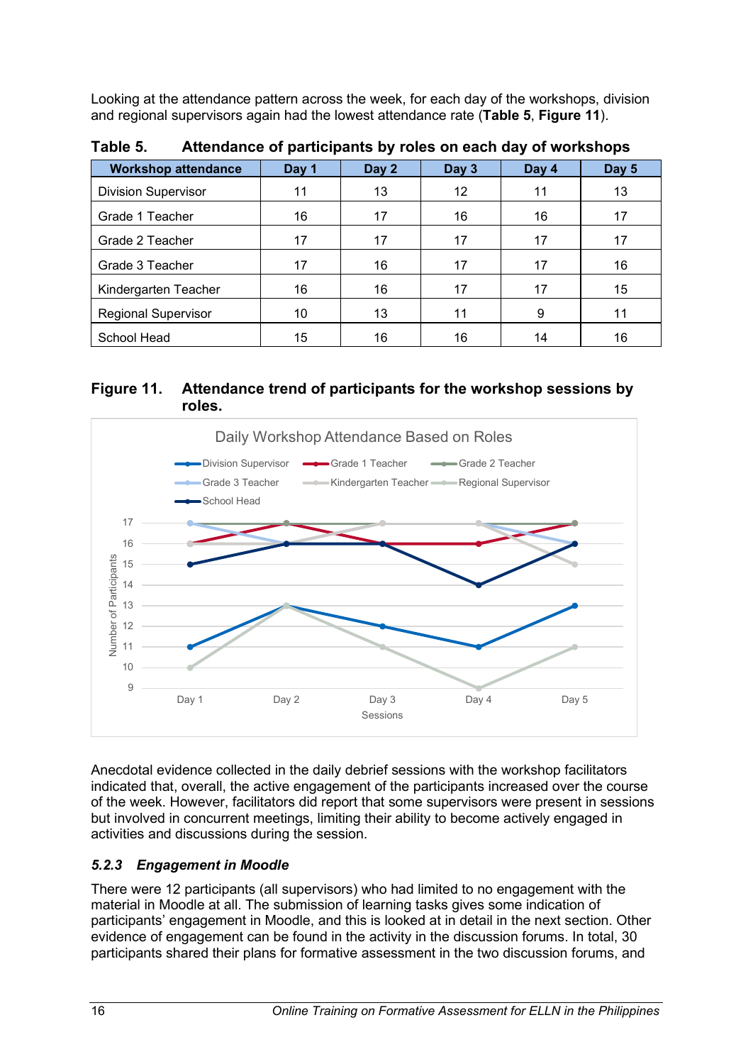Looking at the attendance pattern across the week, for each day of the workshops, division and regional supervisors again had the lowest attendance rate (**Table 5**, **Figure 11**).

**Table 5. Attendance of participants by roles on each day of workshops**

| Workshop attendance | Day 1 | Day 2 | Day 3 | Day 4 | Day 5 |
|---|---|---|---|---|---|
| Division Supervisor | 11 | 13 | 12 | 11 | 13 |
| Grade 1 Teacher | 16 | 17 | 16 | 16 | 17 |
| Grade 2 Teacher | 17 | 17 | 17 | 17 | 17 |
| Grade 3 Teacher | 17 | 16 | 17 | 17 | 16 |
| Kindergarten Teacher | 16 | 16 | 17 | 17 | 15 |
| Regional Supervisor | 10 | 13 | 11 | 9 | 11 |
| School Head | 15 | 16 | 16 | 14 | 16 |

**Figure 11. Attendance trend of participants for the workshop sessions by roles.**

Anecdotal evidence collected in the daily debrief sessions with the workshop facilitators indicated that, overall, the active engagement of the participants increased over the course of the week. However, facilitators did report that some supervisors were present in sessions but involved in concurrent meetings, limiting their ability to become actively engaged in activities and discussions during the session.

### *5.2.3 Engagement in Moodle*

There were 12 participants (all supervisors) who had limited to no engagement with the material in Moodle at all. The submission of learning tasks gives some indication of participants' engagement in Moodle, and this is looked at in detail in the next section. Other evidence of engagement can be found in the activity in the discussion forums. In total, 30 participants shared their plans for formative assessment in the two discussion forums, and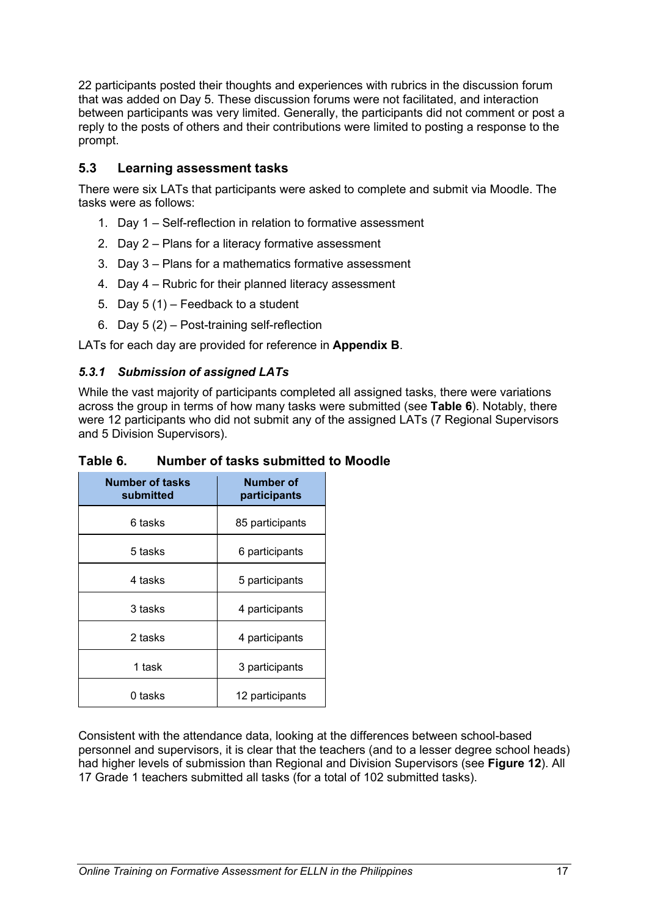22 participants posted their thoughts and experiences with rubrics in the discussion forum that was added on Day 5. These discussion forums were not facilitated, and interaction between participants was very limited. Generally, the participants did not comment or post a reply to the posts of others and their contributions were limited to posting a response to the prompt.

## 5.3 Learning assessment tasks

There were six LATs that participants were asked to complete and submit via Moodle. The tasks were as follows:

1. Day 1 – Self-reflection in relation to formative assessment
2. Day 2 – Plans for a literacy formative assessment
3. Day 3 – Plans for a mathematics formative assessment
4. Day 4 – Rubric for their planned literacy assessment
5. Day 5 (1) – Feedback to a student
6. Day 5 (2) – Post-training self-reflection

LATs for each day are provided for reference in **Appendix B**.

### *5.3.1 Submission of assigned LATs*

While the vast majority of participants completed all assigned tasks, there were variations across the group in terms of how many tasks were submitted (see **Table 6**). Notably, there were 12 participants who did not submit any of the assigned LATs (7 Regional Supervisors and 5 Division Supervisors).

**Table 6. Number of tasks submitted to Moodle**

| Number of tasks submitted | Number of participants |
|---|---|
| 6 tasks | 85 participants |
| 5 tasks | 6 participants |
| 4 tasks | 5 participants |
| 3 tasks | 4 participants |
| 2 tasks | 4 participants |
| 1 task | 3 participants |
| 0 tasks | 12 participants |

Consistent with the attendance data, looking at the differences between school-based personnel and supervisors, it is clear that the teachers (and to a lesser degree school heads) had higher levels of submission than Regional and Division Supervisors (see **Figure 12**). All 17 Grade 1 teachers submitted all tasks (for a total of 102 submitted tasks).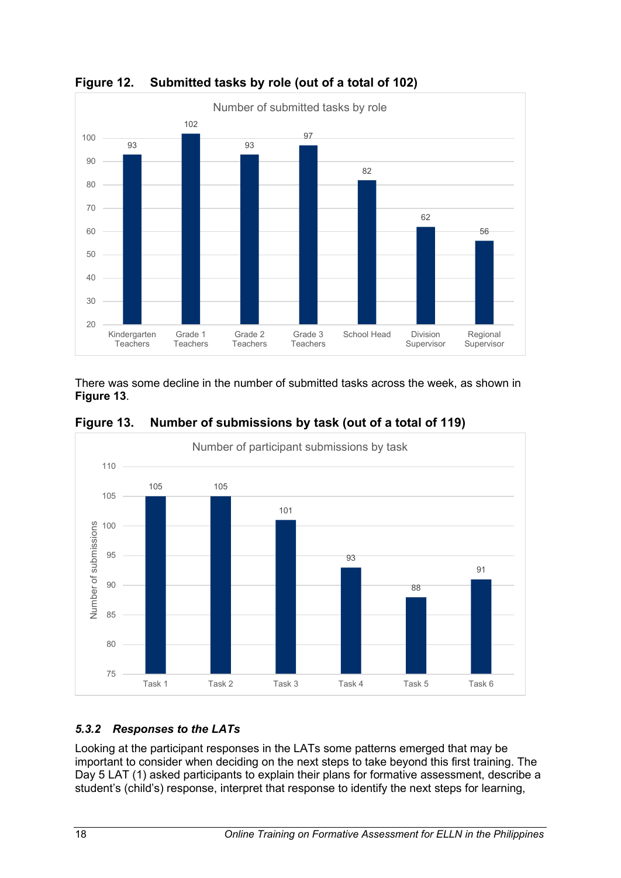**Figure 12. Submitted tasks by role (out of a total of 102)**

Number of submitted tasks by role

| Role | Number of submitted tasks |
|---|---|
| Kindergarten Teachers | 93 |
| Grade 1 Teachers | 102 |
| Grade 2 Teachers | 93 |
| Grade 3 Teachers | 97 |
| School Head | 82 |
| Division Supervisor | 62 |
| Regional Supervisor | 56 |

There was some decline in the number of submitted tasks across the week, as shown in **Figure 13**.

**Figure 13. Number of submissions by task (out of a total of 119)**

Number of participant submissions by task

| Task | Number of submissions |
|---|---|
| Task 1 | 105 |
| Task 2 | 105 |
| Task 3 | 101 |
| Task 4 | 93 |
| Task 5 | 88 |
| Task 6 | 91 |

### *5.3.2 Responses to the LATs*

Looking at the participant responses in the LATs some patterns emerged that may be important to consider when deciding on the next steps to take beyond this first training. The Day 5 LAT (1) asked participants to explain their plans for formative assessment, describe a student's (child's) response, interpret that response to identify the next steps for learning,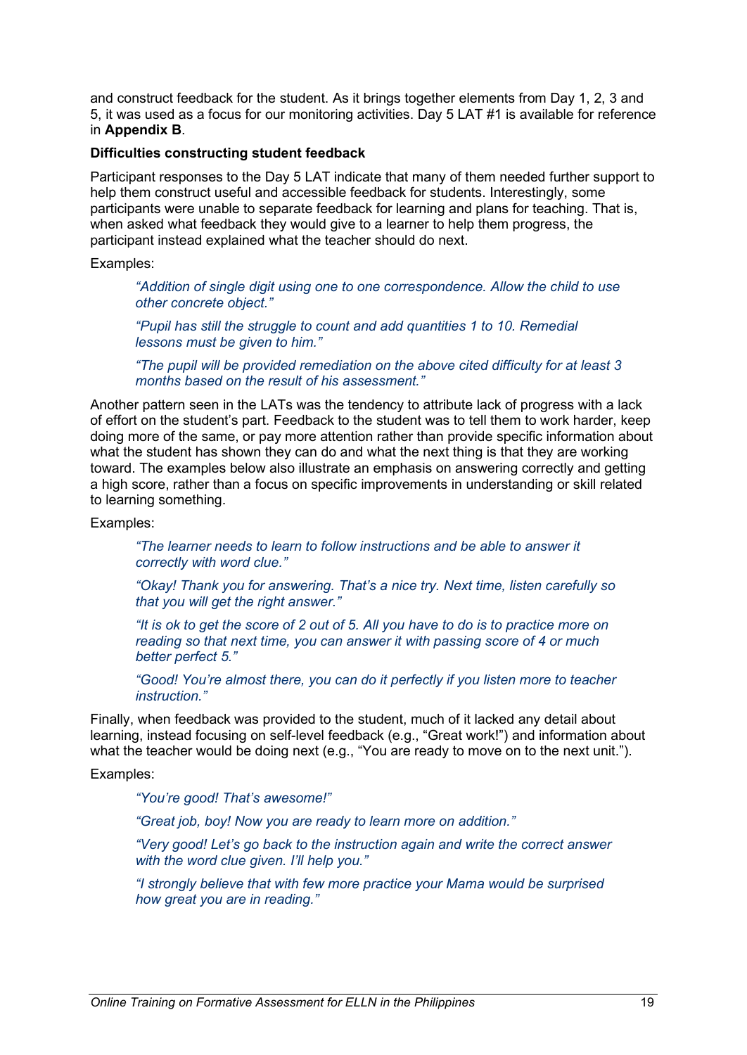and construct feedback for the student. As it brings together elements from Day 1, 2, 3 and 5, it was used as a focus for our monitoring activities. Day 5 LAT #1 is available for reference in **Appendix B**.

**Difficulties constructing student feedback**

Participant responses to the Day 5 LAT indicate that many of them needed further support to help them construct useful and accessible feedback for students. Interestingly, some participants were unable to separate feedback for learning and plans for teaching. That is, when asked what feedback they would give to a learner to help them progress, the participant instead explained what the teacher should do next.

Examples:

> *"Addition of single digit using one to one correspondence. Allow the child to use other concrete object."*
>
> *"Pupil has still the struggle to count and add quantities 1 to 10. Remedial lessons must be given to him."*
>
> *"The pupil will be provided remediation on the above cited difficulty for at least 3 months based on the result of his assessment."*

Another pattern seen in the LATs was the tendency to attribute lack of progress with a lack of effort on the student's part. Feedback to the student was to tell them to work harder, keep doing more of the same, or pay more attention rather than provide specific information about what the student has shown they can do and what the next thing is that they are working toward. The examples below also illustrate an emphasis on answering correctly and getting a high score, rather than a focus on specific improvements in understanding or skill related to learning something.

Examples:

> *"The learner needs to learn to follow instructions and be able to answer it correctly with word clue."*
>
> *"Okay! Thank you for answering. That's a nice try. Next time, listen carefully so that you will get the right answer."*
>
> *"It is ok to get the score of 2 out of 5. All you have to do is to practice more on reading so that next time, you can answer it with passing score of 4 or much better perfect 5."*
>
> *"Good! You're almost there, you can do it perfectly if you listen more to teacher instruction."*

Finally, when feedback was provided to the student, much of it lacked any detail about learning, instead focusing on self-level feedback (e.g., "Great work!") and information about what the teacher would be doing next (e.g., "You are ready to move on to the next unit.").

Examples:

> *"You're good! That's awesome!"*
>
> *"Great job, boy! Now you are ready to learn more on addition."*
>
> *"Very good! Let's go back to the instruction again and write the correct answer with the word clue given. I'll help you."*
>
> *"I strongly believe that with few more practice your Mama would be surprised how great you are in reading."*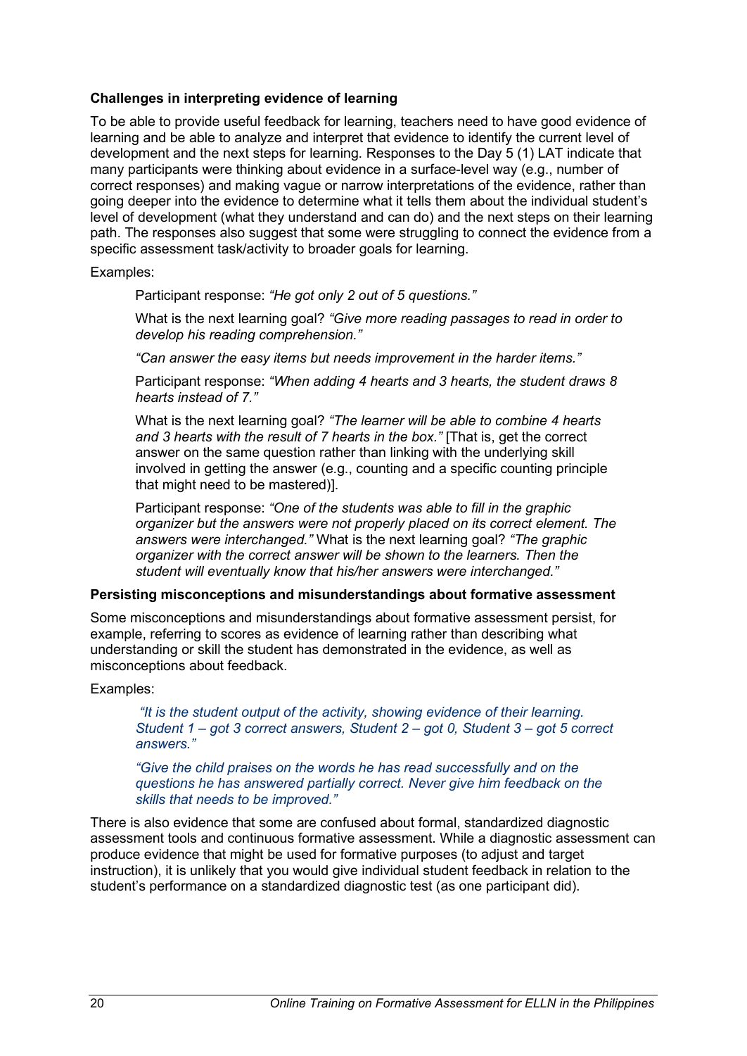**Challenges in interpreting evidence of learning**

To be able to provide useful feedback for learning, teachers need to have good evidence of learning and be able to analyze and interpret that evidence to identify the current level of development and the next steps for learning. Responses to the Day 5 (1) LAT indicate that many participants were thinking about evidence in a surface-level way (e.g., number of correct responses) and making vague or narrow interpretations of the evidence, rather than going deeper into the evidence to determine what it tells them about the individual student's level of development (what they understand and can do) and the next steps on their learning path. The responses also suggest that some were struggling to connect the evidence from a specific assessment task/activity to broader goals for learning.

Examples:

> Participant response: *"He got only 2 out of 5 questions."*
>
> What is the next learning goal? *"Give more reading passages to read in order to develop his reading comprehension."*
>
> *"Can answer the easy items but needs improvement in the harder items."*
>
> Participant response: *"When adding 4 hearts and 3 hearts, the student draws 8 hearts instead of 7."*
>
> What is the next learning goal? *"The learner will be able to combine 4 hearts and 3 hearts with the result of 7 hearts in the box."* [That is, get the correct answer on the same question rather than linking with the underlying skill involved in getting the answer (e.g., counting and a specific counting principle that might need to be mastered)].
>
> Participant response: *"One of the students was able to fill in the graphic organizer but the answers were not properly placed on its correct element. The answers were interchanged."* What is the next learning goal? *"The graphic organizer with the correct answer will be shown to the learners. Then the student will eventually know that his/her answers were interchanged."*

**Persisting misconceptions and misunderstandings about formative assessment**

Some misconceptions and misunderstandings about formative assessment persist, for example, referring to scores as evidence of learning rather than describing what understanding or skill the student has demonstrated in the evidence, as well as misconceptions about feedback.

Examples:

> *"It is the student output of the activity, showing evidence of their learning. Student 1 – got 3 correct answers, Student 2 – got 0, Student 3 – got 5 correct answers."*
>
> *"Give the child praises on the words he has read successfully and on the questions he has answered partially correct. Never give him feedback on the skills that needs to be improved."*

There is also evidence that some are confused about formal, standardized diagnostic assessment tools and continuous formative assessment. While a diagnostic assessment can produce evidence that might be used for formative purposes (to adjust and target instruction), it is unlikely that you would give individual student feedback in relation to the student's performance on a standardized diagnostic test (as one participant did).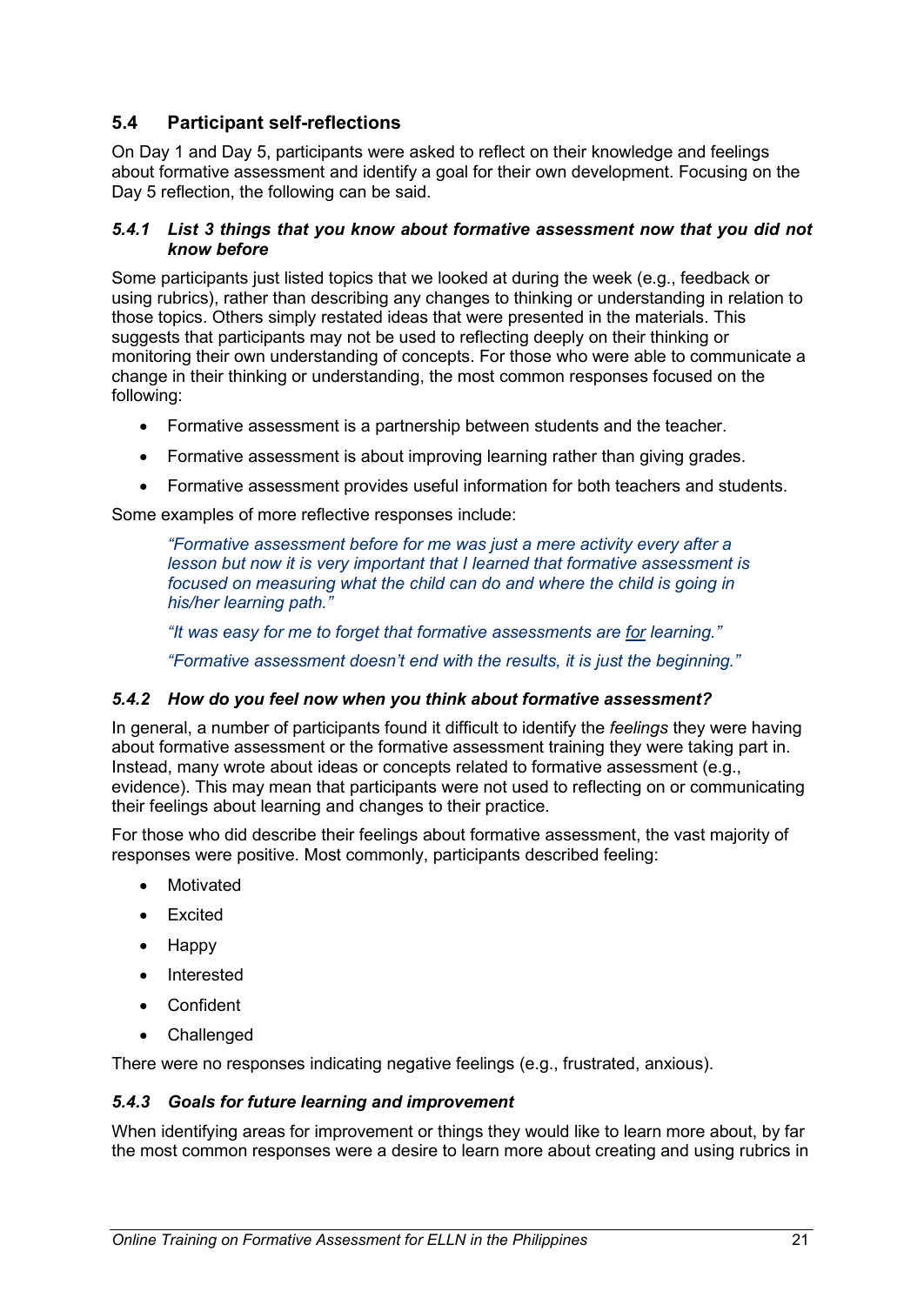## 5.4 Participant self-reflections

On Day 1 and Day 5, participants were asked to reflect on their knowledge and feelings about formative assessment and identify a goal for their own development. Focusing on the Day 5 reflection, the following can be said.

### *5.4.1 List 3 things that you know about formative assessment now that you did not know before*

Some participants just listed topics that we looked at during the week (e.g., feedback or using rubrics), rather than describing any changes to thinking or understanding in relation to those topics. Others simply restated ideas that were presented in the materials. This suggests that participants may not be used to reflecting deeply on their thinking or monitoring their own understanding of concepts. For those who were able to communicate a change in their thinking or understanding, the most common responses focused on the following:

- Formative assessment is a partnership between students and the teacher.
- Formative assessment is about improving learning rather than giving grades.
- Formative assessment provides useful information for both teachers and students.

Some examples of more reflective responses include:

> *"Formative assessment before for me was just a mere activity every after a lesson but now it is very important that I learned that formative assessment is focused on measuring what the child can do and where the child is going in his/her learning path."*
>
> *"It was easy for me to forget that formative assessments are for learning."*
>
> *"Formative assessment doesn't end with the results, it is just the beginning."*

### *5.4.2 How do you feel now when you think about formative assessment?*

In general, a number of participants found it difficult to identify the *feelings* they were having about formative assessment or the formative assessment training they were taking part in. Instead, many wrote about ideas or concepts related to formative assessment (e.g., evidence). This may mean that participants were not used to reflecting on or communicating their feelings about learning and changes to their practice.

For those who did describe their feelings about formative assessment, the vast majority of responses were positive. Most commonly, participants described feeling:

- Motivated
- Excited
- Happy
- Interested
- Confident
- Challenged

There were no responses indicating negative feelings (e.g., frustrated, anxious).

### *5.4.3 Goals for future learning and improvement*

When identifying areas for improvement or things they would like to learn more about, by far the most common responses were a desire to learn more about creating and using rubrics in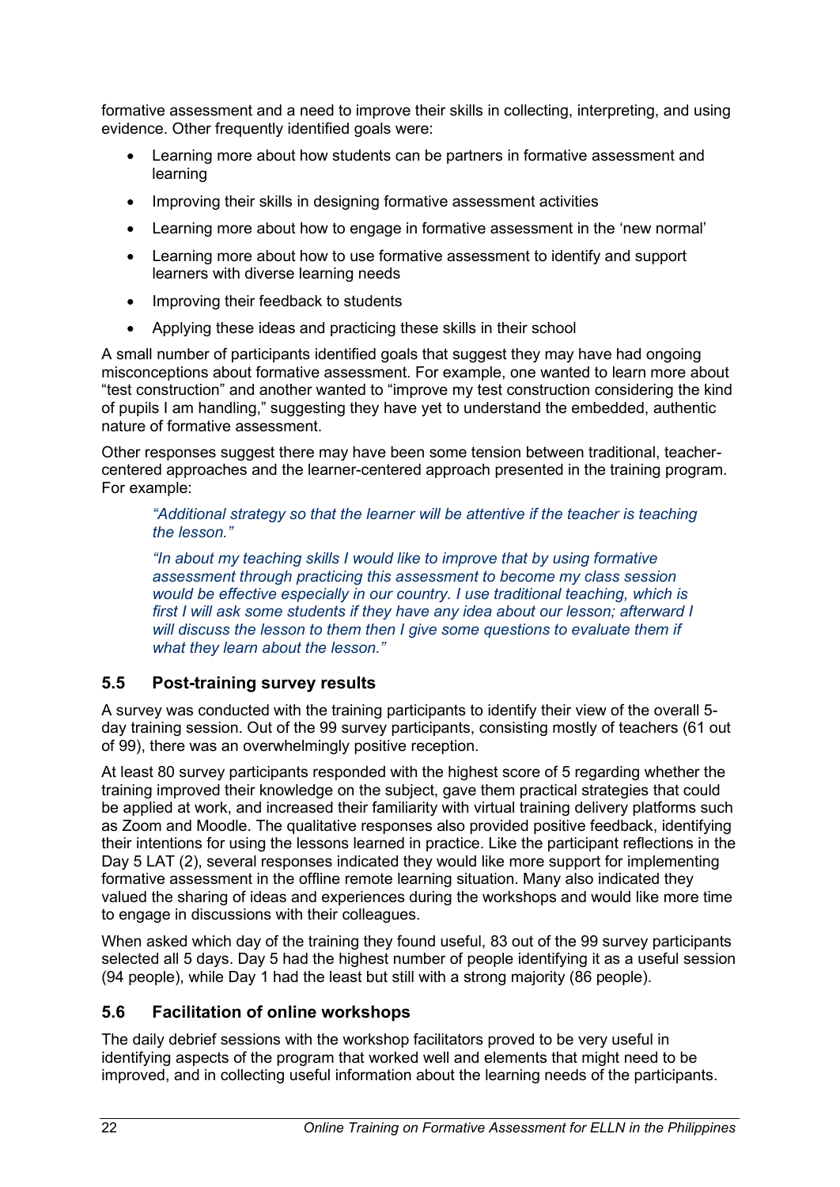formative assessment and a need to improve their skills in collecting, interpreting, and using evidence. Other frequently identified goals were:

- Learning more about how students can be partners in formative assessment and learning
- Improving their skills in designing formative assessment activities
- Learning more about how to engage in formative assessment in the 'new normal'
- Learning more about how to use formative assessment to identify and support learners with diverse learning needs
- Improving their feedback to students
- Applying these ideas and practicing these skills in their school

A small number of participants identified goals that suggest they may have had ongoing misconceptions about formative assessment. For example, one wanted to learn more about "test construction" and another wanted to "improve my test construction considering the kind of pupils I am handling," suggesting they have yet to understand the embedded, authentic nature of formative assessment.

Other responses suggest there may have been some tension between traditional, teacher-centered approaches and the learner-centered approach presented in the training program. For example:

> *"Additional strategy so that the learner will be attentive if the teacher is teaching the lesson."*
>
> *"In about my teaching skills I would like to improve that by using formative assessment through practicing this assessment to become my class session would be effective especially in our country. I use traditional teaching, which is first I will ask some students if they have any idea about our lesson; afterward I will discuss the lesson to them then I give some questions to evaluate them if what they learn about the lesson."*

## 5.5 Post-training survey results

A survey was conducted with the training participants to identify their view of the overall 5-day training session. Out of the 99 survey participants, consisting mostly of teachers (61 out of 99), there was an overwhelmingly positive reception.

At least 80 survey participants responded with the highest score of 5 regarding whether the training improved their knowledge on the subject, gave them practical strategies that could be applied at work, and increased their familiarity with virtual training delivery platforms such as Zoom and Moodle. The qualitative responses also provided positive feedback, identifying their intentions for using the lessons learned in practice. Like the participant reflections in the Day 5 LAT (2), several responses indicated they would like more support for implementing formative assessment in the offline remote learning situation. Many also indicated they valued the sharing of ideas and experiences during the workshops and would like more time to engage in discussions with their colleagues.

When asked which day of the training they found useful, 83 out of the 99 survey participants selected all 5 days. Day 5 had the highest number of people identifying it as a useful session (94 people), while Day 1 had the least but still with a strong majority (86 people).

## 5.6 Facilitation of online workshops

The daily debrief sessions with the workshop facilitators proved to be very useful in identifying aspects of the program that worked well and elements that might need to be improved, and in collecting useful information about the learning needs of the participants.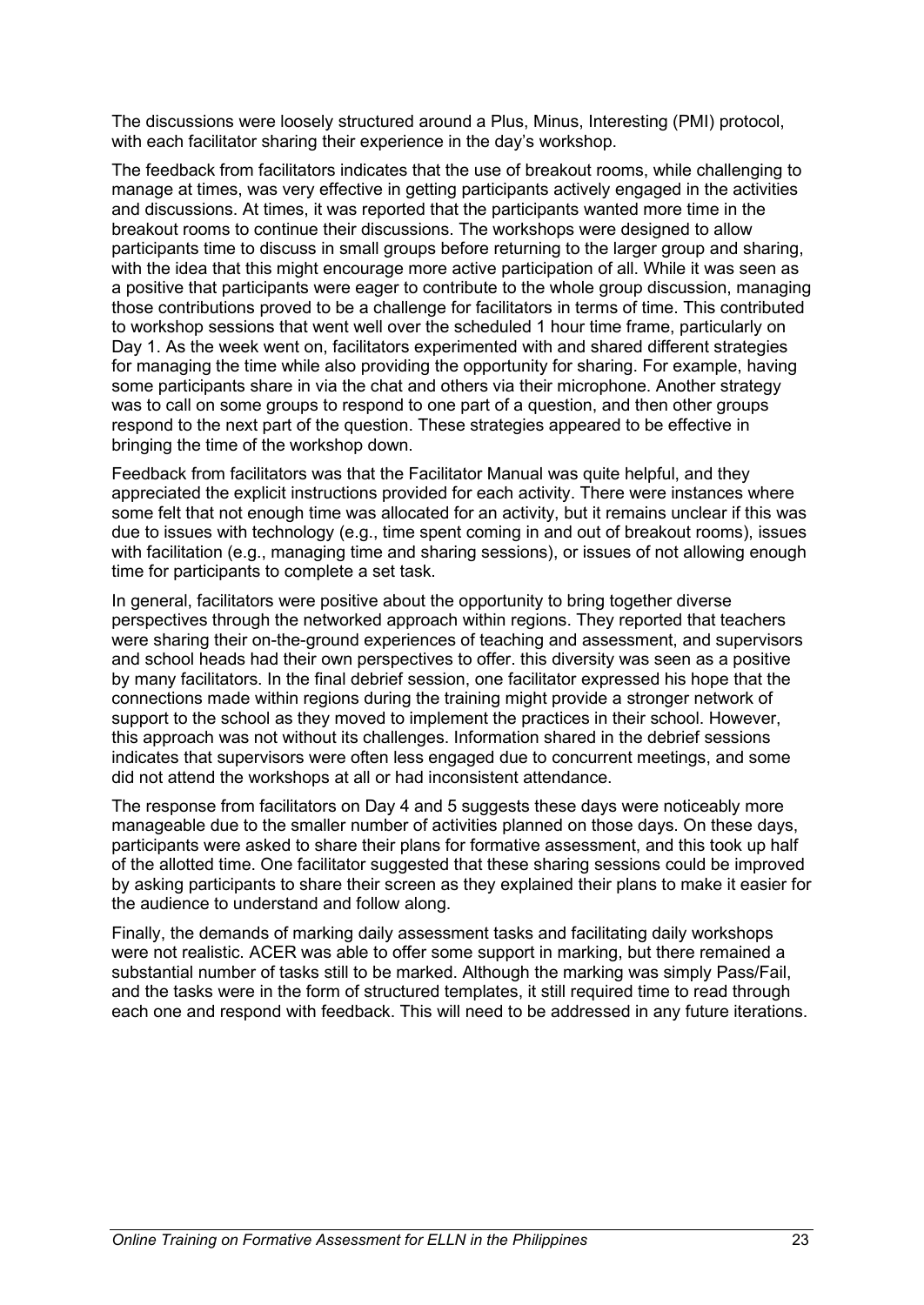The discussions were loosely structured around a Plus, Minus, Interesting (PMI) protocol, with each facilitator sharing their experience in the day's workshop.

The feedback from facilitators indicates that the use of breakout rooms, while challenging to manage at times, was very effective in getting participants actively engaged in the activities and discussions. At times, it was reported that the participants wanted more time in the breakout rooms to continue their discussions. The workshops were designed to allow participants time to discuss in small groups before returning to the larger group and sharing, with the idea that this might encourage more active participation of all. While it was seen as a positive that participants were eager to contribute to the whole group discussion, managing those contributions proved to be a challenge for facilitators in terms of time. This contributed to workshop sessions that went well over the scheduled 1 hour time frame, particularly on Day 1. As the week went on, facilitators experimented with and shared different strategies for managing the time while also providing the opportunity for sharing. For example, having some participants share in via the chat and others via their microphone. Another strategy was to call on some groups to respond to one part of a question, and then other groups respond to the next part of the question. These strategies appeared to be effective in bringing the time of the workshop down.

Feedback from facilitators was that the Facilitator Manual was quite helpful, and they appreciated the explicit instructions provided for each activity. There were instances where some felt that not enough time was allocated for an activity, but it remains unclear if this was due to issues with technology (e.g., time spent coming in and out of breakout rooms), issues with facilitation (e.g., managing time and sharing sessions), or issues of not allowing enough time for participants to complete a set task.

In general, facilitators were positive about the opportunity to bring together diverse perspectives through the networked approach within regions. They reported that teachers were sharing their on-the-ground experiences of teaching and assessment, and supervisors and school heads had their own perspectives to offer. this diversity was seen as a positive by many facilitators. In the final debrief session, one facilitator expressed his hope that the connections made within regions during the training might provide a stronger network of support to the school as they moved to implement the practices in their school. However, this approach was not without its challenges. Information shared in the debrief sessions indicates that supervisors were often less engaged due to concurrent meetings, and some did not attend the workshops at all or had inconsistent attendance.

The response from facilitators on Day 4 and 5 suggests these days were noticeably more manageable due to the smaller number of activities planned on those days. On these days, participants were asked to share their plans for formative assessment, and this took up half of the allotted time. One facilitator suggested that these sharing sessions could be improved by asking participants to share their screen as they explained their plans to make it easier for the audience to understand and follow along.

Finally, the demands of marking daily assessment tasks and facilitating daily workshops were not realistic. ACER was able to offer some support in marking, but there remained a substantial number of tasks still to be marked. Although the marking was simply Pass/Fail, and the tasks were in the form of structured templates, it still required time to read through each one and respond with feedback. This will need to be addressed in any future iterations.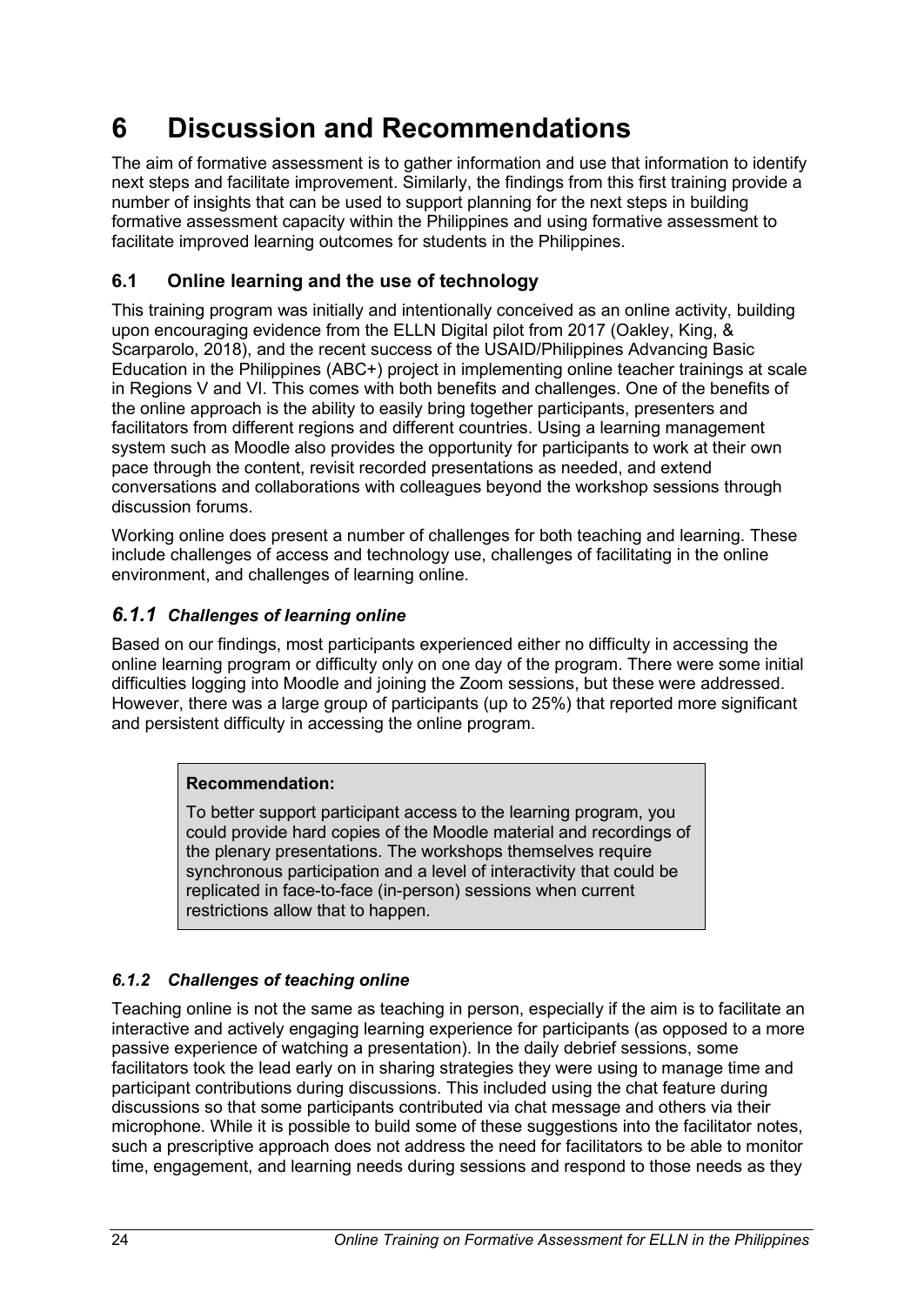# 6 Discussion and Recommendations

The aim of formative assessment is to gather information and use that information to identify next steps and facilitate improvement. Similarly, the findings from this first training provide a number of insights that can be used to support planning for the next steps in building formative assessment capacity within the Philippines and using formative assessment to facilitate improved learning outcomes for students in the Philippines.

## 6.1 Online learning and the use of technology

This training program was initially and intentionally conceived as an online activity, building upon encouraging evidence from the ELLN Digital pilot from 2017 (Oakley, King, & Scarparolo, 2018), and the recent success of the USAID/Philippines Advancing Basic Education in the Philippines (ABC+) project in implementing online teacher trainings at scale in Regions V and VI. This comes with both benefits and challenges. One of the benefits of the online approach is the ability to easily bring together participants, presenters and facilitators from different regions and different countries. Using a learning management system such as Moodle also provides the opportunity for participants to work at their own pace through the content, revisit recorded presentations as needed, and extend conversations and collaborations with colleagues beyond the workshop sessions through discussion forums.

Working online does present a number of challenges for both teaching and learning. These include challenges of access and technology use, challenges of facilitating in the online environment, and challenges of learning online.

### *6.1.1 Challenges of learning online*

Based on our findings, most participants experienced either no difficulty in accessing the online learning program or difficulty only on one day of the program. There were some initial difficulties logging into Moodle and joining the Zoom sessions, but these were addressed. However, there was a large group of participants (up to 25%) that reported more significant and persistent difficulty in accessing the online program.

> **Recommendation:**
>
> To better support participant access to the learning program, you could provide hard copies of the Moodle material and recordings of the plenary presentations. The workshops themselves require synchronous participation and a level of interactivity that could be replicated in face-to-face (in-person) sessions when current restrictions allow that to happen.

### *6.1.2 Challenges of teaching online*

Teaching online is not the same as teaching in person, especially if the aim is to facilitate an interactive and actively engaging learning experience for participants (as opposed to a more passive experience of watching a presentation). In the daily debrief sessions, some facilitators took the lead early on in sharing strategies they were using to manage time and participant contributions during discussions. This included using the chat feature during discussions so that some participants contributed via chat message and others via their microphone. While it is possible to build some of these suggestions into the facilitator notes, such a prescriptive approach does not address the need for facilitators to be able to monitor time, engagement, and learning needs during sessions and respond to those needs as they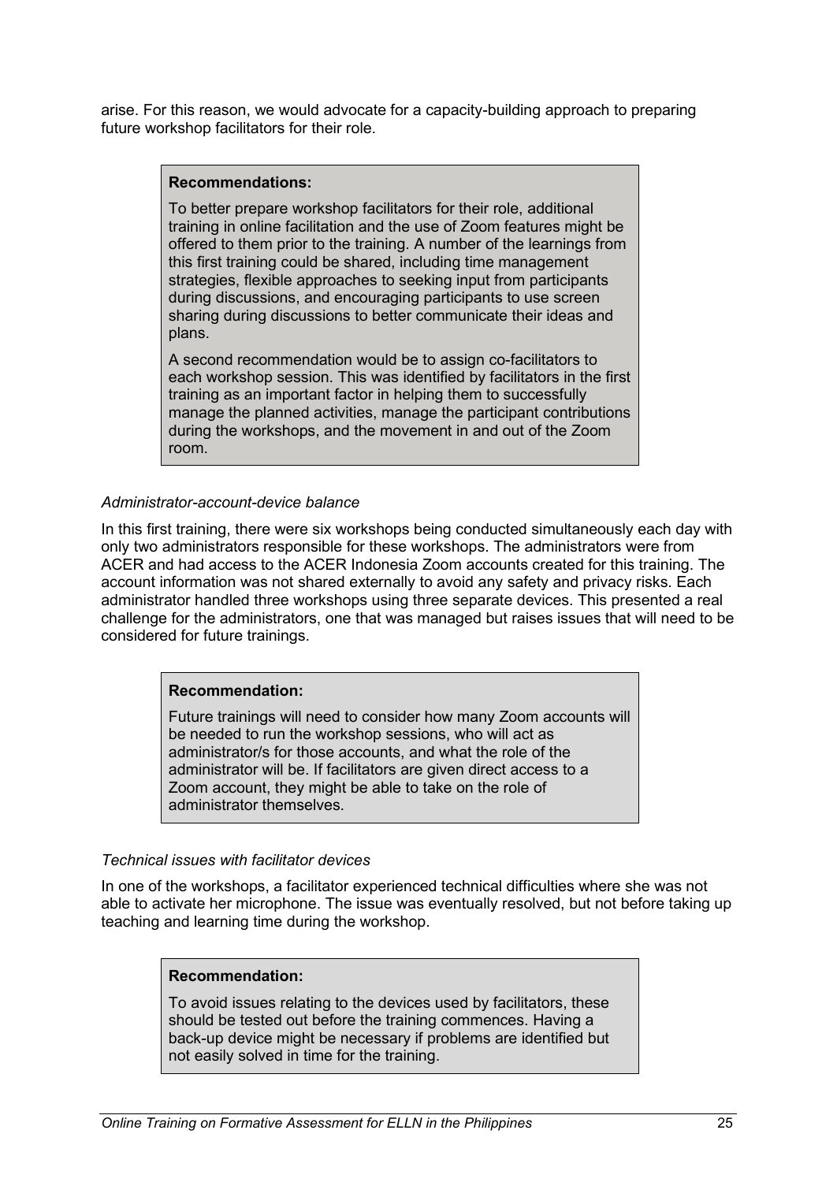arise. For this reason, we would advocate for a capacity-building approach to preparing future workshop facilitators for their role.

> **Recommendations:**
>
> To better prepare workshop facilitators for their role, additional training in online facilitation and the use of Zoom features might be offered to them prior to the training. A number of the learnings from this first training could be shared, including time management strategies, flexible approaches to seeking input from participants during discussions, and encouraging participants to use screen sharing during discussions to better communicate their ideas and plans.
>
> A second recommendation would be to assign co-facilitators to each workshop session. This was identified by facilitators in the first training as an important factor in helping them to successfully manage the planned activities, manage the participant contributions during the workshops, and the movement in and out of the Zoom room.

*Administrator-account-device balance*

In this first training, there were six workshops being conducted simultaneously each day with only two administrators responsible for these workshops. The administrators were from ACER and had access to the ACER Indonesia Zoom accounts created for this training. The account information was not shared externally to avoid any safety and privacy risks. Each administrator handled three workshops using three separate devices. This presented a real challenge for the administrators, one that was managed but raises issues that will need to be considered for future trainings.

> **Recommendation:**
>
> Future trainings will need to consider how many Zoom accounts will be needed to run the workshop sessions, who will act as administrator/s for those accounts, and what the role of the administrator will be. If facilitators are given direct access to a Zoom account, they might be able to take on the role of administrator themselves.

*Technical issues with facilitator devices*

In one of the workshops, a facilitator experienced technical difficulties where she was not able to activate her microphone. The issue was eventually resolved, but not before taking up teaching and learning time during the workshop.

> **Recommendation:**
>
> To avoid issues relating to the devices used by facilitators, these should be tested out before the training commences. Having a back-up device might be necessary if problems are identified but not easily solved in time for the training.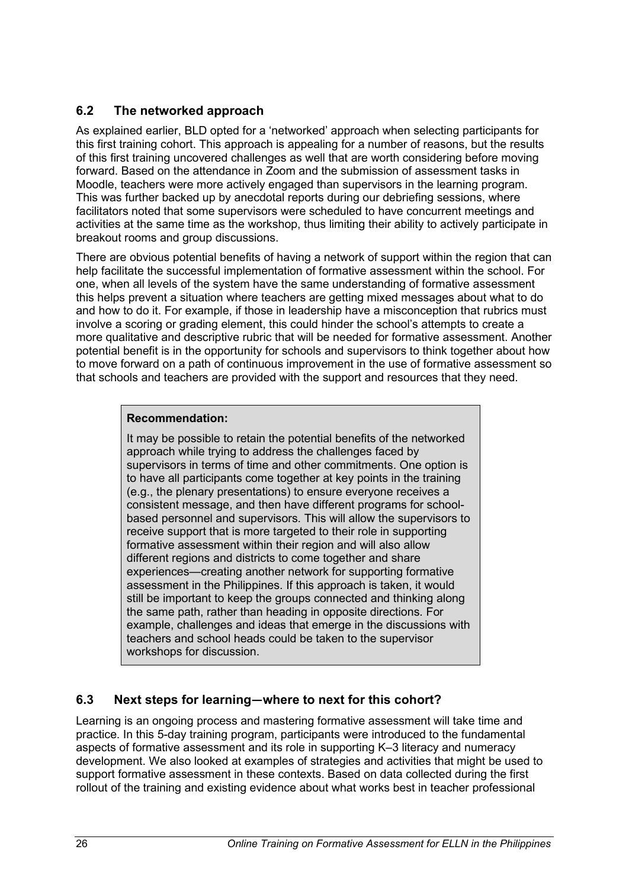## 6.2 The networked approach

As explained earlier, BLD opted for a 'networked' approach when selecting participants for this first training cohort. This approach is appealing for a number of reasons, but the results of this first training uncovered challenges as well that are worth considering before moving forward. Based on the attendance in Zoom and the submission of assessment tasks in Moodle, teachers were more actively engaged than supervisors in the learning program. This was further backed up by anecdotal reports during our debriefing sessions, where facilitators noted that some supervisors were scheduled to have concurrent meetings and activities at the same time as the workshop, thus limiting their ability to actively participate in breakout rooms and group discussions.

There are obvious potential benefits of having a network of support within the region that can help facilitate the successful implementation of formative assessment within the school. For one, when all levels of the system have the same understanding of formative assessment this helps prevent a situation where teachers are getting mixed messages about what to do and how to do it. For example, if those in leadership have a misconception that rubrics must involve a scoring or grading element, this could hinder the school's attempts to create a more qualitative and descriptive rubric that will be needed for formative assessment. Another potential benefit is in the opportunity for schools and supervisors to think together about how to move forward on a path of continuous improvement in the use of formative assessment so that schools and teachers are provided with the support and resources that they need.

> **Recommendation:**
>
> It may be possible to retain the potential benefits of the networked approach while trying to address the challenges faced by supervisors in terms of time and other commitments. One option is to have all participants come together at key points in the training (e.g., the plenary presentations) to ensure everyone receives a consistent message, and then have different programs for school-based personnel and supervisors. This will allow the supervisors to receive support that is more targeted to their role in supporting formative assessment within their region and will also allow different regions and districts to come together and share experiences—creating another network for supporting formative assessment in the Philippines. If this approach is taken, it would still be important to keep the groups connected and thinking along the same path, rather than heading in opposite directions. For example, challenges and ideas that emerge in the discussions with teachers and school heads could be taken to the supervisor workshops for discussion.

## 6.3 Next steps for learning—where to next for this cohort?

Learning is an ongoing process and mastering formative assessment will take time and practice. In this 5-day training program, participants were introduced to the fundamental aspects of formative assessment and its role in supporting K–3 literacy and numeracy development. We also looked at examples of strategies and activities that might be used to support formative assessment in these contexts. Based on data collected during the first rollout of the training and existing evidence about what works best in teacher professional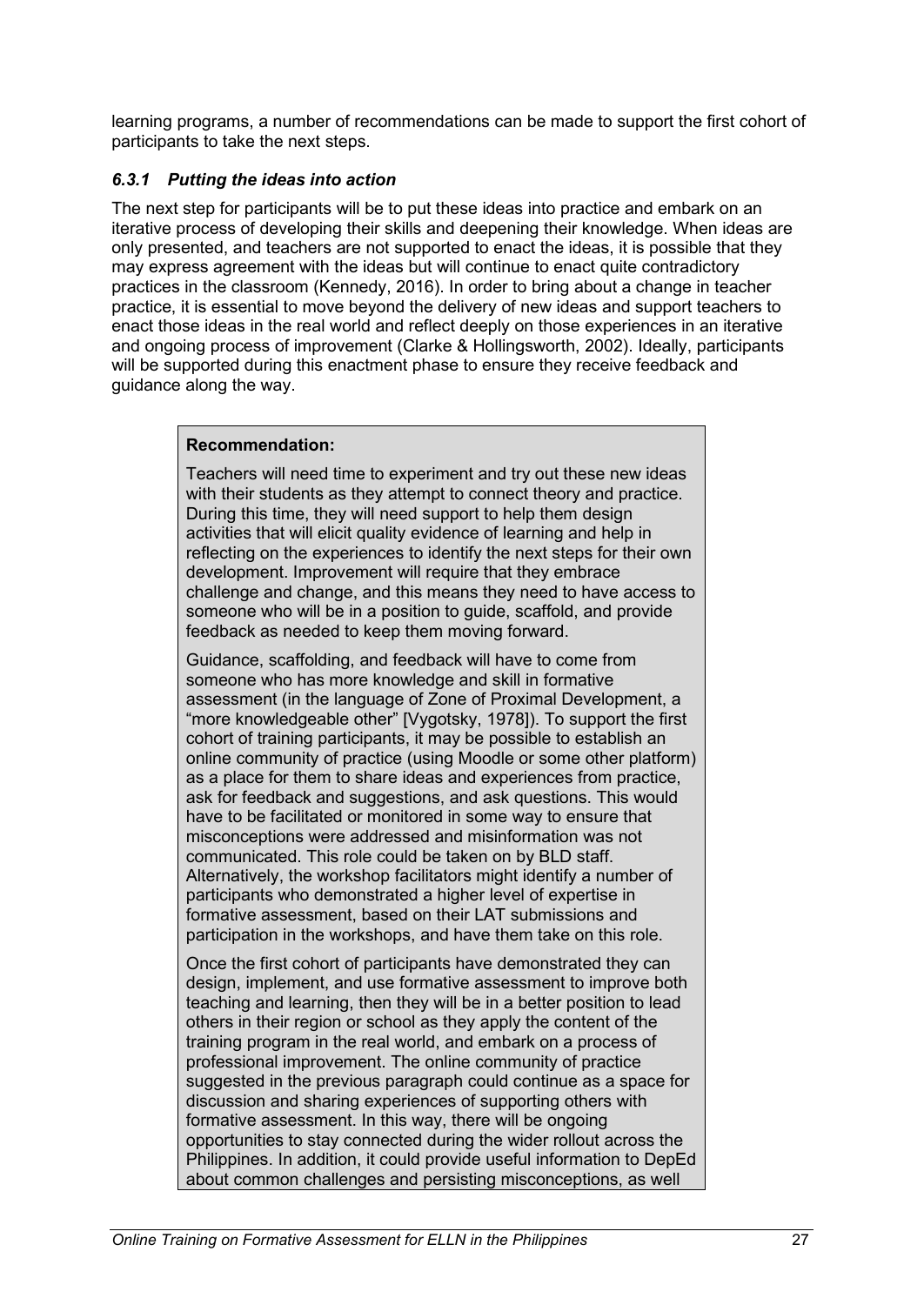learning programs, a number of recommendations can be made to support the first cohort of participants to take the next steps.

### *6.3.1 Putting the ideas into action*

The next step for participants will be to put these ideas into practice and embark on an iterative process of developing their skills and deepening their knowledge. When ideas are only presented, and teachers are not supported to enact the ideas, it is possible that they may express agreement with the ideas but will continue to enact quite contradictory practices in the classroom (Kennedy, 2016). In order to bring about a change in teacher practice, it is essential to move beyond the delivery of new ideas and support teachers to enact those ideas in the real world and reflect deeply on those experiences in an iterative and ongoing process of improvement (Clarke & Hollingsworth, 2002). Ideally, participants will be supported during this enactment phase to ensure they receive feedback and guidance along the way.

> **Recommendation:**
>
> Teachers will need time to experiment and try out these new ideas with their students as they attempt to connect theory and practice. During this time, they will need support to help them design activities that will elicit quality evidence of learning and help in reflecting on the experiences to identify the next steps for their own development. Improvement will require that they embrace challenge and change, and this means they need to have access to someone who will be in a position to guide, scaffold, and provide feedback as needed to keep them moving forward.
>
> Guidance, scaffolding, and feedback will have to come from someone who has more knowledge and skill in formative assessment (in the language of Zone of Proximal Development, a "more knowledgeable other" [Vygotsky, 1978]). To support the first cohort of training participants, it may be possible to establish an online community of practice (using Moodle or some other platform) as a place for them to share ideas and experiences from practice, ask for feedback and suggestions, and ask questions. This would have to be facilitated or monitored in some way to ensure that misconceptions were addressed and misinformation was not communicated. This role could be taken on by BLD staff. Alternatively, the workshop facilitators might identify a number of participants who demonstrated a higher level of expertise in formative assessment, based on their LAT submissions and participation in the workshops, and have them take on this role.
>
> Once the first cohort of participants have demonstrated they can design, implement, and use formative assessment to improve both teaching and learning, then they will be in a better position to lead others in their region or school as they apply the content of the training program in the real world, and embark on a process of professional improvement. The online community of practice suggested in the previous paragraph could continue as a space for discussion and sharing experiences of supporting others with formative assessment. In this way, there will be ongoing opportunities to stay connected during the wider rollout across the Philippines. In addition, it could provide useful information to DepEd about common challenges and persisting misconceptions, as well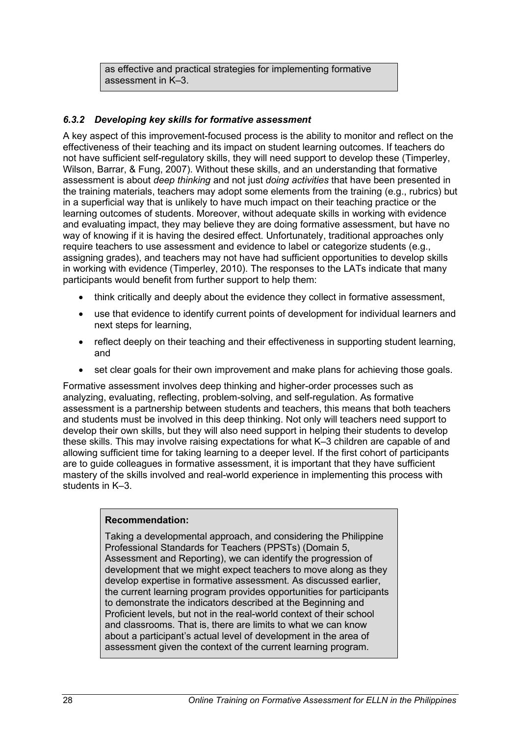as effective and practical strategies for implementing formative assessment in K–3.

### *6.3.2 Developing key skills for formative assessment*

A key aspect of this improvement-focused process is the ability to monitor and reflect on the effectiveness of their teaching and its impact on student learning outcomes. If teachers do not have sufficient self-regulatory skills, they will need support to develop these (Timperley, Wilson, Barrar, & Fung, 2007). Without these skills, and an understanding that formative assessment is about *deep thinking* and not just *doing activities* that have been presented in the training materials, teachers may adopt some elements from the training (e.g., rubrics) but in a superficial way that is unlikely to have much impact on their teaching practice or the learning outcomes of students. Moreover, without adequate skills in working with evidence and evaluating impact, they may believe they are doing formative assessment, but have no way of knowing if it is having the desired effect. Unfortunately, traditional approaches only require teachers to use assessment and evidence to label or categorize students (e.g., assigning grades), and teachers may not have had sufficient opportunities to develop skills in working with evidence (Timperley, 2010). The responses to the LATs indicate that many participants would benefit from further support to help them:

- think critically and deeply about the evidence they collect in formative assessment,
- use that evidence to identify current points of development for individual learners and next steps for learning,
- reflect deeply on their teaching and their effectiveness in supporting student learning, and
- set clear goals for their own improvement and make plans for achieving those goals.

Formative assessment involves deep thinking and higher-order processes such as analyzing, evaluating, reflecting, problem-solving, and self-regulation. As formative assessment is a partnership between students and teachers, this means that both teachers and students must be involved in this deep thinking. Not only will teachers need support to develop their own skills, but they will also need support in helping their students to develop these skills. This may involve raising expectations for what K–3 children are capable of and allowing sufficient time for taking learning to a deeper level. If the first cohort of participants are to guide colleagues in formative assessment, it is important that they have sufficient mastery of the skills involved and real-world experience in implementing this process with students in K–3.

**Recommendation:**

Taking a developmental approach, and considering the Philippine Professional Standards for Teachers (PPSTs) (Domain 5, Assessment and Reporting), we can identify the progression of development that we might expect teachers to move along as they develop expertise in formative assessment. As discussed earlier, the current learning program provides opportunities for participants to demonstrate the indicators described at the Beginning and Proficient levels, but not in the real-world context of their school and classrooms. That is, there are limits to what we can know about a participant's actual level of development in the area of assessment given the context of the current learning program.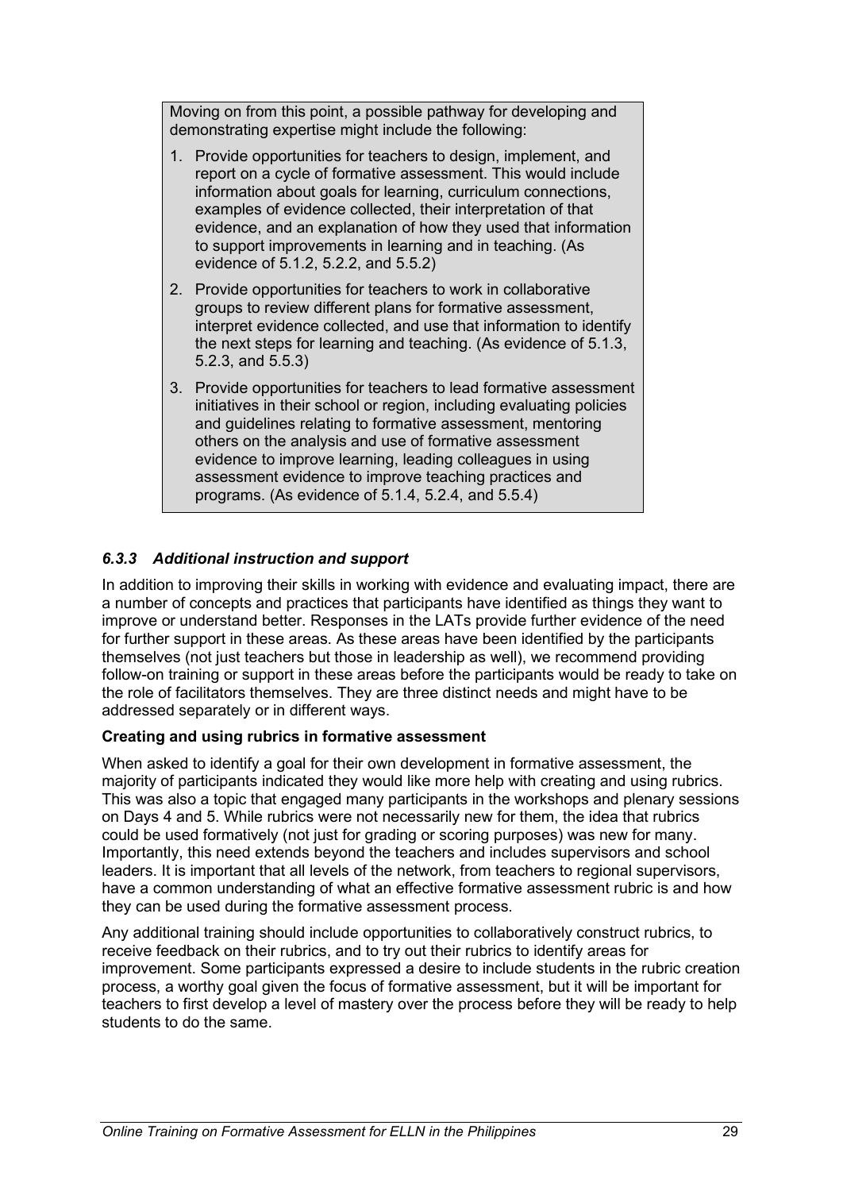> Moving on from this point, a possible pathway for developing and demonstrating expertise might include the following:
>
> 1. Provide opportunities for teachers to design, implement, and report on a cycle of formative assessment. This would include information about goals for learning, curriculum connections, examples of evidence collected, their interpretation of that evidence, and an explanation of how they used that information to support improvements in learning and in teaching. (As evidence of 5.1.2, 5.2.2, and 5.5.2)
> 2. Provide opportunities for teachers to work in collaborative groups to review different plans for formative assessment, interpret evidence collected, and use that information to identify the next steps for learning and teaching. (As evidence of 5.1.3, 5.2.3, and 5.5.3)
> 3. Provide opportunities for teachers to lead formative assessment initiatives in their school or region, including evaluating policies and guidelines relating to formative assessment, mentoring others on the analysis and use of formative assessment evidence to improve learning, leading colleagues in using assessment evidence to improve teaching practices and programs. (As evidence of 5.1.4, 5.2.4, and 5.5.4)

### *6.3.3 Additional instruction and support*

In addition to improving their skills in working with evidence and evaluating impact, there are a number of concepts and practices that participants have identified as things they want to improve or understand better. Responses in the LATs provide further evidence of the need for further support in these areas. As these areas have been identified by the participants themselves (not just teachers but those in leadership as well), we recommend providing follow-on training or support in these areas before the participants would be ready to take on the role of facilitators themselves. They are three distinct needs and might have to be addressed separately or in different ways.

**Creating and using rubrics in formative assessment**

When asked to identify a goal for their own development in formative assessment, the majority of participants indicated they would like more help with creating and using rubrics. This was also a topic that engaged many participants in the workshops and plenary sessions on Days 4 and 5. While rubrics were not necessarily new for them, the idea that rubrics could be used formatively (not just for grading or scoring purposes) was new for many. Importantly, this need extends beyond the teachers and includes supervisors and school leaders. It is important that all levels of the network, from teachers to regional supervisors, have a common understanding of what an effective formative assessment rubric is and how they can be used during the formative assessment process.

Any additional training should include opportunities to collaboratively construct rubrics, to receive feedback on their rubrics, and to try out their rubrics to identify areas for improvement. Some participants expressed a desire to include students in the rubric creation process, a worthy goal given the focus of formative assessment, but it will be important for teachers to first develop a level of mastery over the process before they will be ready to help students to do the same.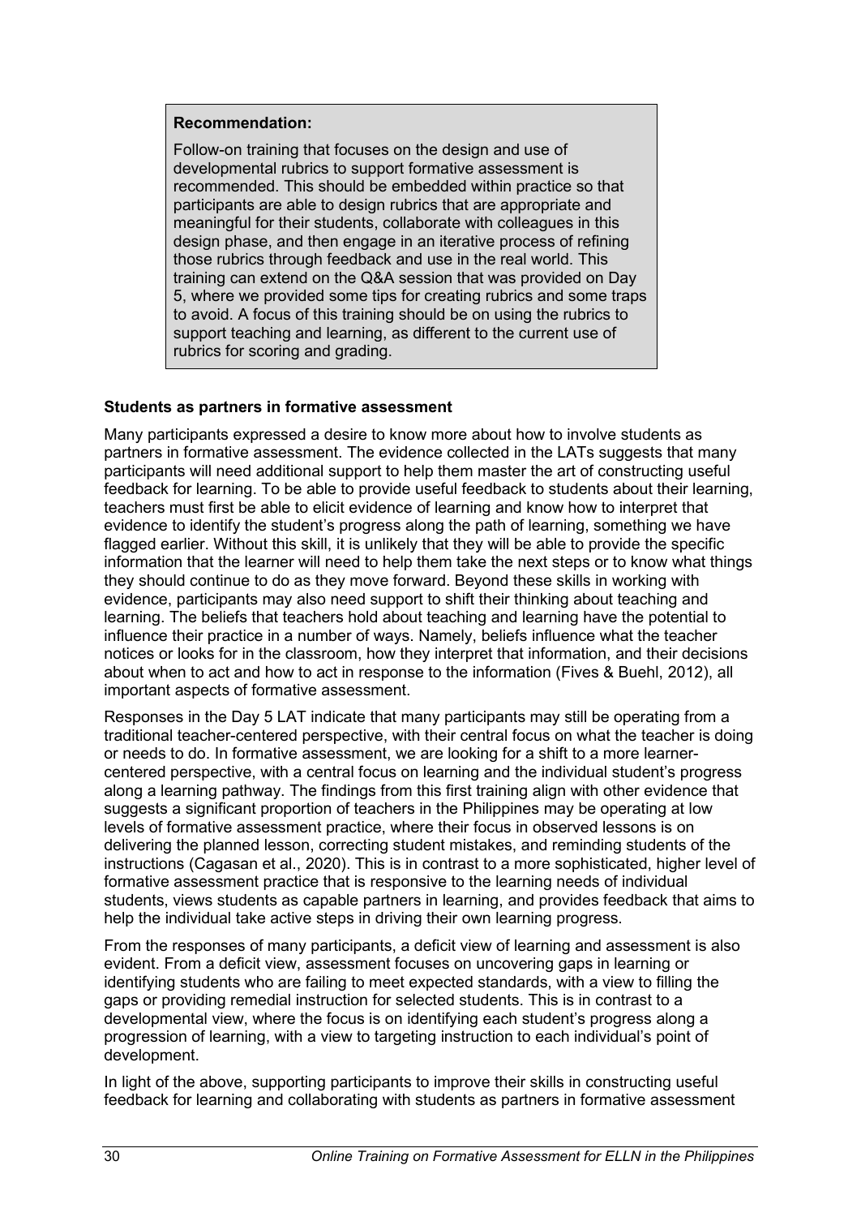> **Recommendation:**
>
> Follow-on training that focuses on the design and use of developmental rubrics to support formative assessment is recommended. This should be embedded within practice so that participants are able to design rubrics that are appropriate and meaningful for their students, collaborate with colleagues in this design phase, and then engage in an iterative process of refining those rubrics through feedback and use in the real world. This training can extend on the Q&A session that was provided on Day 5, where we provided some tips for creating rubrics and some traps to avoid. A focus of this training should be on using the rubrics to support teaching and learning, as different to the current use of rubrics for scoring and grading.

**Students as partners in formative assessment**

Many participants expressed a desire to know more about how to involve students as partners in formative assessment. The evidence collected in the LATs suggests that many participants will need additional support to help them master the art of constructing useful feedback for learning. To be able to provide useful feedback to students about their learning, teachers must first be able to elicit evidence of learning and know how to interpret that evidence to identify the student's progress along the path of learning, something we have flagged earlier. Without this skill, it is unlikely that they will be able to provide the specific information that the learner will need to help them take the next steps or to know what things they should continue to do as they move forward. Beyond these skills in working with evidence, participants may also need support to shift their thinking about teaching and learning. The beliefs that teachers hold about teaching and learning have the potential to influence their practice in a number of ways. Namely, beliefs influence what the teacher notices or looks for in the classroom, how they interpret that information, and their decisions about when to act and how to act in response to the information (Fives & Buehl, 2012), all important aspects of formative assessment.

Responses in the Day 5 LAT indicate that many participants may still be operating from a traditional teacher-centered perspective, with their central focus on what the teacher is doing or needs to do. In formative assessment, we are looking for a shift to a more learner-centered perspective, with a central focus on learning and the individual student's progress along a learning pathway. The findings from this first training align with other evidence that suggests a significant proportion of teachers in the Philippines may be operating at low levels of formative assessment practice, where their focus in observed lessons is on delivering the planned lesson, correcting student mistakes, and reminding students of the instructions (Cagasan et al., 2020). This is in contrast to a more sophisticated, higher level of formative assessment practice that is responsive to the learning needs of individual students, views students as capable partners in learning, and provides feedback that aims to help the individual take active steps in driving their own learning progress.

From the responses of many participants, a deficit view of learning and assessment is also evident. From a deficit view, assessment focuses on uncovering gaps in learning or identifying students who are failing to meet expected standards, with a view to filling the gaps or providing remedial instruction for selected students. This is in contrast to a developmental view, where the focus is on identifying each student's progress along a progression of learning, with a view to targeting instruction to each individual's point of development.

In light of the above, supporting participants to improve their skills in constructing useful feedback for learning and collaborating with students as partners in formative assessment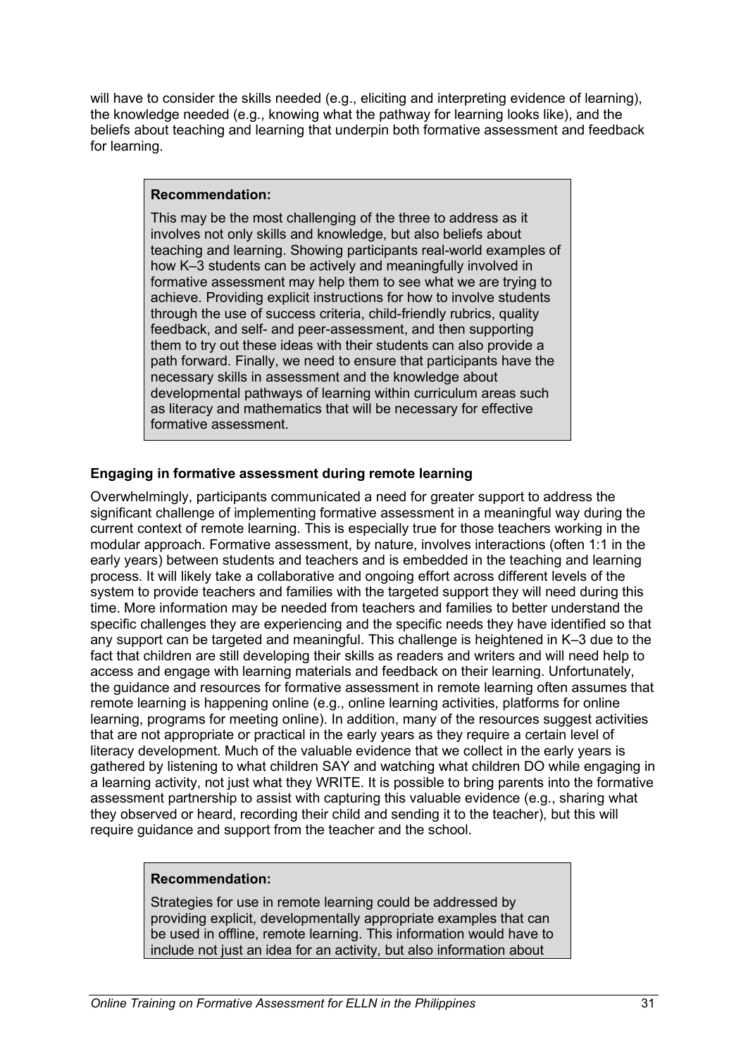will have to consider the skills needed (e.g., eliciting and interpreting evidence of learning), the knowledge needed (e.g., knowing what the pathway for learning looks like), and the beliefs about teaching and learning that underpin both formative assessment and feedback for learning.

> **Recommendation:**
>
> This may be the most challenging of the three to address as it involves not only skills and knowledge, but also beliefs about teaching and learning. Showing participants real-world examples of how K–3 students can be actively and meaningfully involved in formative assessment may help them to see what we are trying to achieve. Providing explicit instructions for how to involve students through the use of success criteria, child-friendly rubrics, quality feedback, and self- and peer-assessment, and then supporting them to try out these ideas with their students can also provide a path forward. Finally, we need to ensure that participants have the necessary skills in assessment and the knowledge about developmental pathways of learning within curriculum areas such as literacy and mathematics that will be necessary for effective formative assessment.

**Engaging in formative assessment during remote learning**

Overwhelmingly, participants communicated a need for greater support to address the significant challenge of implementing formative assessment in a meaningful way during the current context of remote learning. This is especially true for those teachers working in the modular approach. Formative assessment, by nature, involves interactions (often 1:1 in the early years) between students and teachers and is embedded in the teaching and learning process. It will likely take a collaborative and ongoing effort across different levels of the system to provide teachers and families with the targeted support they will need during this time. More information may be needed from teachers and families to better understand the specific challenges they are experiencing and the specific needs they have identified so that any support can be targeted and meaningful. This challenge is heightened in K–3 due to the fact that children are still developing their skills as readers and writers and will need help to access and engage with learning materials and feedback on their learning. Unfortunately, the guidance and resources for formative assessment in remote learning often assumes that remote learning is happening online (e.g., online learning activities, platforms for online learning, programs for meeting online). In addition, many of the resources suggest activities that are not appropriate or practical in the early years as they require a certain level of literacy development. Much of the valuable evidence that we collect in the early years is gathered by listening to what children SAY and watching what children DO while engaging in a learning activity, not just what they WRITE. It is possible to bring parents into the formative assessment partnership to assist with capturing this valuable evidence (e.g., sharing what they observed or heard, recording their child and sending it to the teacher), but this will require guidance and support from the teacher and the school.

> **Recommendation:**
>
> Strategies for use in remote learning could be addressed by providing explicit, developmentally appropriate examples that can be used in offline, remote learning. This information would have to include not just an idea for an activity, but also information about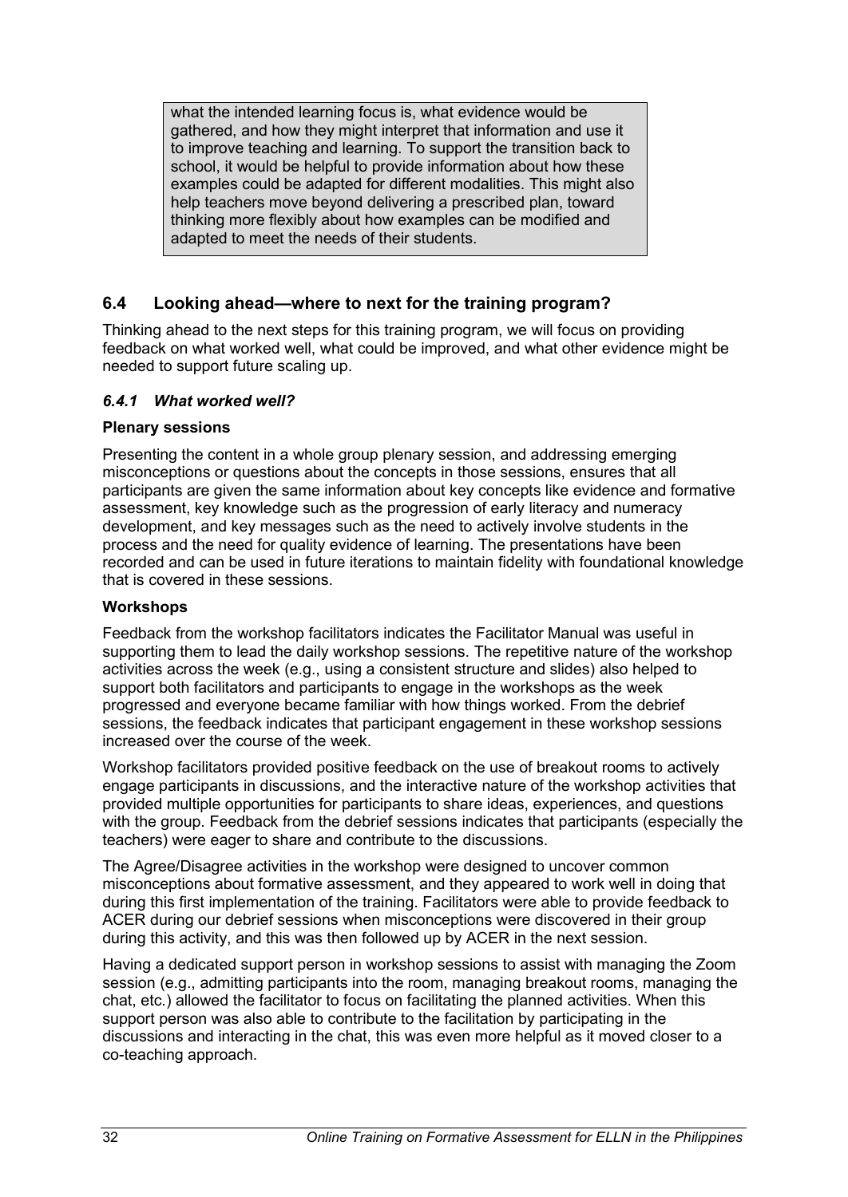> what the intended learning focus is, what evidence would be gathered, and how they might interpret that information and use it to improve teaching and learning. To support the transition back to school, it would be helpful to provide information about how these examples could be adapted for different modalities. This might also help teachers move beyond delivering a prescribed plan, toward thinking more flexibly about how examples can be modified and adapted to meet the needs of their students.

## 6.4 Looking ahead—where to next for the training program?

Thinking ahead to the next steps for this training program, we will focus on providing feedback on what worked well, what could be improved, and what other evidence might be needed to support future scaling up.

### *6.4.1 What worked well?*

**Plenary sessions**

Presenting the content in a whole group plenary session, and addressing emerging misconceptions or questions about the concepts in those sessions, ensures that all participants are given the same information about key concepts like evidence and formative assessment, key knowledge such as the progression of early literacy and numeracy development, and key messages such as the need to actively involve students in the process and the need for quality evidence of learning. The presentations have been recorded and can be used in future iterations to maintain fidelity with foundational knowledge that is covered in these sessions.

**Workshops**

Feedback from the workshop facilitators indicates the Facilitator Manual was useful in supporting them to lead the daily workshop sessions. The repetitive nature of the workshop activities across the week (e.g., using a consistent structure and slides) also helped to support both facilitators and participants to engage in the workshops as the week progressed and everyone became familiar with how things worked. From the debrief sessions, the feedback indicates that participant engagement in these workshop sessions increased over the course of the week.

Workshop facilitators provided positive feedback on the use of breakout rooms to actively engage participants in discussions, and the interactive nature of the workshop activities that provided multiple opportunities for participants to share ideas, experiences, and questions with the group. Feedback from the debrief sessions indicates that participants (especially the teachers) were eager to share and contribute to the discussions.

The Agree/Disagree activities in the workshop were designed to uncover common misconceptions about formative assessment, and they appeared to work well in doing that during this first implementation of the training. Facilitators were able to provide feedback to ACER during our debrief sessions when misconceptions were discovered in their group during this activity, and this was then followed up by ACER in the next session.

Having a dedicated support person in workshop sessions to assist with managing the Zoom session (e.g., admitting participants into the room, managing breakout rooms, managing the chat, etc.) allowed the facilitator to focus on facilitating the planned activities. When this support person was also able to contribute to the facilitation by participating in the discussions and interacting in the chat, this was even more helpful as it moved closer to a co-teaching approach.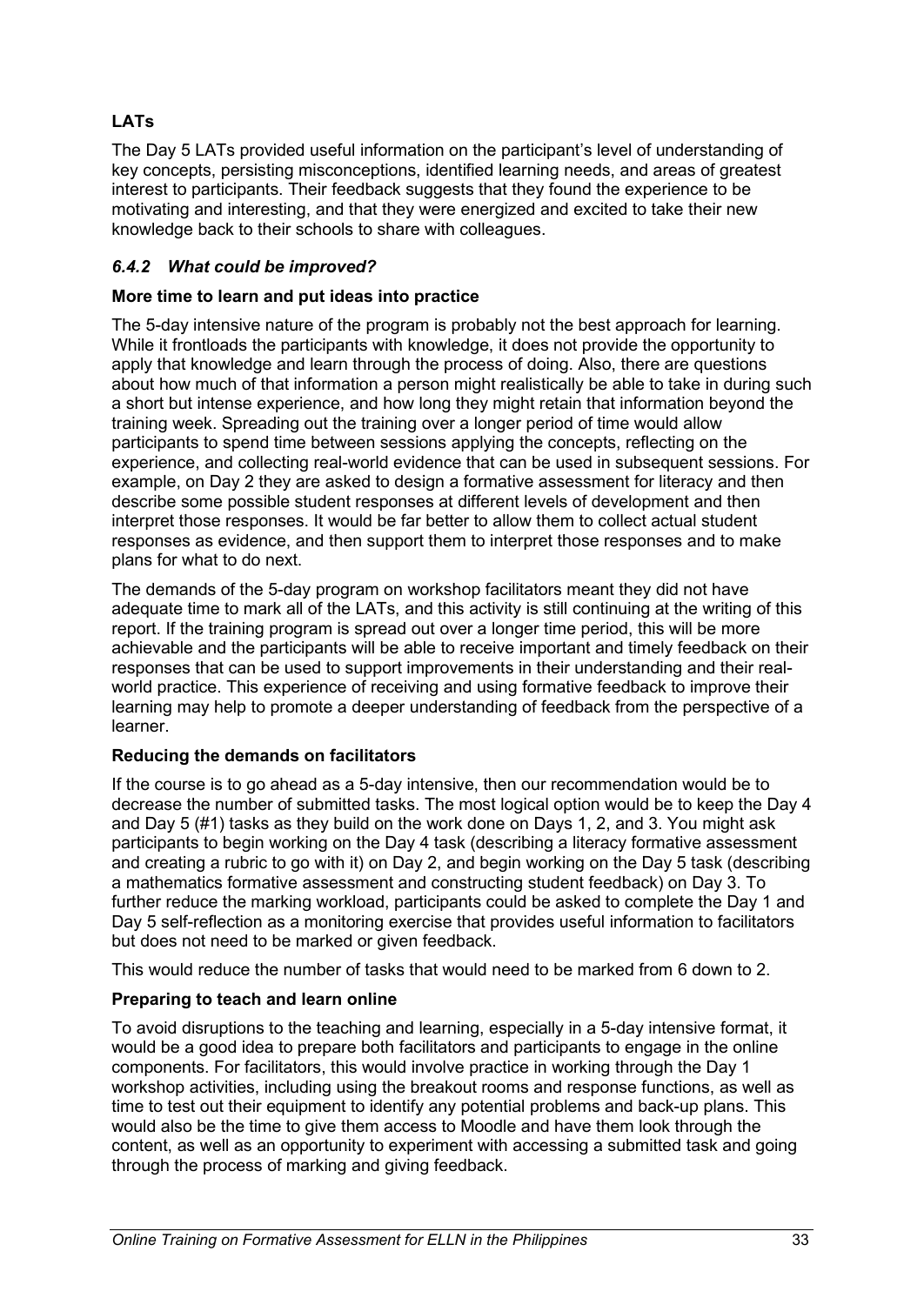**LATs**

The Day 5 LATs provided useful information on the participant's level of understanding of key concepts, persisting misconceptions, identified learning needs, and areas of greatest interest to participants. Their feedback suggests that they found the experience to be motivating and interesting, and that they were energized and excited to take their new knowledge back to their schools to share with colleagues.

### *6.4.2 What could be improved?*

**More time to learn and put ideas into practice**

The 5-day intensive nature of the program is probably not the best approach for learning. While it frontloads the participants with knowledge, it does not provide the opportunity to apply that knowledge and learn through the process of doing. Also, there are questions about how much of that information a person might realistically be able to take in during such a short but intense experience, and how long they might retain that information beyond the training week. Spreading out the training over a longer period of time would allow participants to spend time between sessions applying the concepts, reflecting on the experience, and collecting real-world evidence that can be used in subsequent sessions. For example, on Day 2 they are asked to design a formative assessment for literacy and then describe some possible student responses at different levels of development and then interpret those responses. It would be far better to allow them to collect actual student responses as evidence, and then support them to interpret those responses and to make plans for what to do next.

The demands of the 5-day program on workshop facilitators meant they did not have adequate time to mark all of the LATs, and this activity is still continuing at the writing of this report. If the training program is spread out over a longer time period, this will be more achievable and the participants will be able to receive important and timely feedback on their responses that can be used to support improvements in their understanding and their real-world practice. This experience of receiving and using formative feedback to improve their learning may help to promote a deeper understanding of feedback from the perspective of a learner.

**Reducing the demands on facilitators**

If the course is to go ahead as a 5-day intensive, then our recommendation would be to decrease the number of submitted tasks. The most logical option would be to keep the Day 4 and Day 5 (#1) tasks as they build on the work done on Days 1, 2, and 3. You might ask participants to begin working on the Day 4 task (describing a literacy formative assessment and creating a rubric to go with it) on Day 2, and begin working on the Day 5 task (describing a mathematics formative assessment and constructing student feedback) on Day 3. To further reduce the marking workload, participants could be asked to complete the Day 1 and Day 5 self-reflection as a monitoring exercise that provides useful information to facilitators but does not need to be marked or given feedback.

This would reduce the number of tasks that would need to be marked from 6 down to 2.

**Preparing to teach and learn online**

To avoid disruptions to the teaching and learning, especially in a 5-day intensive format, it would be a good idea to prepare both facilitators and participants to engage in the online components. For facilitators, this would involve practice in working through the Day 1 workshop activities, including using the breakout rooms and response functions, as well as time to test out their equipment to identify any potential problems and back-up plans. This would also be the time to give them access to Moodle and have them look through the content, as well as an opportunity to experiment with accessing a submitted task and going through the process of marking and giving feedback.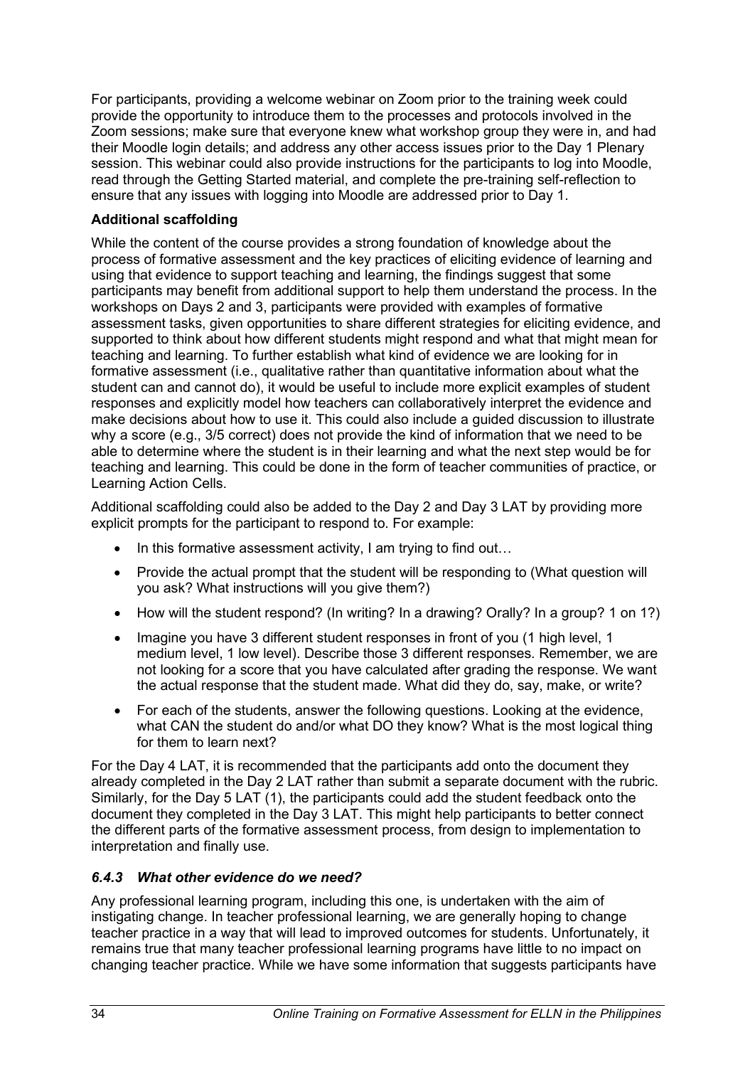For participants, providing a welcome webinar on Zoom prior to the training week could provide the opportunity to introduce them to the processes and protocols involved in the Zoom sessions; make sure that everyone knew what workshop group they were in, and had their Moodle login details; and address any other access issues prior to the Day 1 Plenary session. This webinar could also provide instructions for the participants to log into Moodle, read through the Getting Started material, and complete the pre-training self-reflection to ensure that any issues with logging into Moodle are addressed prior to Day 1.

**Additional scaffolding**

While the content of the course provides a strong foundation of knowledge about the process of formative assessment and the key practices of eliciting evidence of learning and using that evidence to support teaching and learning, the findings suggest that some participants may benefit from additional support to help them understand the process. In the workshops on Days 2 and 3, participants were provided with examples of formative assessment tasks, given opportunities to share different strategies for eliciting evidence, and supported to think about how different students might respond and what that might mean for teaching and learning. To further establish what kind of evidence we are looking for in formative assessment (i.e., qualitative rather than quantitative information about what the student can and cannot do), it would be useful to include more explicit examples of student responses and explicitly model how teachers can collaboratively interpret the evidence and make decisions about how to use it. This could also include a guided discussion to illustrate why a score (e.g., 3/5 correct) does not provide the kind of information that we need to be able to determine where the student is in their learning and what the next step would be for teaching and learning. This could be done in the form of teacher communities of practice, or Learning Action Cells.

Additional scaffolding could also be added to the Day 2 and Day 3 LAT by providing more explicit prompts for the participant to respond to. For example:

- In this formative assessment activity, I am trying to find out…
- Provide the actual prompt that the student will be responding to (What question will you ask? What instructions will you give them?)
- How will the student respond? (In writing? In a drawing? Orally? In a group? 1 on 1?)
- Imagine you have 3 different student responses in front of you (1 high level, 1 medium level, 1 low level). Describe those 3 different responses. Remember, we are not looking for a score that you have calculated after grading the response. We want the actual response that the student made. What did they do, say, make, or write?
- For each of the students, answer the following questions. Looking at the evidence, what CAN the student do and/or what DO they know? What is the most logical thing for them to learn next?

For the Day 4 LAT, it is recommended that the participants add onto the document they already completed in the Day 2 LAT rather than submit a separate document with the rubric. Similarly, for the Day 5 LAT (1), the participants could add the student feedback onto the document they completed in the Day 3 LAT. This might help participants to better connect the different parts of the formative assessment process, from design to implementation to interpretation and finally use.

### *6.4.3 What other evidence do we need?*

Any professional learning program, including this one, is undertaken with the aim of instigating change. In teacher professional learning, we are generally hoping to change teacher practice in a way that will lead to improved outcomes for students. Unfortunately, it remains true that many teacher professional learning programs have little to no impact on changing teacher practice. While we have some information that suggests participants have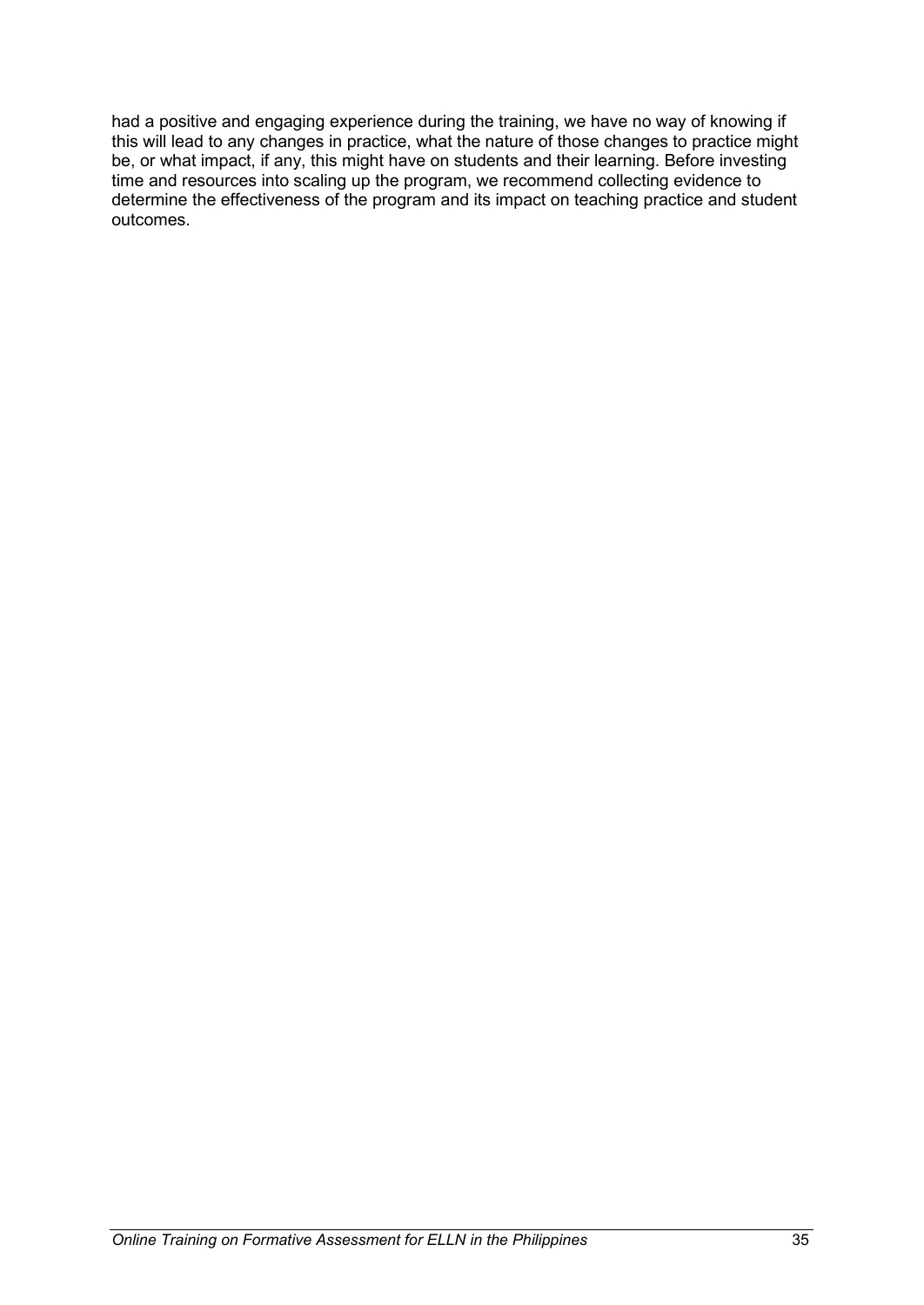had a positive and engaging experience during the training, we have no way of knowing if this will lead to any changes in practice, what the nature of those changes to practice might be, or what impact, if any, this might have on students and their learning. Before investing time and resources into scaling up the program, we recommend collecting evidence to determine the effectiveness of the program and its impact on teaching practice and student outcomes.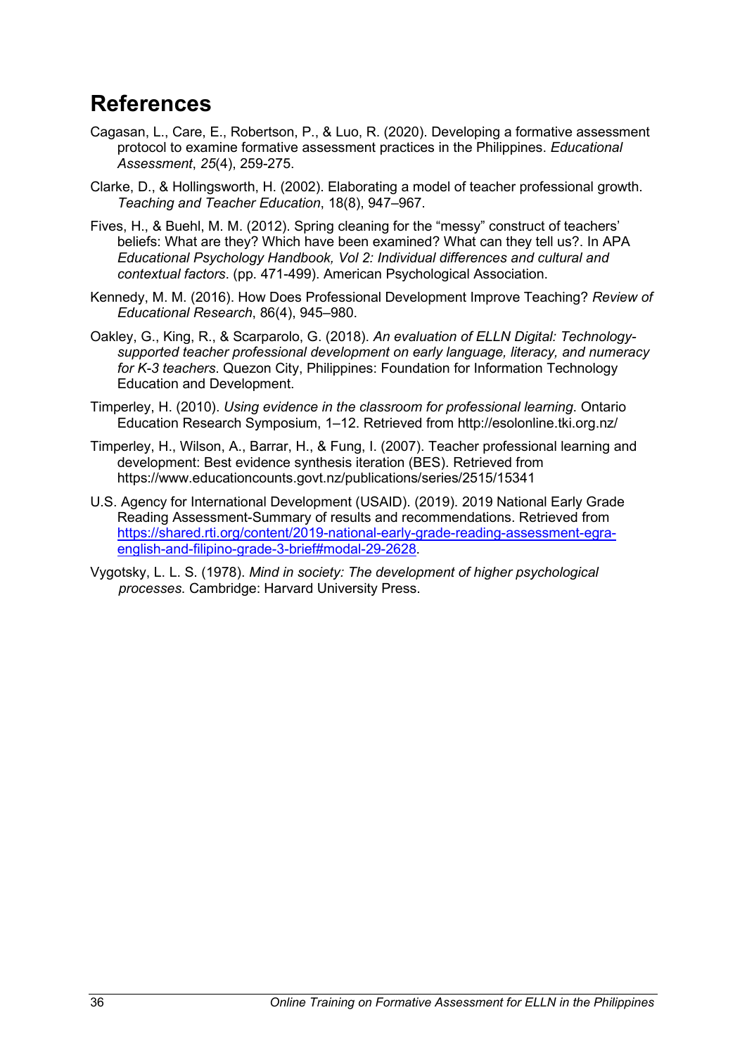# References

Cagasan, L., Care, E., Robertson, P., & Luo, R. (2020). Developing a formative assessment protocol to examine formative assessment practices in the Philippines. *Educational Assessment*, *25*(4), 259-275.

Clarke, D., & Hollingsworth, H. (2002). Elaborating a model of teacher professional growth. *Teaching and Teacher Education*, 18(8), 947–967.

Fives, H., & Buehl, M. M. (2012). Spring cleaning for the “messy” construct of teachers’ beliefs: What are they? Which have been examined? What can they tell us?. In APA *Educational Psychology Handbook, Vol 2: Individual differences and cultural and contextual factors*. (pp. 471-499). American Psychological Association.

Kennedy, M. M. (2016). How Does Professional Development Improve Teaching? *Review of Educational Research*, 86(4), 945–980.

Oakley, G., King, R., & Scarparolo, G. (2018). *An evaluation of ELLN Digital: Technology-supported teacher professional development on early language, literacy, and numeracy for K-3 teachers*. Quezon City, Philippines: Foundation for Information Technology Education and Development.

Timperley, H. (2010). *Using evidence in the classroom for professional learning*. Ontario Education Research Symposium, 1–12. Retrieved from http://esolonline.tki.org.nz/

Timperley, H., Wilson, A., Barrar, H., & Fung, I. (2007). Teacher professional learning and development: Best evidence synthesis iteration (BES). Retrieved from https://www.educationcounts.govt.nz/publications/series/2515/15341

U.S. Agency for International Development (USAID). (2019). 2019 National Early Grade Reading Assessment-Summary of results and recommendations. Retrieved from https://shared.rti.org/content/2019-national-early-grade-reading-assessment-egra-english-and-filipino-grade-3-brief#modal-29-2628.

Vygotsky, L. L. S. (1978). *Mind in society: The development of higher psychological processes*. Cambridge: Harvard University Press.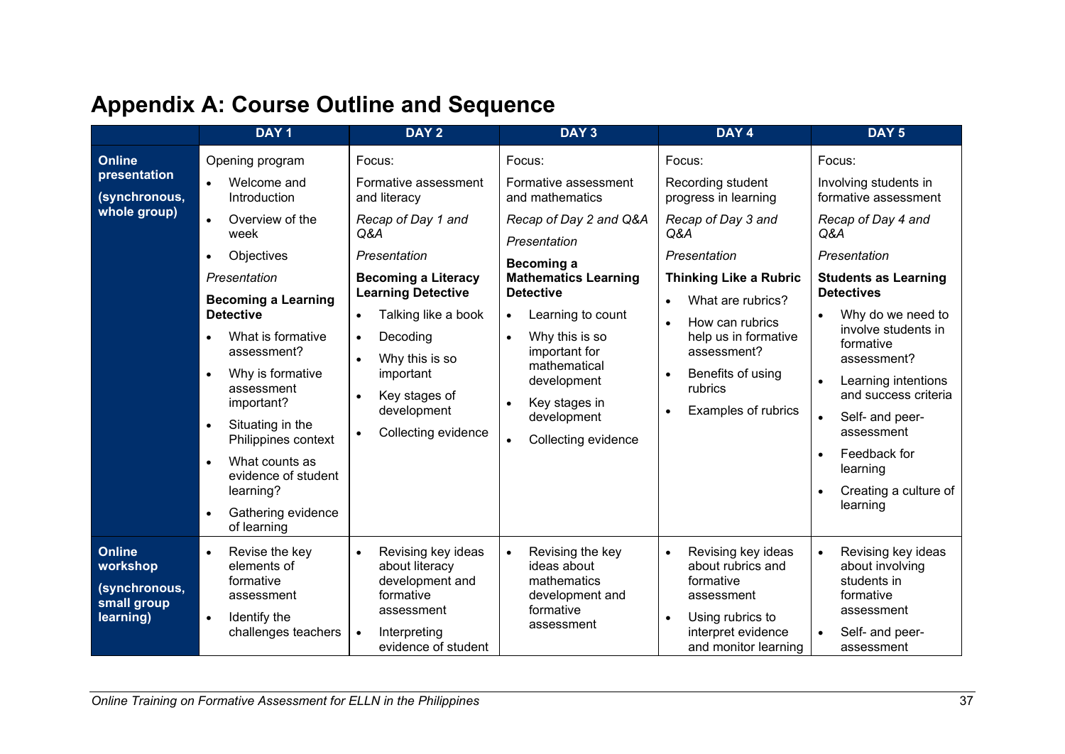# Appendix A: Course Outline and Sequence

| | DAY 1 | DAY 2 | DAY 3 | DAY 4 | DAY 5 |
|---|---|---|---|---|---|
| **Online presentation (synchronous, whole group)** | Opening program<br>• Welcome and Introduction<br>• Overview of the week<br>• Objectives<br>*Presentation*<br>**Becoming a Learning Detective**<br>• What is formative assessment?<br>• Why is formative assessment important?<br>• Situating in the Philippines context<br>• What counts as evidence of student learning?<br>• Gathering evidence of learning | Focus:<br>Formative assessment and literacy<br>*Recap of Day 1 and Q&A*<br>*Presentation*<br>**Becoming a Literacy Learning Detective**<br>• Talking like a book<br>• Decoding<br>• Why this is so important<br>• Key stages of development<br>• Collecting evidence | Focus:<br>Formative assessment and mathematics<br>*Recap of Day 2 and Q&A*<br>*Presentation*<br>**Becoming a Mathematics Learning Detective**<br>• Learning to count<br>• Why this is so important for mathematical development<br>• Key stages in development<br>• Collecting evidence | Focus:<br>Recording student progress in learning<br>*Recap of Day 3 and Q&A*<br>*Presentation*<br>**Thinking Like a Rubric**<br>• What are rubrics?<br>• How can rubrics help us in formative assessment?<br>• Benefits of using rubrics<br>• Examples of rubrics | Focus:<br>Involving students in formative assessment<br>*Recap of Day 4 and Q&A*<br>*Presentation*<br>**Students as Learning Detectives**<br>• Why do we need to involve students in formative assessment?<br>• Learning intentions and success criteria<br>• Self- and peer-assessment<br>• Feedback for learning<br>• Creating a culture of learning |
| **Online workshop (synchronous, small group learning)** | • Revise the key elements of formative assessment<br>• Identify the challenges teachers | • Revising key ideas about literacy development and formative assessment<br>• Interpreting evidence of student | • Revising the key ideas about mathematics development and formative assessment | • Revising key ideas about rubrics and formative assessment<br>• Using rubrics to interpret evidence and monitor learning | • Revising key ideas about involving students in formative assessment<br>• Self- and peer-assessment |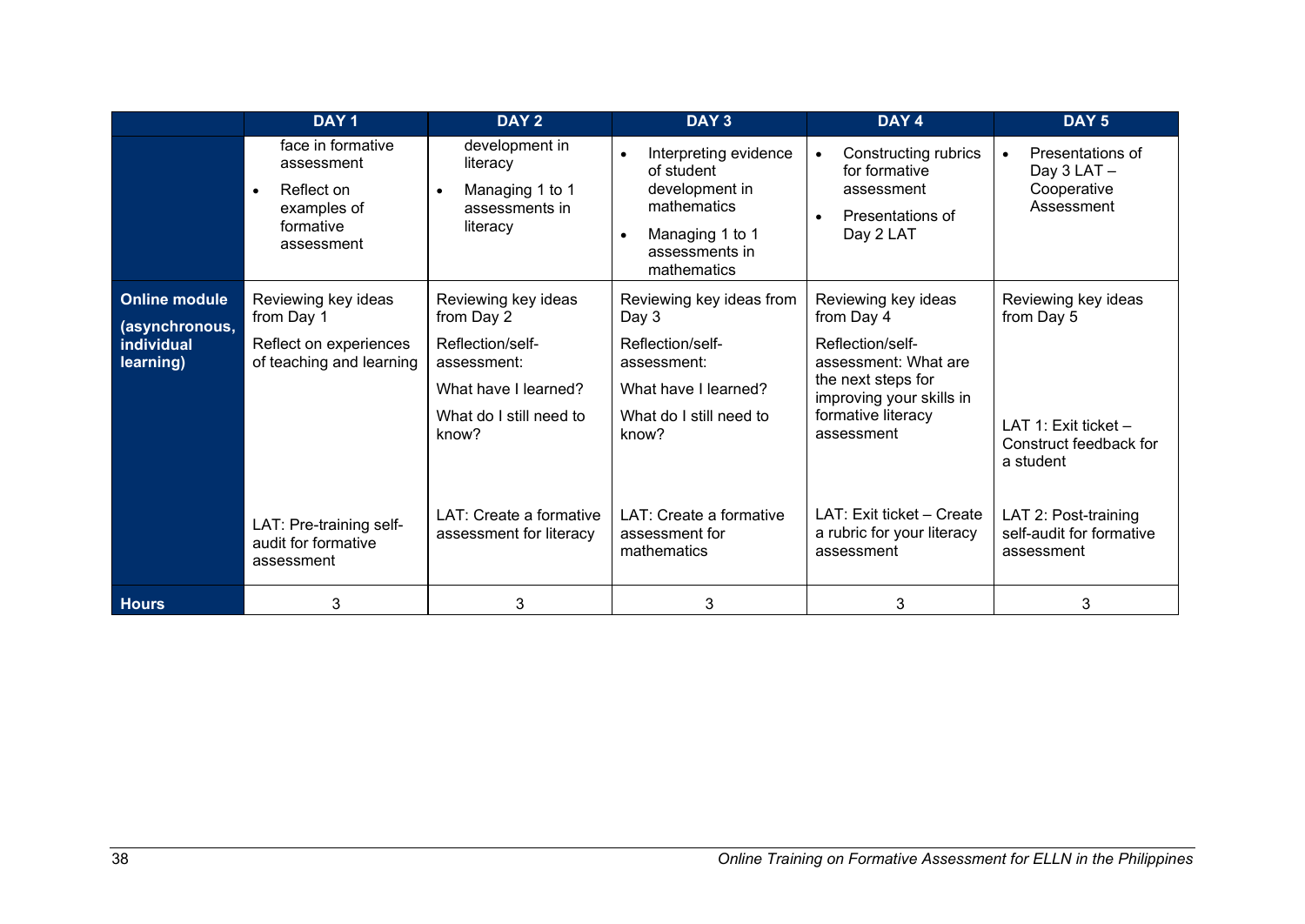| | DAY 1 | DAY 2 | DAY 3 | DAY 4 | DAY 5 |
|---|---|---|---|---|---|
| | face in formative assessment<br>• Reflect on examples of formative assessment | development in literacy<br>• Managing 1 to 1 assessments in literacy | • Interpreting evidence of student development in mathematics<br>• Managing 1 to 1 assessments in mathematics | • Constructing rubrics for formative assessment<br>• Presentations of Day 2 LAT | • Presentations of Day 3 LAT – Cooperative Assessment |
| **Online module (asynchronous, individual learning)** | Reviewing key ideas from Day 1<br>Reflect on experiences of teaching and learning<br><br>LAT: Pre-training self-audit for formative assessment | Reviewing key ideas from Day 2<br>Reflection/self-assessment:<br>What have I learned?<br>What do I still need to know?<br><br>LAT: Create a formative assessment for literacy | Reviewing key ideas from Day 3<br>Reflection/self-assessment:<br>What have I learned?<br>What do I still need to know?<br><br>LAT: Create a formative assessment for mathematics | Reviewing key ideas from Day 4<br>Reflection/self-assessment: What are the next steps for improving your skills in formative literacy assessment<br><br>LAT: Exit ticket – Create a rubric for your literacy assessment | Reviewing key ideas from Day 5<br><br>LAT 1: Exit ticket – Construct feedback for a student<br><br>LAT 2: Post-training self-audit for formative assessment |
| **Hours** | 3 | 3 | 3 | 3 | 3 |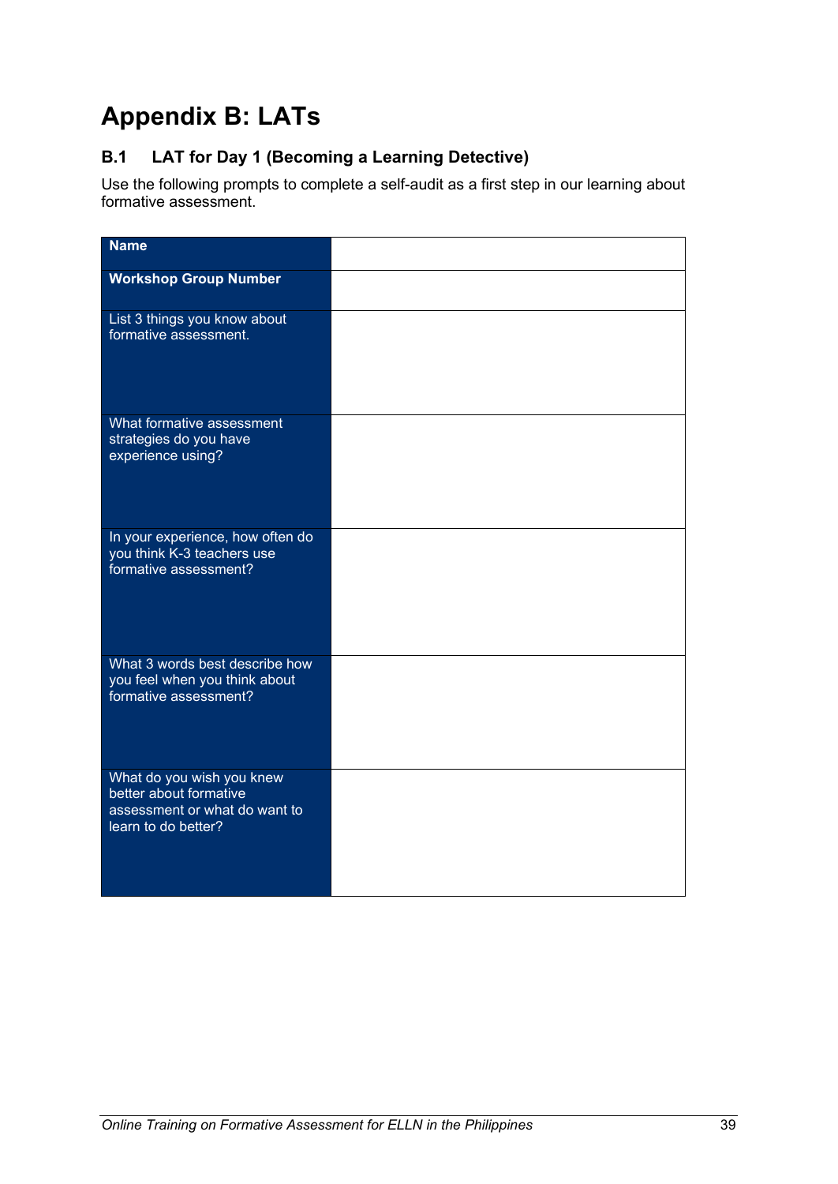# Appendix B: LATs

## B.1 LAT for Day 1 (Becoming a Learning Detective)

Use the following prompts to complete a self-audit as a first step in our learning about formative assessment.

| | |
|---|---|
| **Name** | |
| **Workshop Group Number** | |
| List 3 things you know about formative assessment. | |
| What formative assessment strategies do you have experience using? | |
| In your experience, how often do you think K-3 teachers use formative assessment? | |
| What 3 words best describe how you feel when you think about formative assessment? | |
| What do you wish you knew better about formative assessment or what do want to learn to do better? | |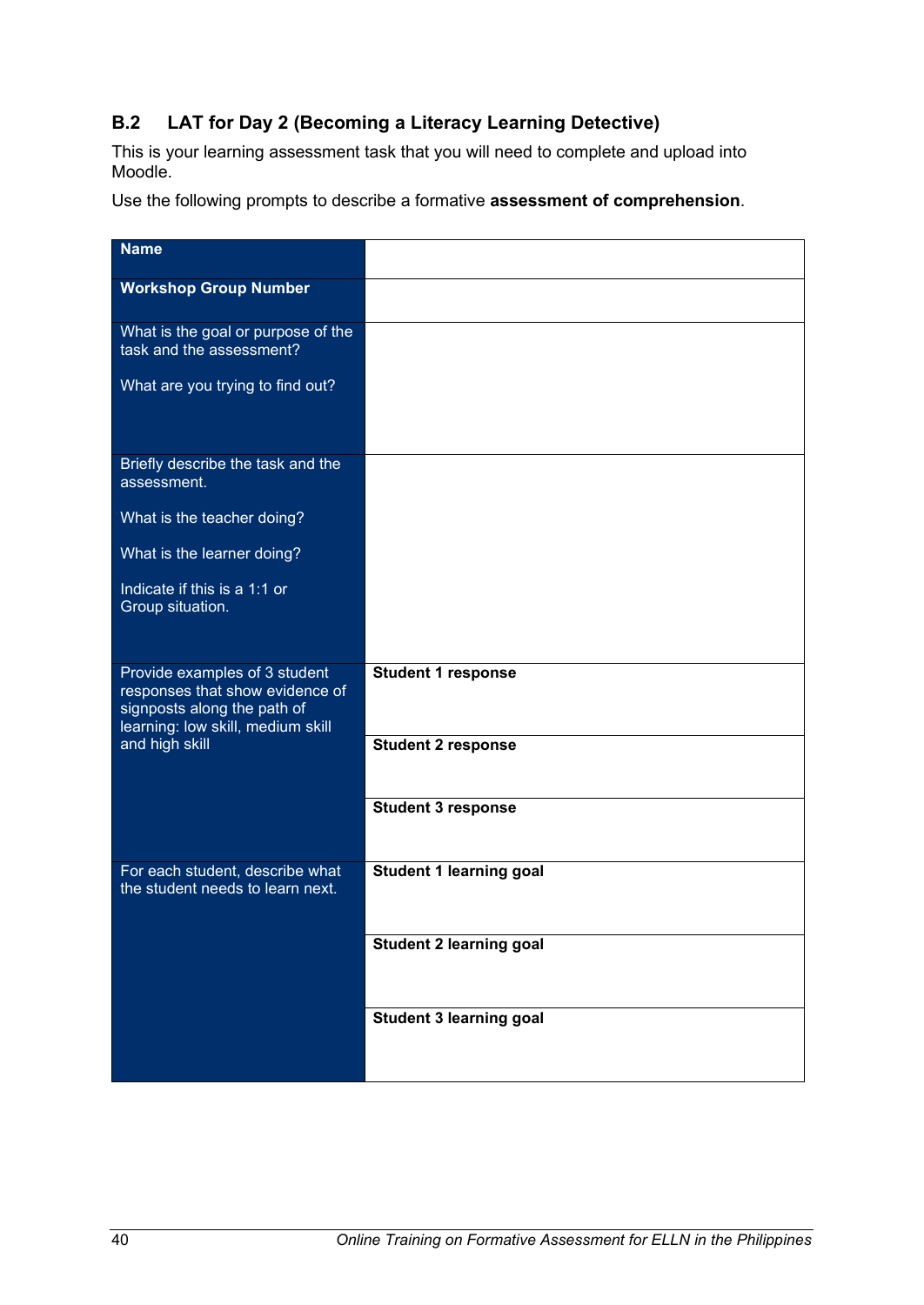## B.2 LAT for Day 2 (Becoming a Literacy Learning Detective)

This is your learning assessment task that you will need to complete and upload into Moodle.

Use the following prompts to describe a formative **assessment of comprehension**.

| | |
|---|---|
| **Name** | |
| **Workshop Group Number** | |
| What is the goal or purpose of the task and the assessment?<br><br>What are you trying to find out? | |
| Briefly describe the task and the assessment.<br><br>What is the teacher doing?<br><br>What is the learner doing?<br><br>Indicate if this is a 1:1 or Group situation. | |
| Provide examples of 3 student responses that show evidence of signposts along the path of learning: low skill, medium skill and high skill | **Student 1 response** |
| | **Student 2 response** |
| | **Student 3 response** |
| For each student, describe what the student needs to learn next. | **Student 1 learning goal** |
| | **Student 2 learning goal** |
| | **Student 3 learning goal** |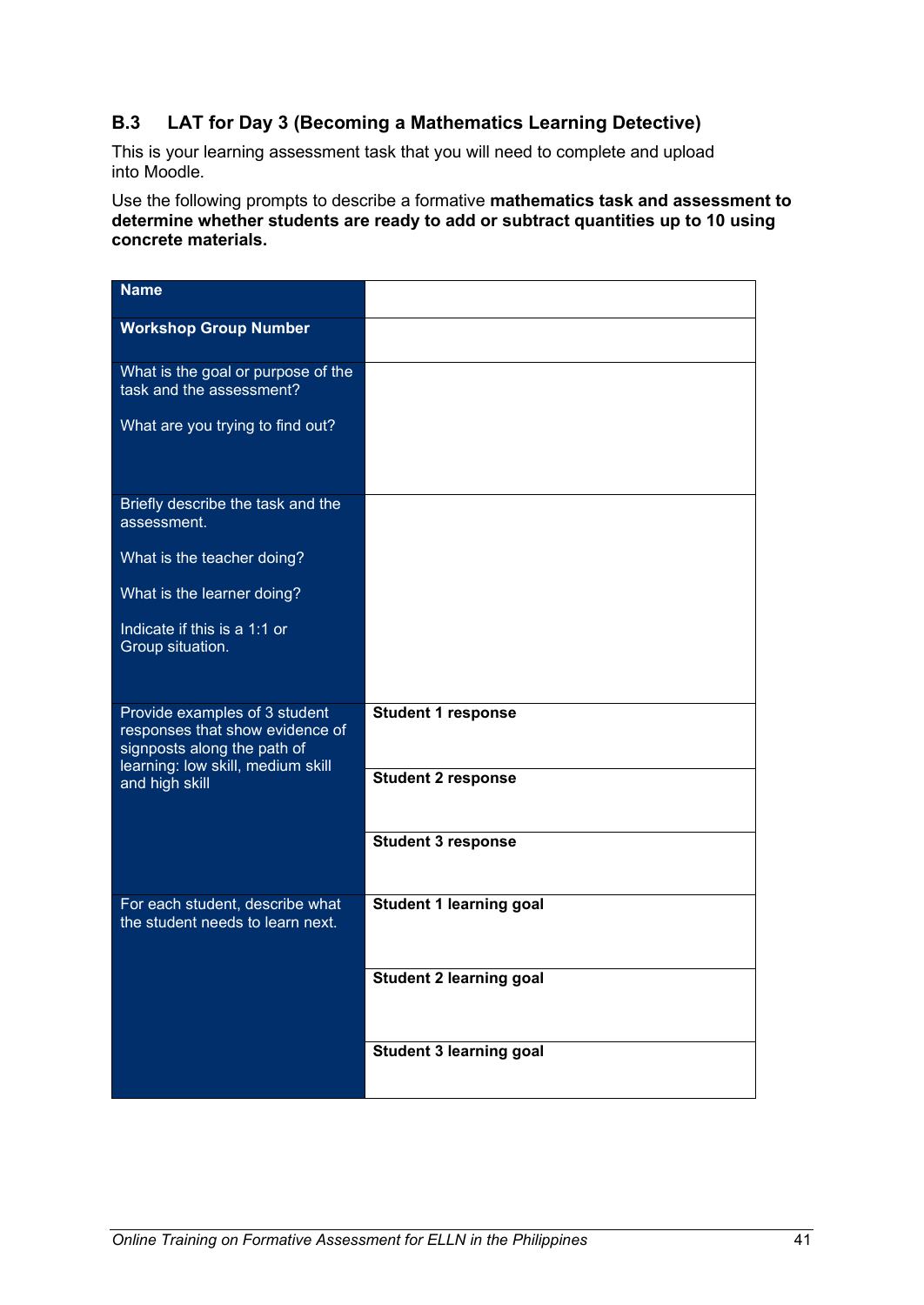## B.3 LAT for Day 3 (Becoming a Mathematics Learning Detective)

This is your learning assessment task that you will need to complete and upload into Moodle.

Use the following prompts to describe a formative **mathematics task and assessment to determine whether students are ready to add or subtract quantities up to 10 using concrete materials.**

| **Name** | |
|---|---|
| **Workshop Group Number** | |
| What is the goal or purpose of the task and the assessment?<br><br>What are you trying to find out? | |
| Briefly describe the task and the assessment.<br><br>What is the teacher doing?<br><br>What is the learner doing?<br><br>Indicate if this is a 1:1 or Group situation. | |
| Provide examples of 3 student responses that show evidence of signposts along the path of learning: low skill, medium skill and high skill | **Student 1 response** |
| | **Student 2 response** |
| | **Student 3 response** |
| For each student, describe what the student needs to learn next. | **Student 1 learning goal** |
| | **Student 2 learning goal** |
| | **Student 3 learning goal** |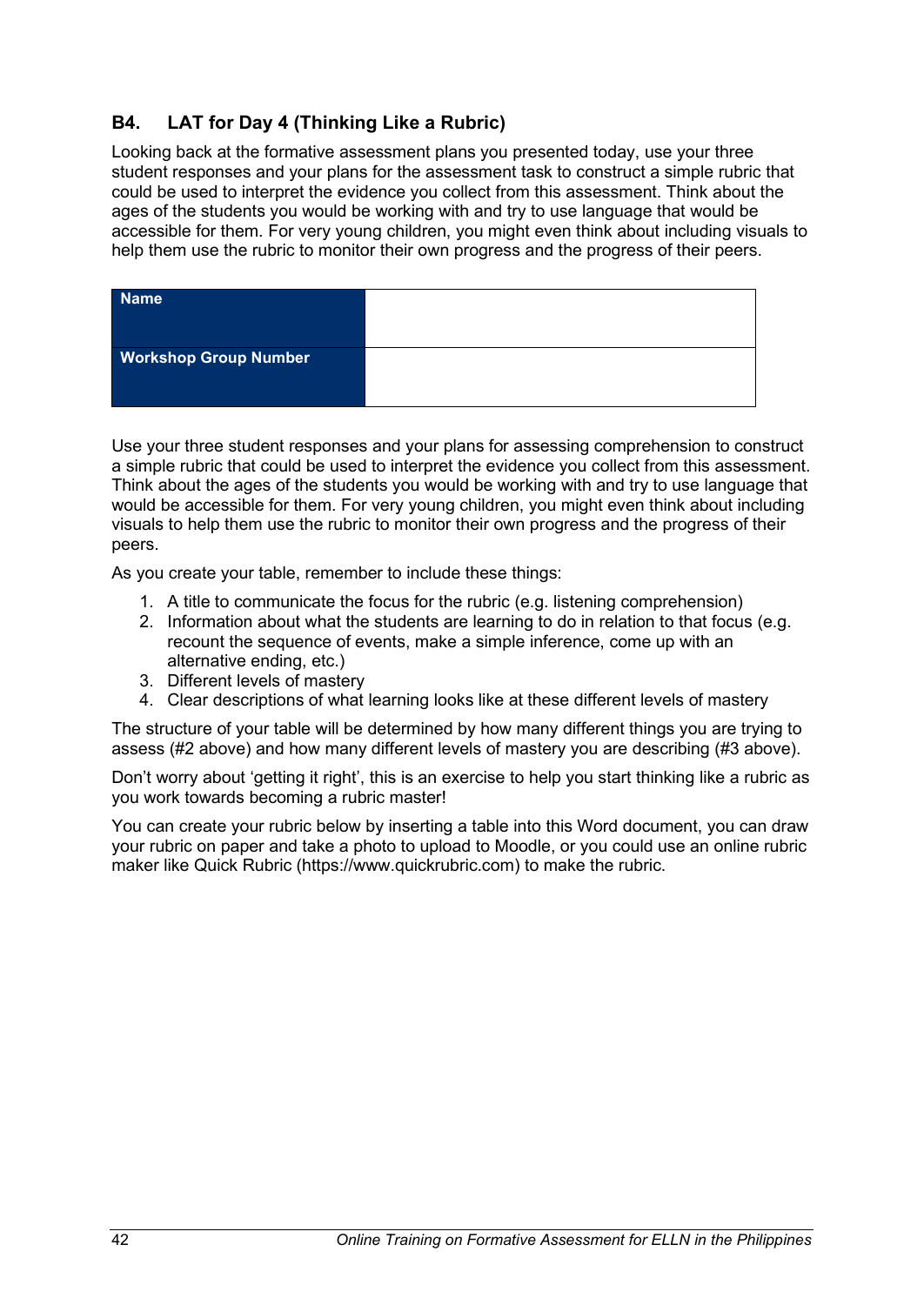## B4. LAT for Day 4 (Thinking Like a Rubric)

Looking back at the formative assessment plans you presented today, use your three student responses and your plans for the assessment task to construct a simple rubric that could be used to interpret the evidence you collect from this assessment. Think about the ages of the students you would be working with and try to use language that would be accessible for them. For very young children, you might even think about including visuals to help them use the rubric to monitor their own progress and the progress of their peers.

| **Name** | |
|---|---|
| **Workshop Group Number** | |

Use your three student responses and your plans for assessing comprehension to construct a simple rubric that could be used to interpret the evidence you collect from this assessment. Think about the ages of the students you would be working with and try to use language that would be accessible for them. For very young children, you might even think about including visuals to help them use the rubric to monitor their own progress and the progress of their peers.

As you create your table, remember to include these things:

1. A title to communicate the focus for the rubric (e.g. listening comprehension)
2. Information about what the students are learning to do in relation to that focus (e.g. recount the sequence of events, make a simple inference, come up with an alternative ending, etc.)
3. Different levels of mastery
4. Clear descriptions of what learning looks like at these different levels of mastery

The structure of your table will be determined by how many different things you are trying to assess (#2 above) and how many different levels of mastery you are describing (#3 above).

Don't worry about 'getting it right', this is an exercise to help you start thinking like a rubric as you work towards becoming a rubric master!

You can create your rubric below by inserting a table into this Word document, you can draw your rubric on paper and take a photo to upload to Moodle, or you could use an online rubric maker like Quick Rubric (https://www.quickrubric.com) to make the rubric.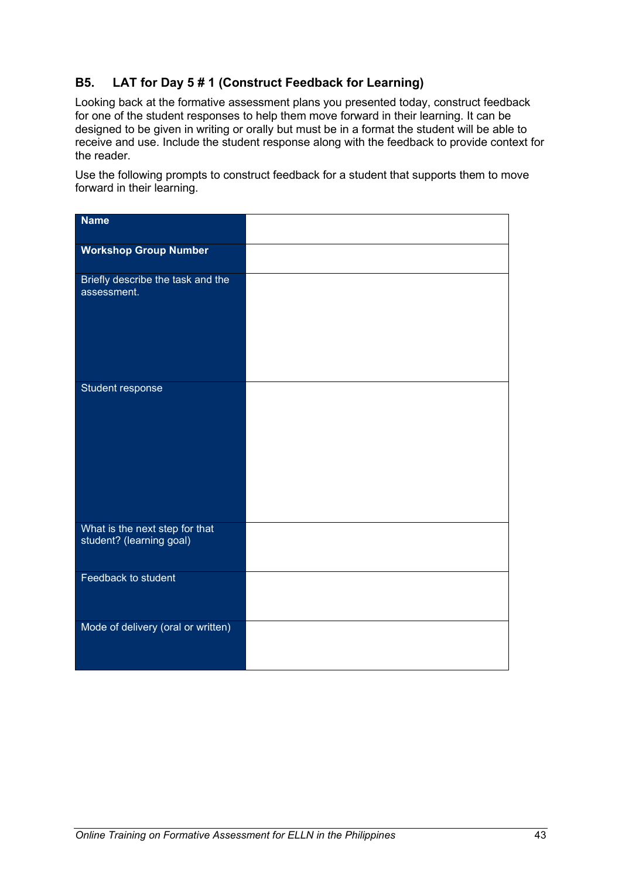### B5. LAT for Day 5 # 1 (Construct Feedback for Learning)

Looking back at the formative assessment plans you presented today, construct feedback for one of the student responses to help them move forward in their learning. It can be designed to be given in writing or orally but must be in a format the student will be able to receive and use. Include the student response along with the feedback to provide context for the reader.

Use the following prompts to construct feedback for a student that supports them to move forward in their learning.

| **Name** | |
|---|---|
| **Workshop Group Number** | |
| Briefly describe the task and the assessment. | |
| Student response | |
| What is the next step for that student? (learning goal) | |
| Feedback to student | |
| Mode of delivery (oral or written) | |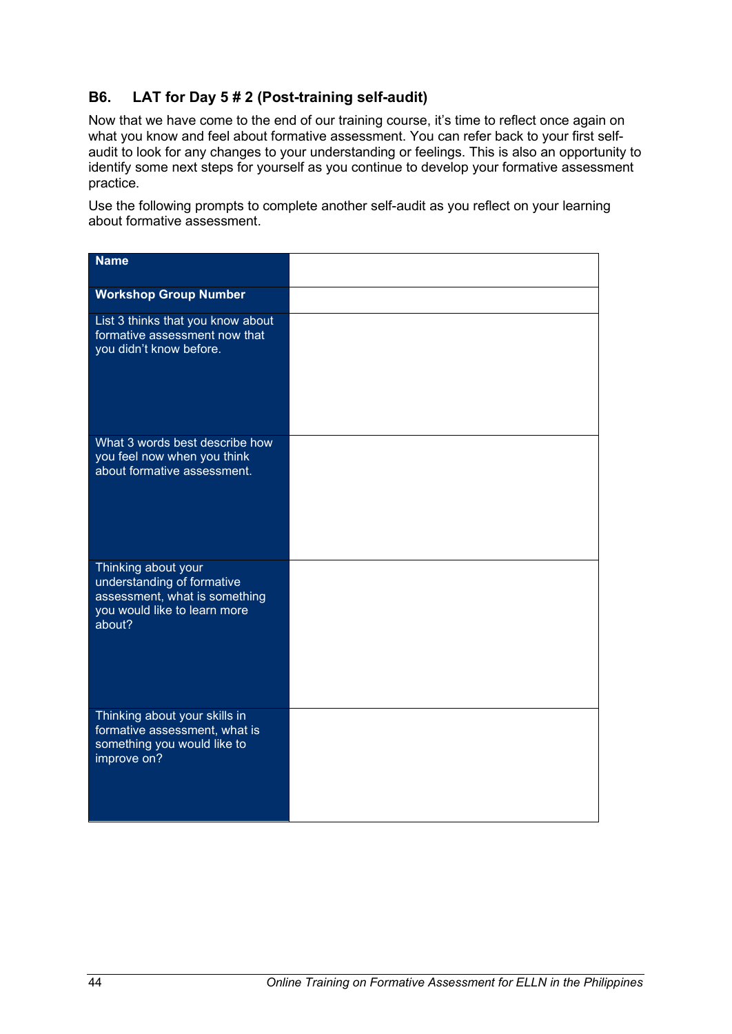### B6. LAT for Day 5 # 2 (Post-training self-audit)

Now that we have come to the end of our training course, it's time to reflect once again on what you know and feel about formative assessment. You can refer back to your first self-audit to look for any changes to your understanding or feelings. This is also an opportunity to identify some next steps for yourself as you continue to develop your formative assessment practice.

Use the following prompts to complete another self-audit as you reflect on your learning about formative assessment.

| | |
|---|---|
| **Name** | |
| **Workshop Group Number** | |
| List 3 thinks that you know about formative assessment now that you didn't know before. | |
| What 3 words best describe how you feel now when you think about formative assessment. | |
| Thinking about your understanding of formative assessment, what is something you would like to learn more about? | |
| Thinking about your skills in formative assessment, what is something you would like to improve on? | |